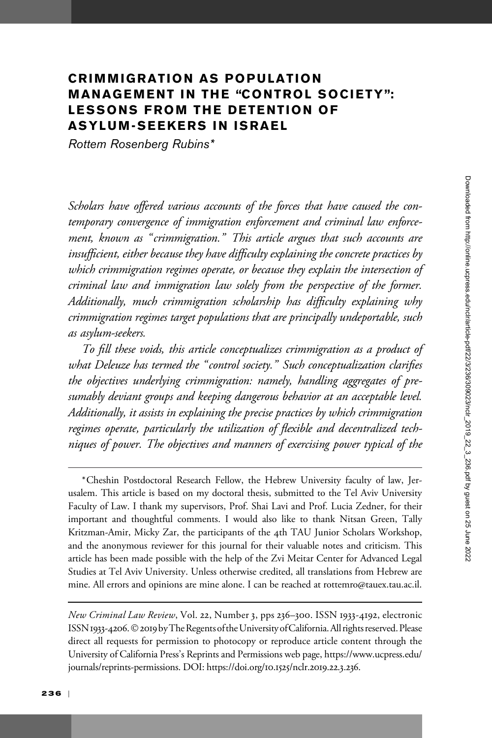# CRIMMIGRATION AS POPULATION MANAGEMENT IN THE "CONTROL SOCIETY": LESSONS FROM THE DETENTION OF ASYLUM-SEEKERS IN ISRAEL

*Rottem Rosenberg Rubins**

*Scholars have offered various accounts of the forces that have caused the contemporary convergence of immigration enforcement and criminal law enforcement, known as "crimmigration." This article argues that such accounts are insufficient, either because they have difficulty explaining the concrete practices by which crimmigration regimes operate, or because they explain the intersection of criminal law and immigration law solely from the perspective of the former. Additionally, much crimmigration scholarship has difficulty explaining why crimmigration regimes target populations that are principally undeportable, such as asylum-seekers.*

*To fill these voids, this article conceptualizes crimmigration as a product of what Deleuze has termed the "control society." Such conceptualization clarifies the objectives underlying crimmigration: namely, handling aggregates of presumably deviant groups and keeping dangerous behavior at an acceptable level. Additionally, it assists in explaining the precise practices by which crimmigration regimes operate, particularly the utilization of flexible and decentralized techniques of power. The objectives and manners of exercising power typical of the*

---

*Cheshin Postdoctoral Research Fellow, the Hebrew University faculty of law, Jerusalem. This article is based on my doctoral thesis, submitted to the Tel Aviv University Faculty of Law. I thank my supervisors, Prof. Shai Lavi and Prof. Lucia Zedner, for their important and thoughtful comments. I would also like to thank Nitsan Green, Tally Kritzman-Amir, Micky Zar, the participants of the 4th TAU Junior Scholars Workshop, and the anonymous reviewer for this journal for their valuable notes and criticism. This article has been made possible with the help of the Zvi Meitar Center for Advanced Legal Studies at Tel Aviv University. Unless otherwise credited, all translations from Hebrew are mine. All errors and opinions are mine alone. I can be reached at rottemro@tauex.tau.ac.il.

---

*New Criminal Law Review*, Vol. 22, Number 3, pps 236–300. ISSN 1933-4192, electronic ISSN 1933-4206. © 2019 by The Regents of the University of California. All rights reserved. Please direct all requests for permission to photocopy or reproduce article content through the University of California Press's Reprints and Permissions web page, https://www.ucpress.edu/journals/reprints-permissions. DOI: https://doi.org/10.1525/nclr.2019.22.3.236.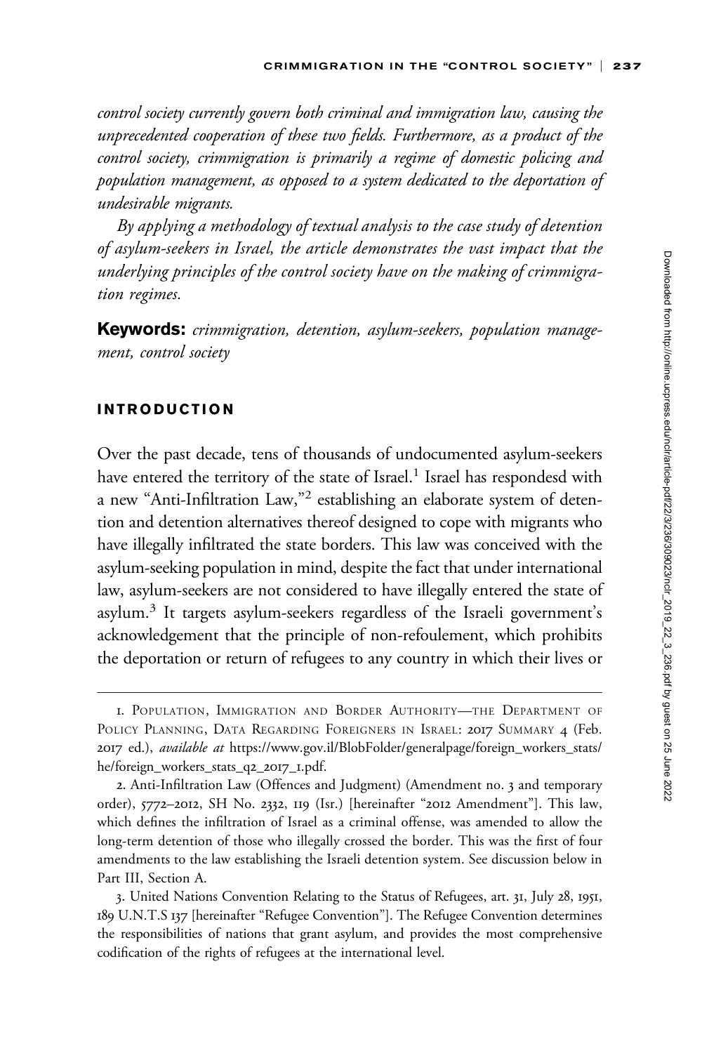*control society currently govern both criminal and immigration law, causing the unprecedented cooperation of these two fields. Furthermore, as a product of the control society, crimmigration is primarily a regime of domestic policing and population management, as opposed to a system dedicated to the deportation of undesirable migrants.*

*By applying a methodology of textual analysis to the case study of detention of asylum-seekers in Israel, the article demonstrates the vast impact that the underlying principles of the control society have on the making of crimmigration regimes.*

**Keywords:** *crimmigration, detention, asylum-seekers, population management, control society*

## INTRODUCTION

Over the past decade, tens of thousands of undocumented asylum-seekers have entered the territory of the state of Israel.[1] Israel has respondesd with a new "Anti-Infiltration Law,"[2] establishing an elaborate system of detention and detention alternatives thereof designed to cope with migrants who have illegally infiltrated the state borders. This law was conceived with the asylum-seeking population in mind, despite the fact that under international law, asylum-seekers are not considered to have illegally entered the state of asylum.[3] It targets asylum-seekers regardless of the Israeli government's acknowledgement that the principle of non-refoulement, which prohibits the deportation or return of refugees to any country in which their lives or

---

1. Population, Immigration and Border Authority—the Department of Policy Planning, Data Regarding Foreigners in Israel: 2017 Summary 4 (Feb. 2017 ed.), *available at* https://www.gov.il/BlobFolder/generalpage/foreign_workers_stats/he/foreign_workers_stats_q2_2017_1.pdf.

2. Anti-Infiltration Law (Offences and Judgment) (Amendment no. 3 and temporary order), 5772–2012, SH No. 2332, 119 (Isr.) [hereinafter "2012 Amendment"]. This law, which defines the infiltration of Israel as a criminal offense, was amended to allow the long-term detention of those who illegally crossed the border. This was the first of four amendments to the law establishing the Israeli detention system. See discussion below in Part III, Section A.

3. United Nations Convention Relating to the Status of Refugees, art. 31, July 28, 1951, 189 U.N.T.S 137 [hereinafter "Refugee Convention"]. The Refugee Convention determines the responsibilities of nations that grant asylum, and provides the most comprehensive codification of the rights of refugees at the international level.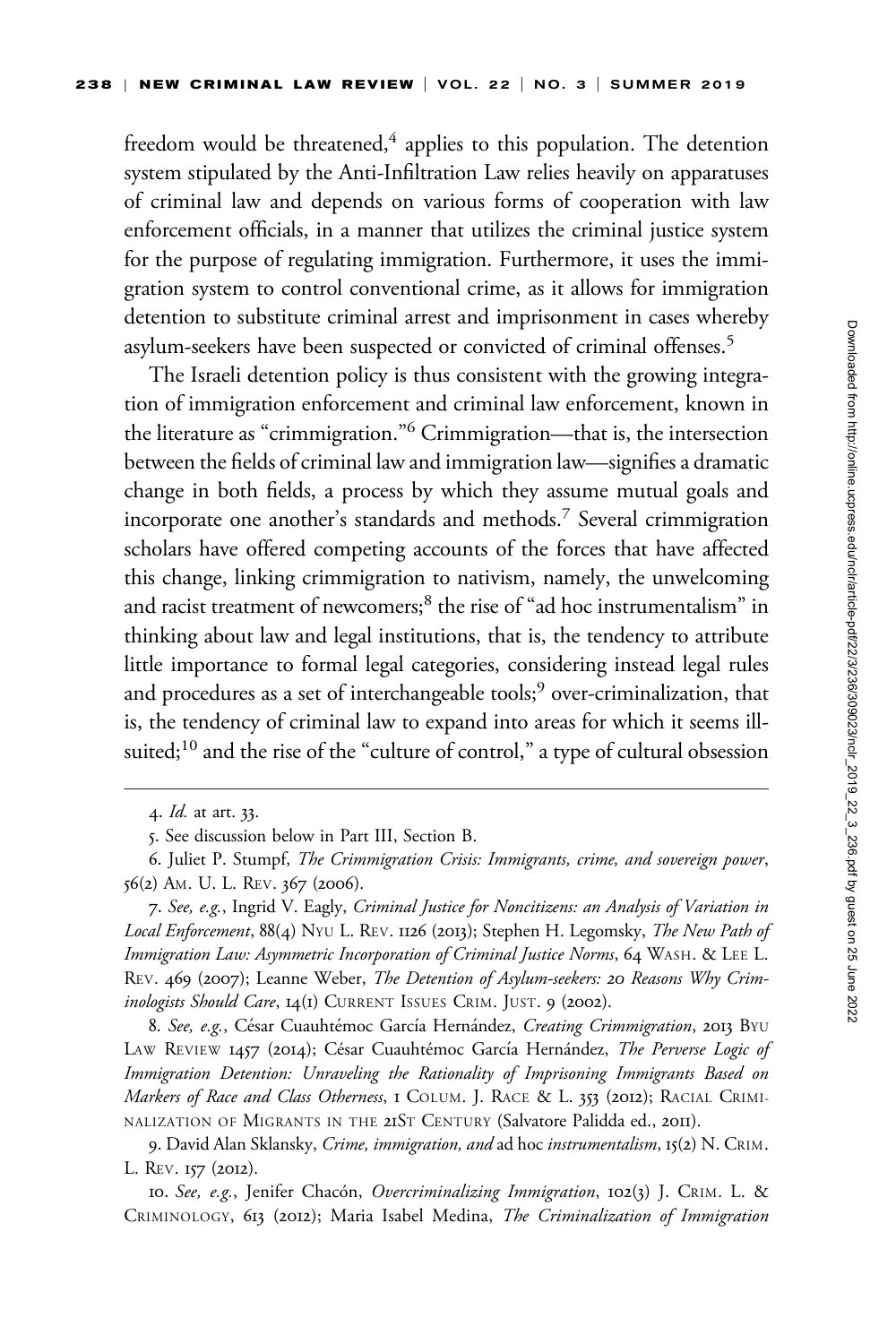freedom would be threatened,[4] applies to this population. The detention system stipulated by the Anti-Infiltration Law relies heavily on apparatuses of criminal law and depends on various forms of cooperation with law enforcement officials, in a manner that utilizes the criminal justice system for the purpose of regulating immigration. Furthermore, it uses the immigration system to control conventional crime, as it allows for immigration detention to substitute criminal arrest and imprisonment in cases whereby asylum-seekers have been suspected or convicted of criminal offenses.[5]

The Israeli detention policy is thus consistent with the growing integration of immigration enforcement and criminal law enforcement, known in the literature as "crimmigration."[6] Crimmigration—that is, the intersection between the fields of criminal law and immigration law—signifies a dramatic change in both fields, a process by which they assume mutual goals and incorporate one another's standards and methods.[7] Several crimmigration scholars have offered competing accounts of the forces that have affected this change, linking crimmigration to nativism, namely, the unwelcoming and racist treatment of newcomers;[8] the rise of "ad hoc instrumentalism" in thinking about law and legal institutions, that is, the tendency to attribute little importance to formal legal categories, considering instead legal rules and procedures as a set of interchangeable tools;[9] over-criminalization, that is, the tendency of criminal law to expand into areas for which it seems ill-suited;[10] and the rise of the "culture of control," a type of cultural obsession

---

4. *Id.* at art. 33.

5. See discussion below in Part III, Section B.

6. Juliet P. Stumpf, *The Crimmigration Crisis: Immigrants, crime, and sovereign power*, 56(2) Am. U. L. Rev. 367 (2006).

7. *See, e.g.*, Ingrid V. Eagly, *Criminal Justice for Noncitizens: an Analysis of Variation in Local Enforcement*, 88(4) Nyu L. Rev. 1126 (2013); Stephen H. Legomsky, *The New Path of Immigration Law: Asymmetric Incorporation of Criminal Justice Norms*, 64 Wash. & Lee L. Rev. 469 (2007); Leanne Weber, *The Detention of Asylum-seekers: 20 Reasons Why Criminologists Should Care*, 14(1) Current Issues Crim. Just. 9 (2002).

8. *See, e.g.*, César Cuauhtémoc García Hernández, *Creating Crimmigration*, 2013 Byu Law Review 1457 (2014); César Cuauhtémoc García Hernández, *The Perverse Logic of Immigration Detention: Unraveling the Rationality of Imprisoning Immigrants Based on Markers of Race and Class Otherness*, 1 Colum. J. Race & L. 353 (2012); Racial Criminalization of Migrants in the 21St Century (Salvatore Palidda ed., 2011).

9. David Alan Sklansky, *Crime, immigration, and* ad hoc *instrumentalism*, 15(2) N. Crim. L. Rev. 157 (2012).

10. *See, e.g.*, Jenifer Chacón, *Overcriminalizing Immigration*, 102(3) J. Crim. L. & Criminology, 613 (2012); Maria Isabel Medina, *The Criminalization of Immigration*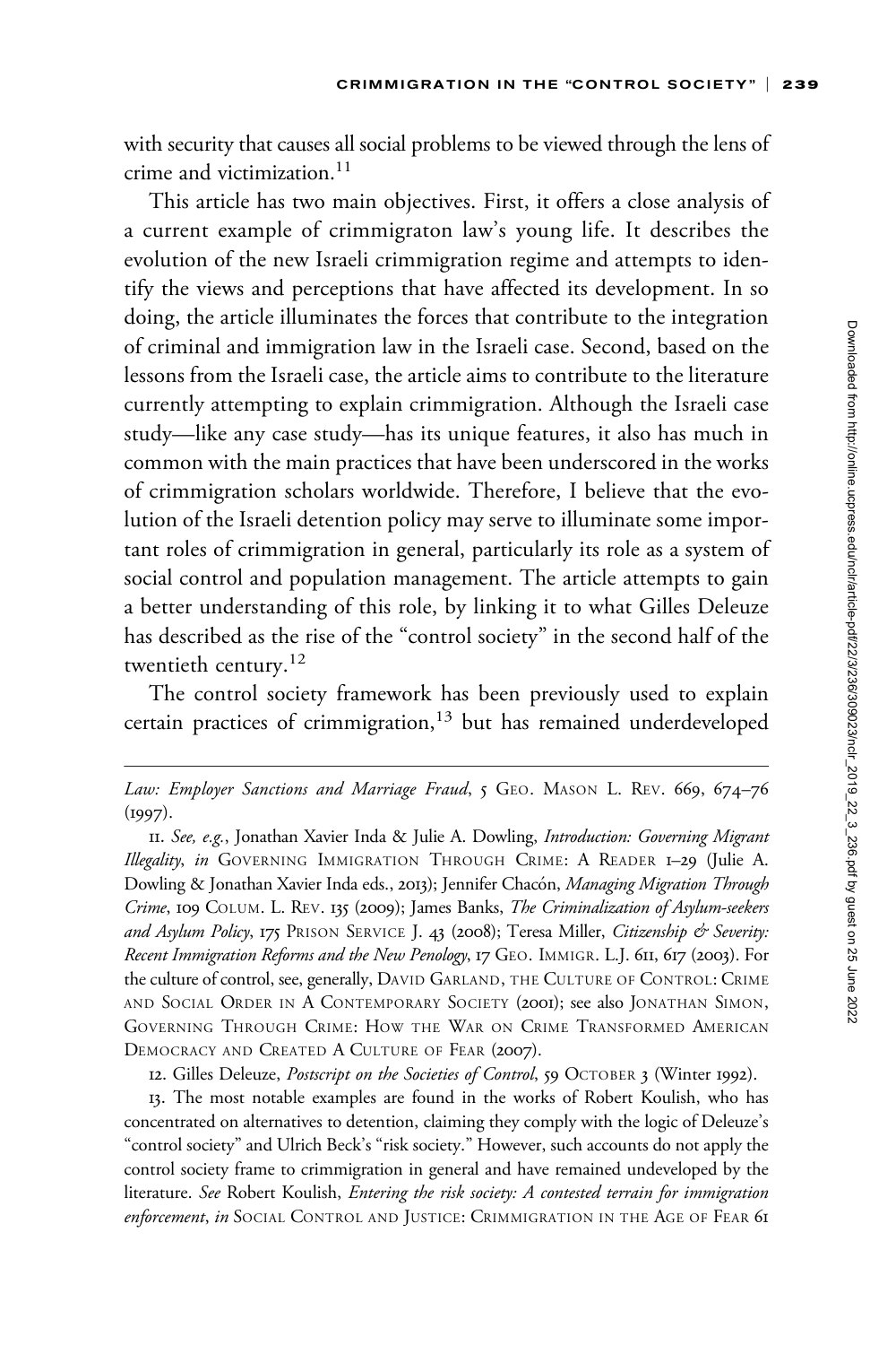with security that causes all social problems to be viewed through the lens of crime and victimization.[11]

This article has two main objectives. First, it offers a close analysis of a current example of crimmigraton law's young life. It describes the evolution of the new Israeli crimmigration regime and attempts to identify the views and perceptions that have affected its development. In so doing, the article illuminates the forces that contribute to the integration of criminal and immigration law in the Israeli case. Second, based on the lessons from the Israeli case, the article aims to contribute to the literature currently attempting to explain crimmigration. Although the Israeli case study—like any case study—has its unique features, it also has much in common with the main practices that have been underscored in the works of crimmigration scholars worldwide. Therefore, I believe that the evolution of the Israeli detention policy may serve to illuminate some important roles of crimmigration in general, particularly its role as a system of social control and population management. The article attempts to gain a better understanding of this role, by linking it to what Gilles Deleuze has described as the rise of the "control society" in the second half of the twentieth century.[12]

The control society framework has been previously used to explain certain practices of crimmigration,[13] but has remained underdeveloped

---

*Law: Employer Sanctions and Marriage Fraud*, 5 GEO. MASON L. REV. 669, 674–76 (1997).

11. *See, e.g.*, Jonathan Xavier Inda & Julie A. Dowling, *Introduction: Governing Migrant Illegality*, *in* GOVERNING IMMIGRATION THROUGH CRIME: A READER 1–29 (Julie A. Dowling & Jonathan Xavier Inda eds., 2013); Jennifer Chacón, *Managing Migration Through Crime*, 109 COLUM. L. REV. 135 (2009); James Banks, *The Criminalization of Asylum-seekers and Asylum Policy*, 175 PRISON SERVICE J. 43 (2008); Teresa Miller, *Citizenship & Severity: Recent Immigration Reforms and the New Penology*, 17 GEO. IMMIGR. L.J. 611, 617 (2003). For the culture of control, see, generally, DAVID GARLAND, THE CULTURE OF CONTROL: CRIME AND SOCIAL ORDER IN A CONTEMPORARY SOCIETY (2001); see also JONATHAN SIMON, GOVERNING THROUGH CRIME: HOW THE WAR ON CRIME TRANSFORMED AMERICAN DEMOCRACY AND CREATED A CULTURE OF FEAR (2007).

12. Gilles Deleuze, *Postscript on the Societies of Control*, 59 OCTOBER 3 (Winter 1992).

13. The most notable examples are found in the works of Robert Koulish, who has concentrated on alternatives to detention, claiming they comply with the logic of Deleuze's "control society" and Ulrich Beck's "risk society." However, such accounts do not apply the control society frame to crimmigration in general and have remained undeveloped by the literature. *See* Robert Koulish, *Entering the risk society: A contested terrain for immigration enforcement*, *in* SOCIAL CONTROL AND JUSTICE: CRIMMIGRATION IN THE AGE OF FEAR 61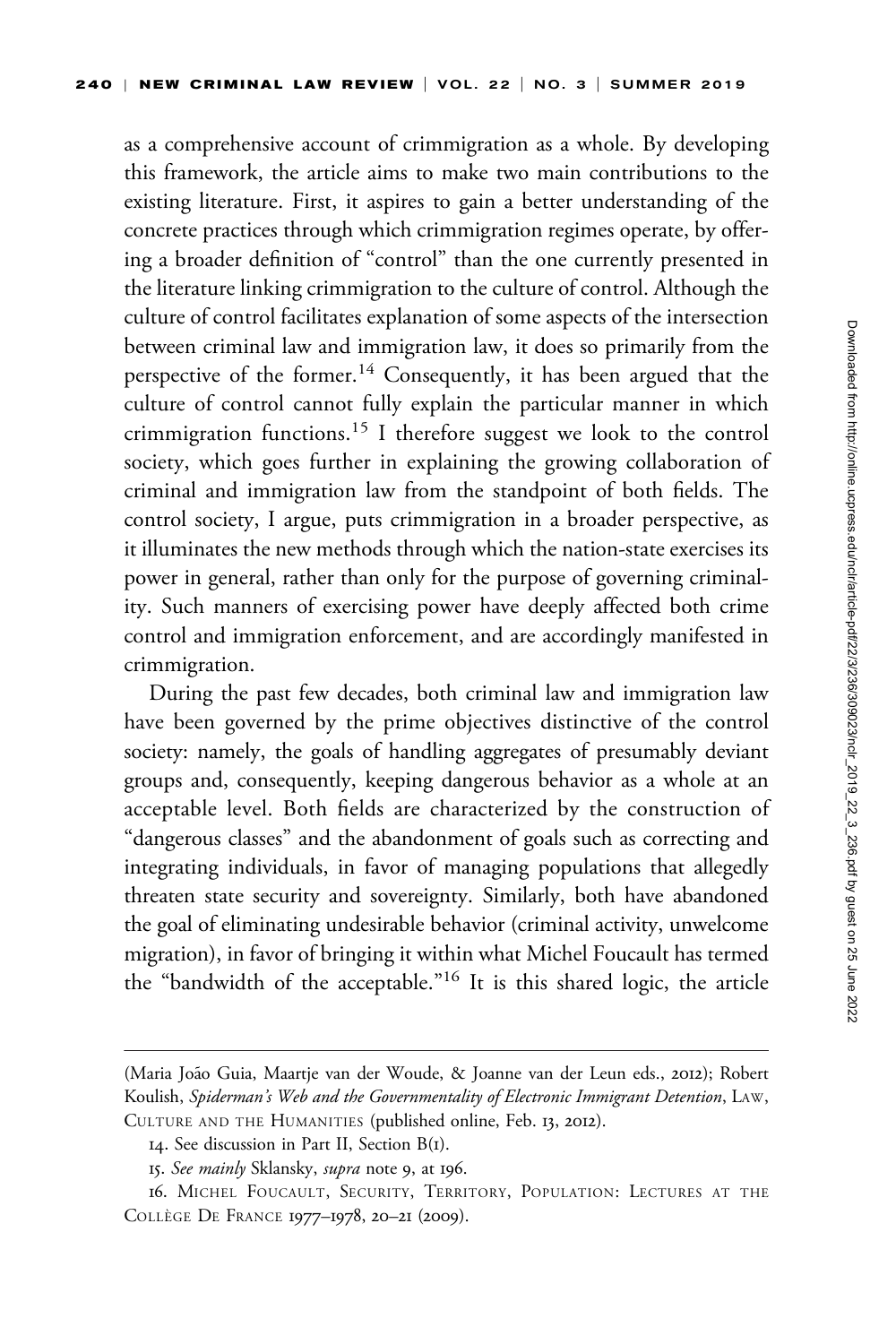as a comprehensive account of crimmigration as a whole. By developing this framework, the article aims to make two main contributions to the existing literature. First, it aspires to gain a better understanding of the concrete practices through which crimmigration regimes operate, by offering a broader definition of "control" than the one currently presented in the literature linking crimmigration to the culture of control. Although the culture of control facilitates explanation of some aspects of the intersection between criminal law and immigration law, it does so primarily from the perspective of the former.[14] Consequently, it has been argued that the culture of control cannot fully explain the particular manner in which crimmigration functions.[15] I therefore suggest we look to the control society, which goes further in explaining the growing collaboration of criminal and immigration law from the standpoint of both fields. The control society, I argue, puts crimmigration in a broader perspective, as it illuminates the new methods through which the nation-state exercises its power in general, rather than only for the purpose of governing criminality. Such manners of exercising power have deeply affected both crime control and immigration enforcement, and are accordingly manifested in crimmigration.

During the past few decades, both criminal law and immigration law have been governed by the prime objectives distinctive of the control society: namely, the goals of handling aggregates of presumably deviant groups and, consequently, keeping dangerous behavior as a whole at an acceptable level. Both fields are characterized by the construction of "dangerous classes" and the abandonment of goals such as correcting and integrating individuals, in favor of managing populations that allegedly threaten state security and sovereignty. Similarly, both have abandoned the goal of eliminating undesirable behavior (criminal activity, unwelcome migration), in favor of bringing it within what Michel Foucault has termed the "bandwidth of the acceptable."[16] It is this shared logic, the article

---

(Maria João Guia, Maartje van der Woude, & Joanne van der Leun eds., 2012); Robert Koulish, *Spiderman's Web and the Governmentality of Electronic Immigrant Detention*, LAW, CULTURE AND THE HUMANITIES (published online, Feb. 13, 2012).

14. See discussion in Part II, Section B(1).

15. *See mainly* Sklansky, *supra* note 9, at 196.

16. MICHEL FOUCAULT, SECURITY, TERRITORY, POPULATION: LECTURES AT THE COLLÈGE DE FRANCE 1977–1978, 20–21 (2009).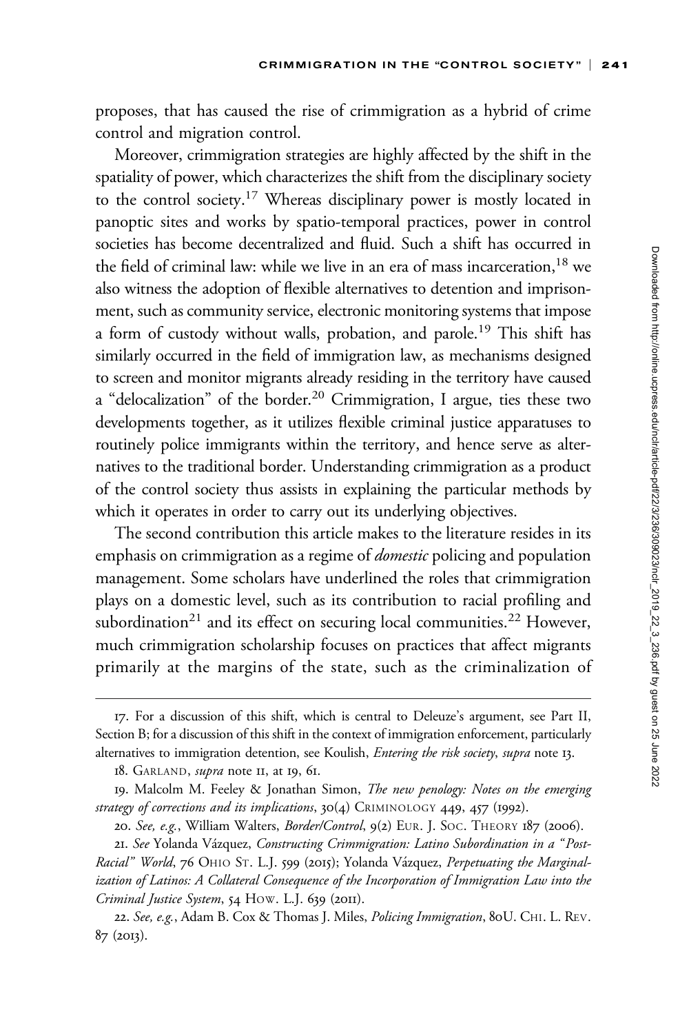proposes, that has caused the rise of crimmigration as a hybrid of crime control and migration control.

Moreover, crimmigration strategies are highly affected by the shift in the spatiality of power, which characterizes the shift from the disciplinary society to the control society.[17] Whereas disciplinary power is mostly located in panoptic sites and works by spatio-temporal practices, power in control societies has become decentralized and fluid. Such a shift has occurred in the field of criminal law: while we live in an era of mass incarceration,[18] we also witness the adoption of flexible alternatives to detention and imprisonment, such as community service, electronic monitoring systems that impose a form of custody without walls, probation, and parole.[19] This shift has similarly occurred in the field of immigration law, as mechanisms designed to screen and monitor migrants already residing in the territory have caused a "delocalization" of the border.[20] Crimmigration, I argue, ties these two developments together, as it utilizes flexible criminal justice apparatuses to routinely police immigrants within the territory, and hence serve as alternatives to the traditional border. Understanding crimmigration as a product of the control society thus assists in explaining the particular methods by which it operates in order to carry out its underlying objectives.

The second contribution this article makes to the literature resides in its emphasis on crimmigration as a regime of *domestic* policing and population management. Some scholars have underlined the roles that crimmigration plays on a domestic level, such as its contribution to racial profiling and subordination[21] and its effect on securing local communities.[22] However, much crimmigration scholarship focuses on practices that affect migrants primarily at the margins of the state, such as the criminalization of

---

17. For a discussion of this shift, which is central to Deleuze's argument, see Part II, Section B; for a discussion of this shift in the context of immigration enforcement, particularly alternatives to immigration detention, see Koulish, *Entering the risk society*, *supra* note 13.

18. GARLAND, *supra* note 11, at 19, 61.

19. Malcolm M. Feeley & Jonathan Simon, *The new penology: Notes on the emerging strategy of corrections and its implications*, 30(4) CRIMINOLOGY 449, 457 (1992).

20. *See, e.g.*, William Walters, *Border/Control*, 9(2) EUR. J. SOC. THEORY 187 (2006).

21. *See* Yolanda Vázquez, *Constructing Crimmigration: Latino Subordination in a "Post-Racial" World*, 76 OHIO ST. L.J. 599 (2015); Yolanda Vázquez, *Perpetuating the Marginalization of Latinos: A Collateral Consequence of the Incorporation of Immigration Law into the Criminal Justice System*, 54 HOW. L.J. 639 (2011).

22. *See, e.g.*, Adam B. Cox & Thomas J. Miles, *Policing Immigration*, 80U. CHI. L. REV. 87 (2013).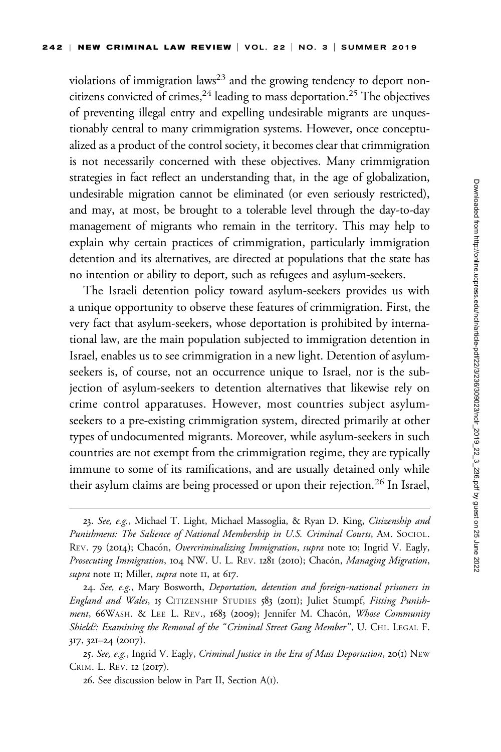violations of immigration laws[23] and the growing tendency to deport noncitizens convicted of crimes,[24] leading to mass deportation.[25] The objectives of preventing illegal entry and expelling undesirable migrants are unquestionably central to many crimmigration systems. However, once conceptualized as a product of the control society, it becomes clear that crimmigration is not necessarily concerned with these objectives. Many crimmigration strategies in fact reflect an understanding that, in the age of globalization, undesirable migration cannot be eliminated (or even seriously restricted), and may, at most, be brought to a tolerable level through the day-to-day management of migrants who remain in the territory. This may help to explain why certain practices of crimmigration, particularly immigration detention and its alternatives, are directed at populations that the state has no intention or ability to deport, such as refugees and asylum-seekers.

The Israeli detention policy toward asylum-seekers provides us with a unique opportunity to observe these features of crimmigration. First, the very fact that asylum-seekers, whose deportation is prohibited by international law, are the main population subjected to immigration detention in Israel, enables us to see crimmigration in a new light. Detention of asylum-seekers is, of course, not an occurrence unique to Israel, nor is the subjection of asylum-seekers to detention alternatives that likewise rely on crime control apparatuses. However, most countries subject asylum-seekers to a pre-existing crimmigration system, directed primarily at other types of undocumented migrants. Moreover, while asylum-seekers in such countries are not exempt from the crimmigration regime, they are typically immune to some of its ramifications, and are usually detained only while their asylum claims are being processed or upon their rejection.[26] In Israel,

23. *See, e.g.*, Michael T. Light, Michael Massoglia, & Ryan D. King, *Citizenship and Punishment: The Salience of National Membership in U.S. Criminal Courts*, AM. SOCIOL. REV. 79 (2014); Chacón, *Overcriminalizing Immigration*, *supra* note 10; Ingrid V. Eagly, *Prosecuting Immigration*, 104 NW. U. L. REV. 1281 (2010); Chacón, *Managing Migration*, *supra* note 11; Miller, *supra* note 11, at 617.

24. *See, e.g.*, Mary Bosworth, *Deportation, detention and foreign-national prisoners in England and Wales*, 15 CITIZENSHIP STUDIES 583 (2011); Juliet Stumpf, *Fitting Punishment*, 66WASH. & LEE L. REV., 1683 (2009); Jennifer M. Chacón, *Whose Community Shield?: Examining the Removal of the "Criminal Street Gang Member"*, U. CHI. LEGAL F. 317, 321–24 (2007).

25. *See, e.g.*, Ingrid V. Eagly, *Criminal Justice in the Era of Mass Deportation*, 20(1) NEW CRIM. L. REV. 12 (2017).

26. See discussion below in Part II, Section A(1).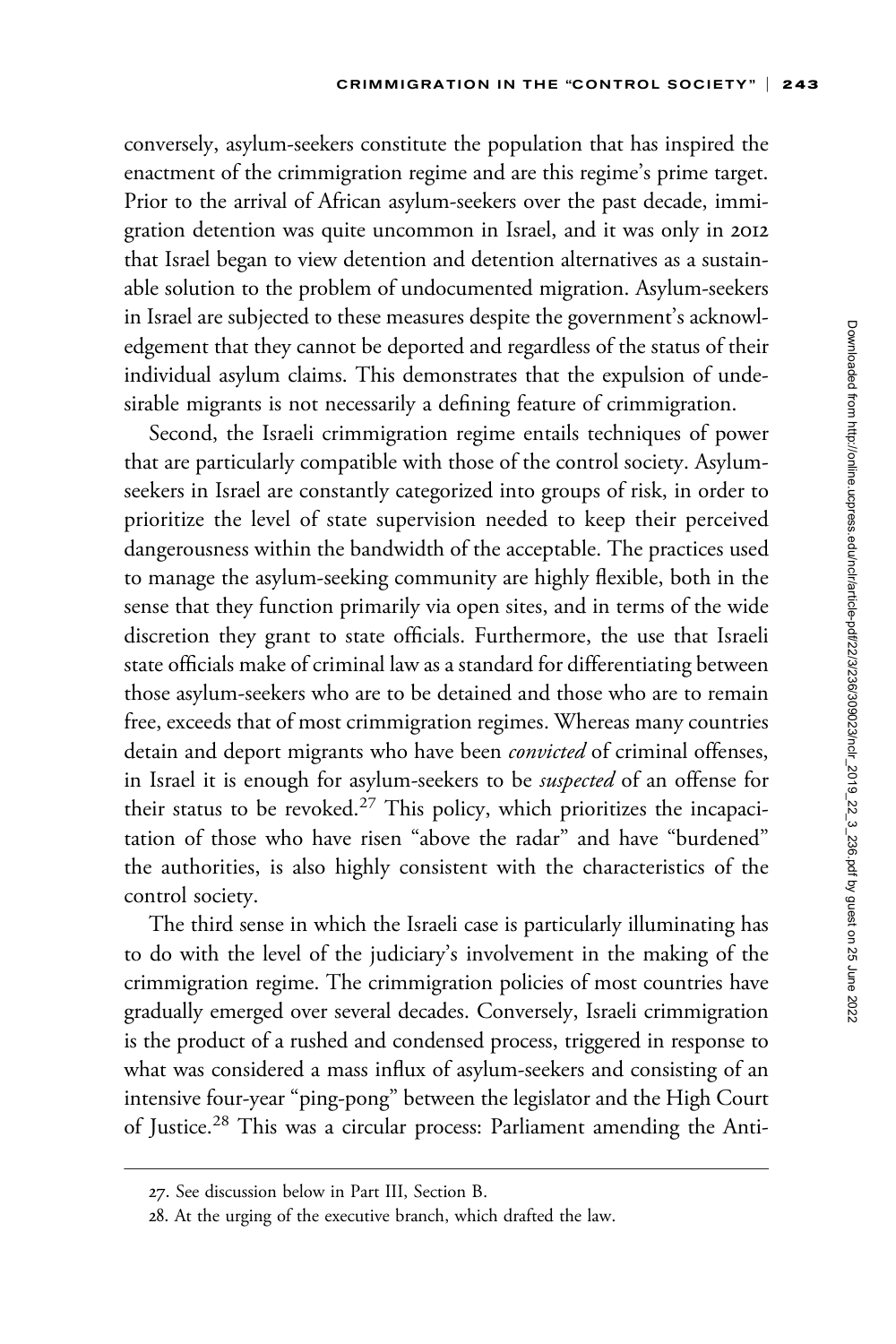conversely, asylum-seekers constitute the population that has inspired the enactment of the crimmigration regime and are this regime's prime target. Prior to the arrival of African asylum-seekers over the past decade, immigration detention was quite uncommon in Israel, and it was only in 2012 that Israel began to view detention and detention alternatives as a sustainable solution to the problem of undocumented migration. Asylum-seekers in Israel are subjected to these measures despite the government's acknowledgement that they cannot be deported and regardless of the status of their individual asylum claims. This demonstrates that the expulsion of undesirable migrants is not necessarily a defining feature of crimmigration.

Second, the Israeli crimmigration regime entails techniques of power that are particularly compatible with those of the control society. Asylum-seekers in Israel are constantly categorized into groups of risk, in order to prioritize the level of state supervision needed to keep their perceived dangerousness within the bandwidth of the acceptable. The practices used to manage the asylum-seeking community are highly flexible, both in the sense that they function primarily via open sites, and in terms of the wide discretion they grant to state officials. Furthermore, the use that Israeli state officials make of criminal law as a standard for differentiating between those asylum-seekers who are to be detained and those who are to remain free, exceeds that of most crimmigration regimes. Whereas many countries detain and deport migrants who have been *convicted* of criminal offenses, in Israel it is enough for asylum-seekers to be *suspected* of an offense for their status to be revoked.[27] This policy, which prioritizes the incapacitation of those who have risen "above the radar" and have "burdened" the authorities, is also highly consistent with the characteristics of the control society.

The third sense in which the Israeli case is particularly illuminating has to do with the level of the judiciary's involvement in the making of the crimmigration regime. The crimmigration policies of most countries have gradually emerged over several decades. Conversely, Israeli crimmigration is the product of a rushed and condensed process, triggered in response to what was considered a mass influx of asylum-seekers and consisting of an intensive four-year "ping-pong" between the legislator and the High Court of Justice.[28] This was a circular process: Parliament amending the Anti-

---

27. See discussion below in Part III, Section B.

28. At the urging of the executive branch, which drafted the law.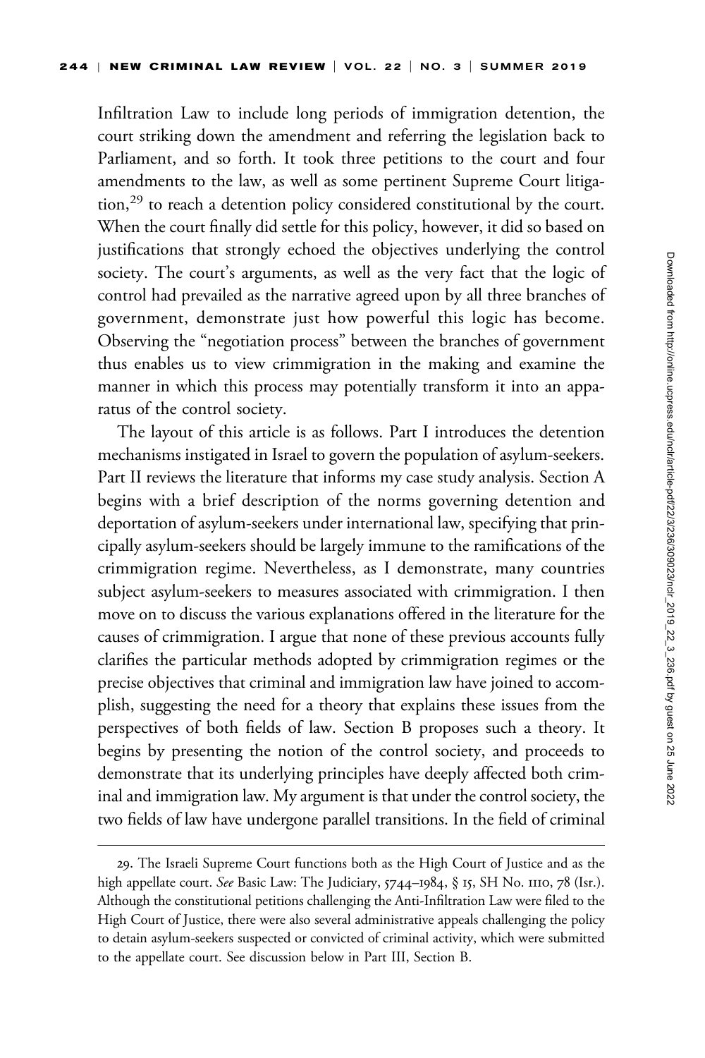Infiltration Law to include long periods of immigration detention, the court striking down the amendment and referring the legislation back to Parliament, and so forth. It took three petitions to the court and four amendments to the law, as well as some pertinent Supreme Court litigation,[29] to reach a detention policy considered constitutional by the court. When the court finally did settle for this policy, however, it did so based on justifications that strongly echoed the objectives underlying the control society. The court's arguments, as well as the very fact that the logic of control had prevailed as the narrative agreed upon by all three branches of government, demonstrate just how powerful this logic has become. Observing the "negotiation process" between the branches of government thus enables us to view crimmigration in the making and examine the manner in which this process may potentially transform it into an apparatus of the control society.

The layout of this article is as follows. Part I introduces the detention mechanisms instigated in Israel to govern the population of asylum-seekers. Part II reviews the literature that informs my case study analysis. Section A begins with a brief description of the norms governing detention and deportation of asylum-seekers under international law, specifying that principally asylum-seekers should be largely immune to the ramifications of the crimmigration regime. Nevertheless, as I demonstrate, many countries subject asylum-seekers to measures associated with crimmigration. I then move on to discuss the various explanations offered in the literature for the causes of crimmigration. I argue that none of these previous accounts fully clarifies the particular methods adopted by crimmigration regimes or the precise objectives that criminal and immigration law have joined to accomplish, suggesting the need for a theory that explains these issues from the perspectives of both fields of law. Section B proposes such a theory. It begins by presenting the notion of the control society, and proceeds to demonstrate that its underlying principles have deeply affected both criminal and immigration law. My argument is that under the control society, the two fields of law have undergone parallel transitions. In the field of criminal

---

29. The Israeli Supreme Court functions both as the High Court of Justice and as the high appellate court. *See* Basic Law: The Judiciary, 5744–1984, § 15, SH No. 1110, 78 (Isr.). Although the constitutional petitions challenging the Anti-Infiltration Law were filed to the High Court of Justice, there were also several administrative appeals challenging the policy to detain asylum-seekers suspected or convicted of criminal activity, which were submitted to the appellate court. See discussion below in Part III, Section B.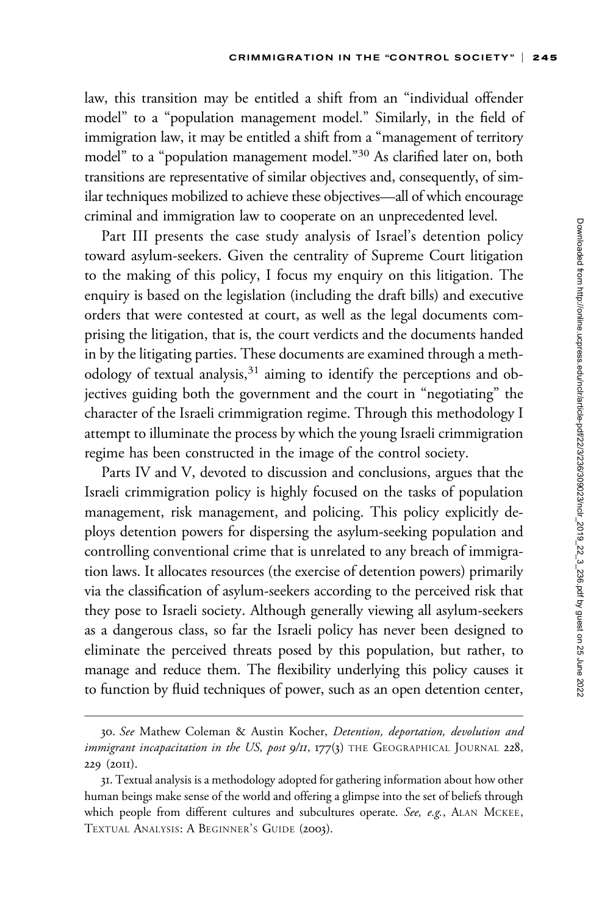law, this transition may be entitled a shift from an "individual offender model" to a "population management model." Similarly, in the field of immigration law, it may be entitled a shift from a "management of territory model" to a "population management model."[30] As clarified later on, both transitions are representative of similar objectives and, consequently, of similar techniques mobilized to achieve these objectives—all of which encourage criminal and immigration law to cooperate on an unprecedented level.

Part III presents the case study analysis of Israel's detention policy toward asylum-seekers. Given the centrality of Supreme Court litigation to the making of this policy, I focus my enquiry on this litigation. The enquiry is based on the legislation (including the draft bills) and executive orders that were contested at court, as well as the legal documents comprising the litigation, that is, the court verdicts and the documents handed in by the litigating parties. These documents are examined through a methodology of textual analysis,[31] aiming to identify the perceptions and objectives guiding both the government and the court in "negotiating" the character of the Israeli crimmigration regime. Through this methodology I attempt to illuminate the process by which the young Israeli crimmigration regime has been constructed in the image of the control society.

Parts IV and V, devoted to discussion and conclusions, argues that the Israeli crimmigration policy is highly focused on the tasks of population management, risk management, and policing. This policy explicitly deploys detention powers for dispersing the asylum-seeking population and controlling conventional crime that is unrelated to any breach of immigration laws. It allocates resources (the exercise of detention powers) primarily via the classification of asylum-seekers according to the perceived risk that they pose to Israeli society. Although generally viewing all asylum-seekers as a dangerous class, so far the Israeli policy has never been designed to eliminate the perceived threats posed by this population, but rather, to manage and reduce them. The flexibility underlying this policy causes it to function by fluid techniques of power, such as an open detention center,

---

30. *See* Mathew Coleman & Austin Kocher, *Detention, deportation, devolution and immigrant incapacitation in the US, post 9/11*, 177(3) THE GEOGRAPHICAL JOURNAL 228, 229 (2011).

31. Textual analysis is a methodology adopted for gathering information about how other human beings make sense of the world and offering a glimpse into the set of beliefs through which people from different cultures and subcultures operate. *See, e.g.*, ALAN MCKEE, TEXTUAL ANALYSIS: A BEGINNER'S GUIDE (2003).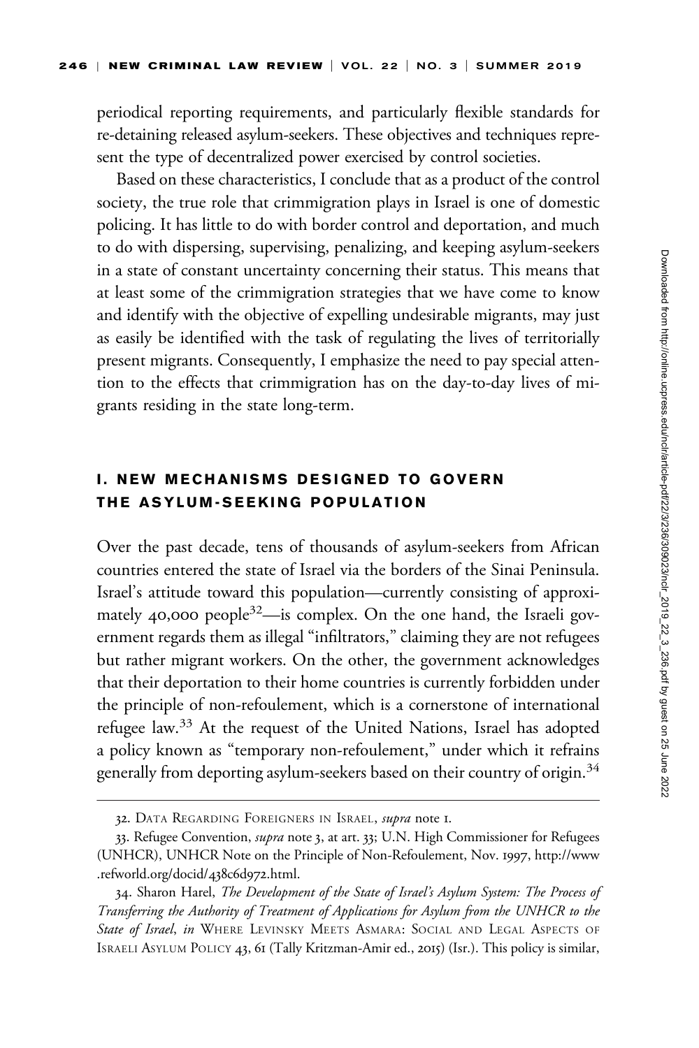periodical reporting requirements, and particularly flexible standards for re-detaining released asylum-seekers. These objectives and techniques represent the type of decentralized power exercised by control societies.

Based on these characteristics, I conclude that as a product of the control society, the true role that crimmigration plays in Israel is one of domestic policing. It has little to do with border control and deportation, and much to do with dispersing, supervising, penalizing, and keeping asylum-seekers in a state of constant uncertainty concerning their status. This means that at least some of the crimmigration strategies that we have come to know and identify with the objective of expelling undesirable migrants, may just as easily be identified with the task of regulating the lives of territorially present migrants. Consequently, I emphasize the need to pay special attention to the effects that crimmigration has on the day-to-day lives of migrants residing in the state long-term.

## I. NEW MECHANISMS DESIGNED TO GOVERN THE ASYLUM-SEEKING POPULATION

Over the past decade, tens of thousands of asylum-seekers from African countries entered the state of Israel via the borders of the Sinai Peninsula. Israel's attitude toward this population—currently consisting of approximately 40,000 people[32]—is complex. On the one hand, the Israeli government regards them as illegal "infiltrators," claiming they are not refugees but rather migrant workers. On the other, the government acknowledges that their deportation to their home countries is currently forbidden under the principle of non-refoulement, which is a cornerstone of international refugee law.[33] At the request of the United Nations, Israel has adopted a policy known as "temporary non-refoulement," under which it refrains generally from deporting asylum-seekers based on their country of origin.[34]

---

32. Data Regarding Foreigners in Israel, *supra* note 1.

33. Refugee Convention, *supra* note 3, at art. 33; U.N. High Commissioner for Refugees (UNHCR), UNHCR Note on the Principle of Non-Refoulement, Nov. 1997, http://www.refworld.org/docid/438c6d972.html.

34. Sharon Harel, *The Development of the State of Israel's Asylum System: The Process of Transferring the Authority of Treatment of Applications for Asylum from the UNHCR to the State of Israel*, *in* Where Levinsky Meets Asmara: Social and Legal Aspects of Israeli Asylum Policy 43, 61 (Tally Kritzman-Amir ed., 2015) (Isr.). This policy is similar,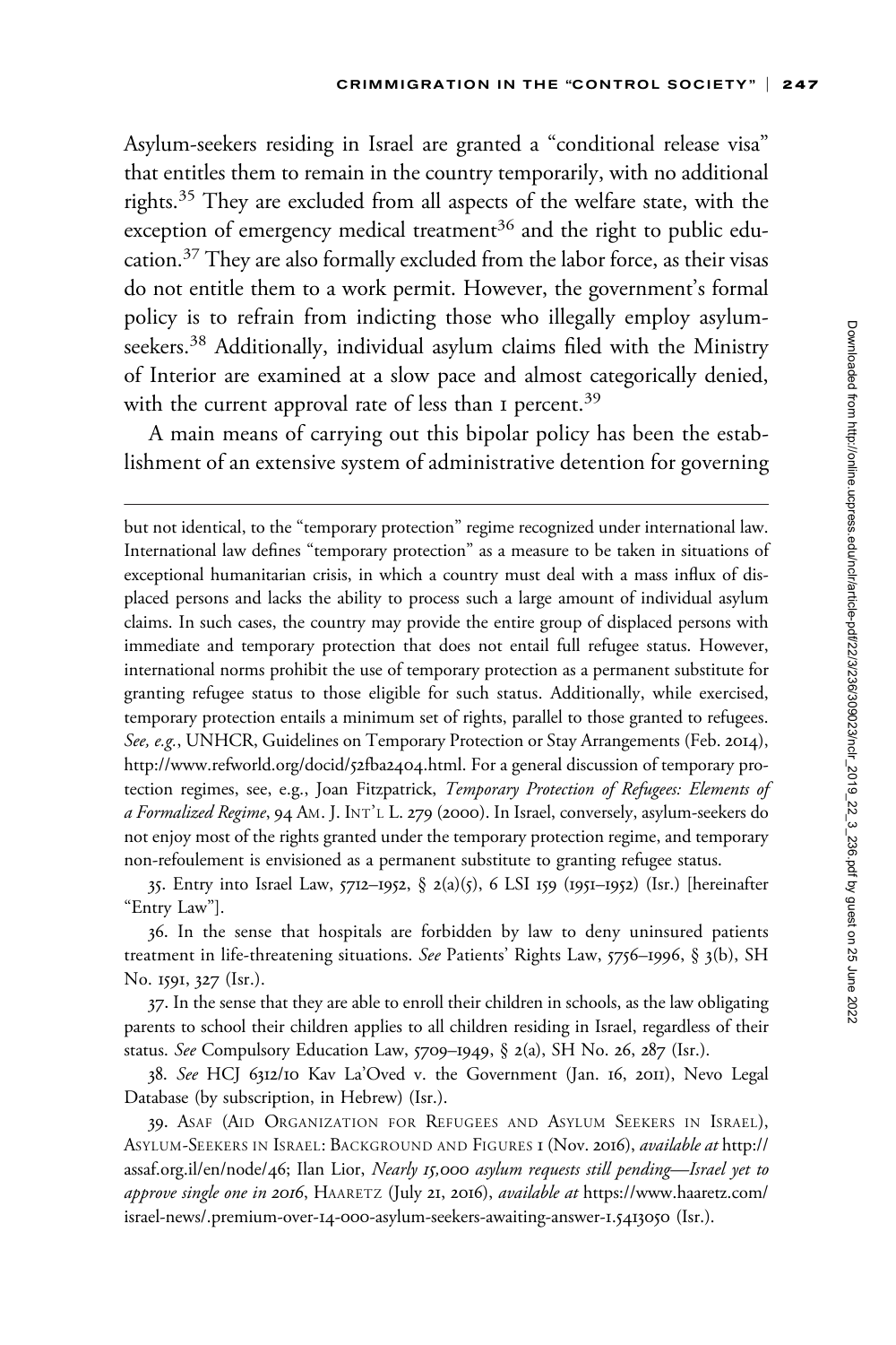Asylum-seekers residing in Israel are granted a "conditional release visa" that entitles them to remain in the country temporarily, with no additional rights.[35] They are excluded from all aspects of the welfare state, with the exception of emergency medical treatment[36] and the right to public education.[37] They are also formally excluded from the labor force, as their visas do not entitle them to a work permit. However, the government's formal policy is to refrain from indicting those who illegally employ asylum-seekers.[38] Additionally, individual asylum claims filed with the Ministry of Interior are examined at a slow pace and almost categorically denied, with the current approval rate of less than 1 percent.[39]

A main means of carrying out this bipolar policy has been the establishment of an extensive system of administrative detention for governing

---

but not identical, to the "temporary protection" regime recognized under international law. International law defines "temporary protection" as a measure to be taken in situations of exceptional humanitarian crisis, in which a country must deal with a mass influx of displaced persons and lacks the ability to process such a large amount of individual asylum claims. In such cases, the country may provide the entire group of displaced persons with immediate and temporary protection that does not entail full refugee status. However, international norms prohibit the use of temporary protection as a permanent substitute for granting refugee status to those eligible for such status. Additionally, while exercised, temporary protection entails a minimum set of rights, parallel to those granted to refugees. *See, e.g.*, UNHCR, Guidelines on Temporary Protection or Stay Arrangements (Feb. 2014), http://www.refworld.org/docid/52fba2404.html. For a general discussion of temporary protection regimes, see, e.g., Joan Fitzpatrick, *Temporary Protection of Refugees: Elements of a Formalized Regime*, 94 Am. J. Int'l L. 279 (2000). In Israel, conversely, asylum-seekers do not enjoy most of the rights granted under the temporary protection regime, and temporary non-refoulement is envisioned as a permanent substitute to granting refugee status.

35. Entry into Israel Law, 5712–1952, § 2(a)(5), 6 LSI 159 (1951–1952) (Isr.) [hereinafter "Entry Law"].

36. In the sense that hospitals are forbidden by law to deny uninsured patients treatment in life-threatening situations. *See* Patients' Rights Law, 5756–1996, § 3(b), SH No. 1591, 327 (Isr.).

37. In the sense that they are able to enroll their children in schools, as the law obligating parents to school their children applies to all children residing in Israel, regardless of their status. *See* Compulsory Education Law, 5709–1949, § 2(a), SH No. 26, 287 (Isr.).

38. *See* HCJ 6312/10 Kav La'Oved v. the Government (Jan. 16, 2011), Nevo Legal Database (by subscription, in Hebrew) (Isr.).

39. Asaf (Aid Organization for Refugees and Asylum Seekers in Israel), Asylum-Seekers in Israel: Background and Figures 1 (Nov. 2016), *available at* http://assaf.org.il/en/node/46; Ilan Lior, *Nearly 15,000 asylum requests still pending—Israel yet to approve single one in 2016*, Haaretz (July 21, 2016), *available at* https://www.haaretz.com/israel-news/.premium-over-14-000-asylum-seekers-awaiting-answer-1.5413050 (Isr.).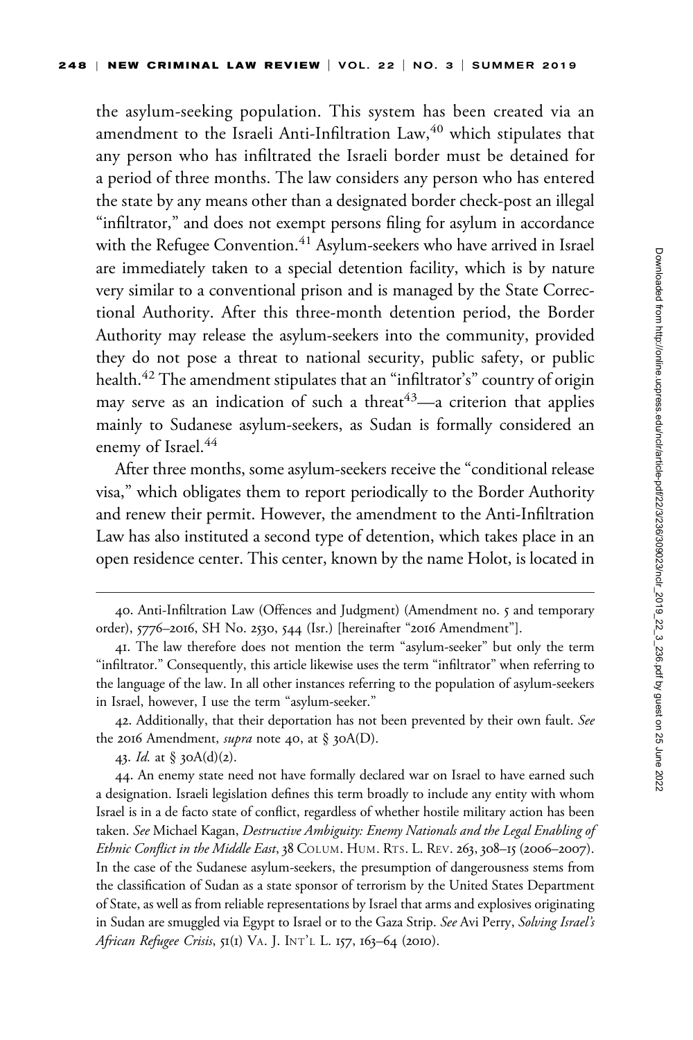the asylum-seeking population. This system has been created via an amendment to the Israeli Anti-Infiltration Law,[40] which stipulates that any person who has infiltrated the Israeli border must be detained for a period of three months. The law considers any person who has entered the state by any means other than a designated border check-post an illegal "infiltrator," and does not exempt persons filing for asylum in accordance with the Refugee Convention.[41] Asylum-seekers who have arrived in Israel are immediately taken to a special detention facility, which is by nature very similar to a conventional prison and is managed by the State Correctional Authority. After this three-month detention period, the Border Authority may release the asylum-seekers into the community, provided they do not pose a threat to national security, public safety, or public health.[42] The amendment stipulates that an "infiltrator's" country of origin may serve as an indication of such a threat[43]—a criterion that applies mainly to Sudanese asylum-seekers, as Sudan is formally considered an enemy of Israel.[44]

After three months, some asylum-seekers receive the "conditional release visa," which obligates them to report periodically to the Border Authority and renew their permit. However, the amendment to the Anti-Infiltration Law has also instituted a second type of detention, which takes place in an open residence center. This center, known by the name Holot, is located in

---

40. Anti-Infiltration Law (Offences and Judgment) (Amendment no. 5 and temporary order), 5776–2016, SH No. 2530, 544 (Isr.) [hereinafter "2016 Amendment"].

41. The law therefore does not mention the term "asylum-seeker" but only the term "infiltrator." Consequently, this article likewise uses the term "infiltrator" when referring to the language of the law. In all other instances referring to the population of asylum-seekers in Israel, however, I use the term "asylum-seeker."

42. Additionally, that their deportation has not been prevented by their own fault. *See* the 2016 Amendment, *supra* note 40, at § 30A(D).

43. *Id.* at § 30A(d)(2).

44. An enemy state need not have formally declared war on Israel to have earned such a designation. Israeli legislation defines this term broadly to include any entity with whom Israel is in a de facto state of conflict, regardless of whether hostile military action has been taken. *See* Michael Kagan, *Destructive Ambiguity: Enemy Nationals and the Legal Enabling of Ethnic Conflict in the Middle East*, 38 COLUM. HUM. RTS. L. REV. 263, 308–15 (2006–2007). In the case of the Sudanese asylum-seekers, the presumption of dangerousness stems from the classification of Sudan as a state sponsor of terrorism by the United States Department of State, as well as from reliable representations by Israel that arms and explosives originating in Sudan are smuggled via Egypt to Israel or to the Gaza Strip. *See* Avi Perry, *Solving Israel's African Refugee Crisis*, 51(1) VA. J. INT'L L. 157, 163–64 (2010).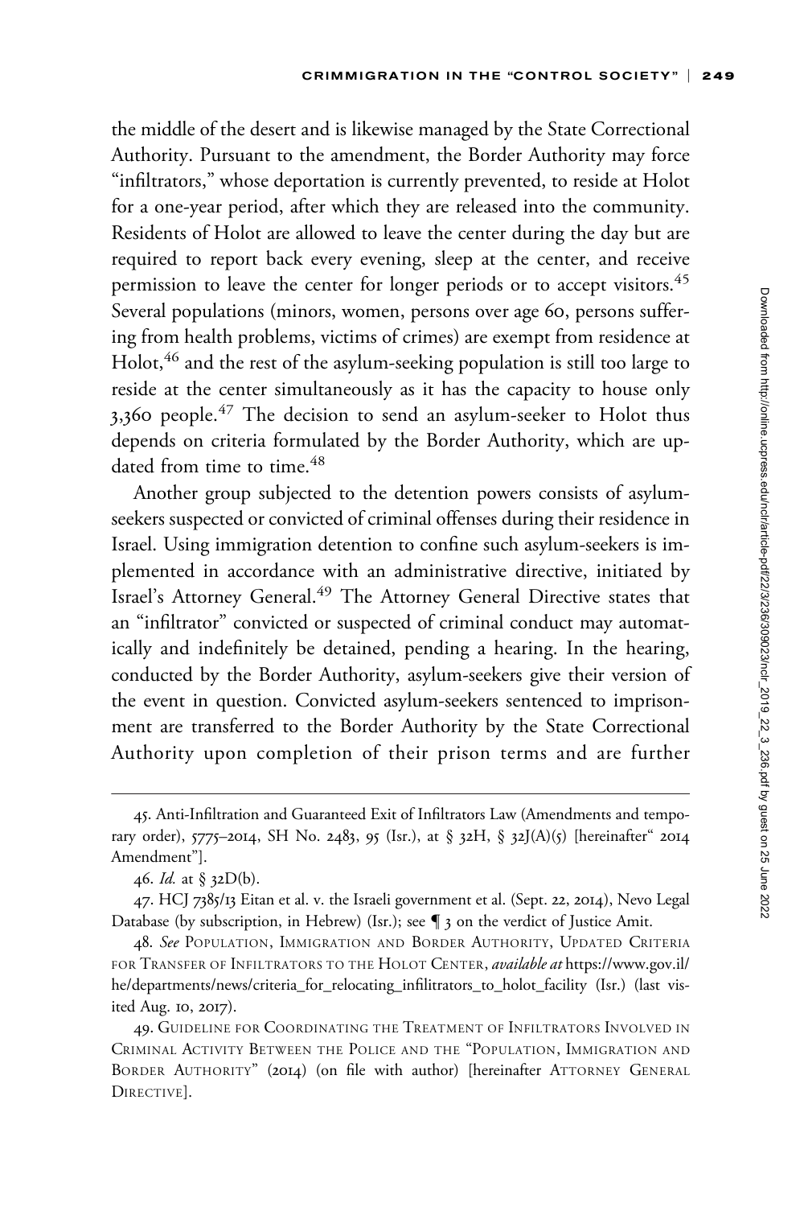the middle of the desert and is likewise managed by the State Correctional Authority. Pursuant to the amendment, the Border Authority may force "infiltrators," whose deportation is currently prevented, to reside at Holot for a one-year period, after which they are released into the community. Residents of Holot are allowed to leave the center during the day but are required to report back every evening, sleep at the center, and receive permission to leave the center for longer periods or to accept visitors.[45] Several populations (minors, women, persons over age 60, persons suffering from health problems, victims of crimes) are exempt from residence at Holot,[46] and the rest of the asylum-seeking population is still too large to reside at the center simultaneously as it has the capacity to house only 3,360 people.[47] The decision to send an asylum-seeker to Holot thus depends on criteria formulated by the Border Authority, which are updated from time to time.[48]

Another group subjected to the detention powers consists of asylum-seekers suspected or convicted of criminal offenses during their residence in Israel. Using immigration detention to confine such asylum-seekers is implemented in accordance with an administrative directive, initiated by Israel's Attorney General.[49] The Attorney General Directive states that an "infiltrator" convicted or suspected of criminal conduct may automatically and indefinitely be detained, pending a hearing. In the hearing, conducted by the Border Authority, asylum-seekers give their version of the event in question. Convicted asylum-seekers sentenced to imprisonment are transferred to the Border Authority by the State Correctional Authority upon completion of their prison terms and are further

---

45. Anti-Infiltration and Guaranteed Exit of Infiltrators Law (Amendments and temporary order), 5775–2014, SH No. 2483, 95 (Isr.), at § 32H, § 32J(A)(5) [hereinafter "2014 Amendment"].

46. *Id.* at § 32D(b).

47. HCJ 7385/13 Eitan et al. v. the Israeli government et al. (Sept. 22, 2014), Nevo Legal Database (by subscription, in Hebrew) (Isr.); see ¶ 3 on the verdict of Justice Amit.

48. *See* Population, Immigration and Border Authority, Updated Criteria for Transfer of Infiltrators to the Holot Center, *available at* https://www.gov.il/he/departments/news/criteria_for_relocating_infilitrators_to_holot_facility (Isr.) (last visited Aug. 10, 2017).

49. Guideline for Coordinating the Treatment of Infiltrators Involved in Criminal Activity Between the Police and the "Population, Immigration and Border Authority" (2014) (on file with author) [hereinafter Attorney General Directive].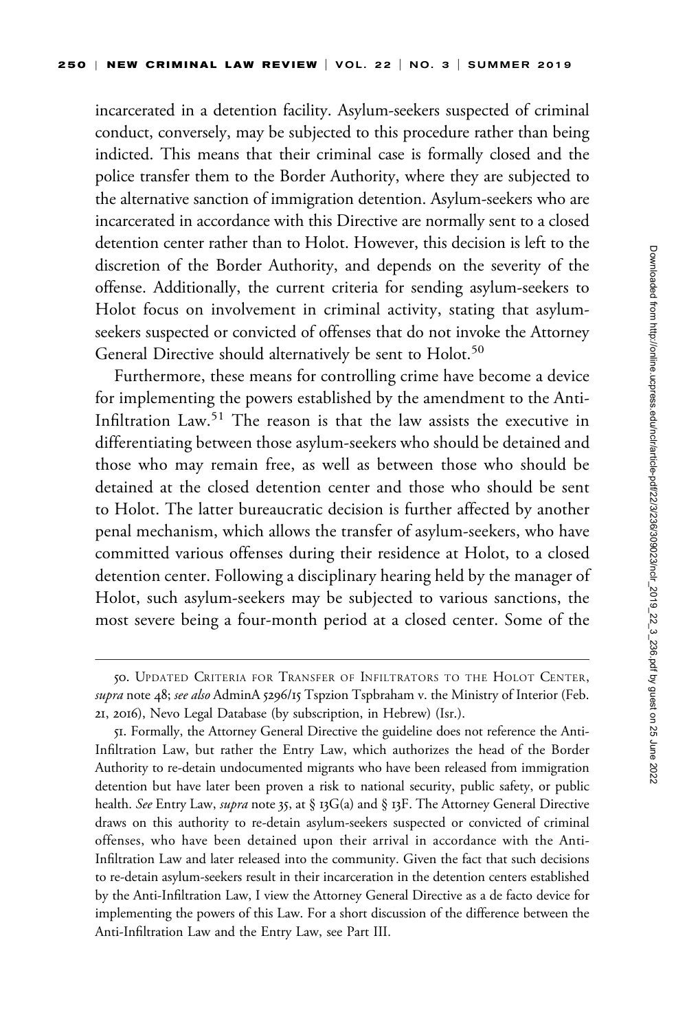incarcerated in a detention facility. Asylum-seekers suspected of criminal conduct, conversely, may be subjected to this procedure rather than being indicted. This means that their criminal case is formally closed and the police transfer them to the Border Authority, where they are subjected to the alternative sanction of immigration detention. Asylum-seekers who are incarcerated in accordance with this Directive are normally sent to a closed detention center rather than to Holot. However, this decision is left to the discretion of the Border Authority, and depends on the severity of the offense. Additionally, the current criteria for sending asylum-seekers to Holot focus on involvement in criminal activity, stating that asylum-seekers suspected or convicted of offenses that do not invoke the Attorney General Directive should alternatively be sent to Holot.[50]

Furthermore, these means for controlling crime have become a device for implementing the powers established by the amendment to the Anti-Infiltration Law.[51] The reason is that the law assists the executive in differentiating between those asylum-seekers who should be detained and those who may remain free, as well as between those who should be detained at the closed detention center and those who should be sent to Holot. The latter bureaucratic decision is further affected by another penal mechanism, which allows the transfer of asylum-seekers, who have committed various offenses during their residence at Holot, to a closed detention center. Following a disciplinary hearing held by the manager of Holot, such asylum-seekers may be subjected to various sanctions, the most severe being a four-month period at a closed center. Some of the

---

50. Updated Criteria for Transfer of Infiltrators to the Holot Center, *supra* note 48; *see also* AdminA 5296/15 Tspzion Tspbraham v. the Ministry of Interior (Feb. 21, 2016), Nevo Legal Database (by subscription, in Hebrew) (Isr.).

51. Formally, the Attorney General Directive the guideline does not reference the Anti-Infiltration Law, but rather the Entry Law, which authorizes the head of the Border Authority to re-detain undocumented migrants who have been released from immigration detention but have later been proven a risk to national security, public safety, or public health. *See* Entry Law, *supra* note 35, at § 13G(a) and § 13F. The Attorney General Directive draws on this authority to re-detain asylum-seekers suspected or convicted of criminal offenses, who have been detained upon their arrival in accordance with the Anti-Infiltration Law and later released into the community. Given the fact that such decisions to re-detain asylum-seekers result in their incarceration in the detention centers established by the Anti-Infiltration Law, I view the Attorney General Directive as a de facto device for implementing the powers of this Law. For a short discussion of the difference between the Anti-Infiltration Law and the Entry Law, see Part III.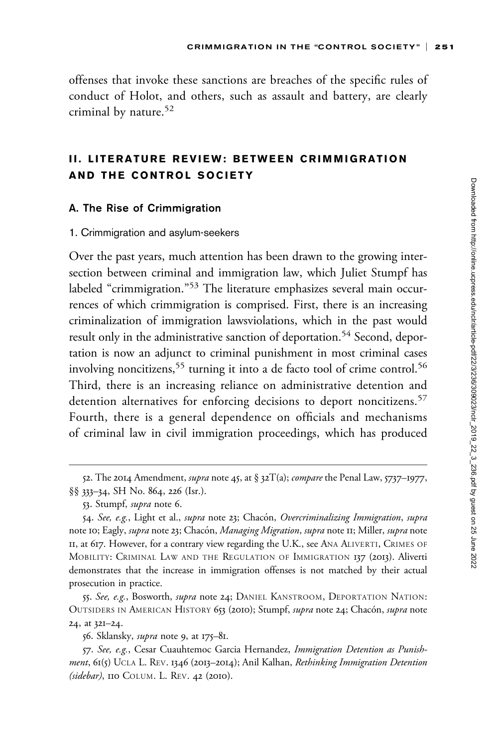offenses that invoke these sanctions are breaches of the specific rules of conduct of Holot, and others, such as assault and battery, are clearly criminal by nature.[52]

## II. LITERATURE REVIEW: BETWEEN CRIMMIGRATION AND THE CONTROL SOCIETY

### A. The Rise of Crimmigration

#### 1. Crimmigration and asylum-seekers

Over the past years, much attention has been drawn to the growing intersection between criminal and immigration law, which Juliet Stumpf has labeled "crimmigration."[53] The literature emphasizes several main occurrences of which crimmigration is comprised. First, there is an increasing criminalization of immigration lawsviolations, which in the past would result only in the administrative sanction of deportation.[54] Second, deportation is now an adjunct to criminal punishment in most criminal cases involving noncitizens,[55] turning it into a de facto tool of crime control.[56] Third, there is an increasing reliance on administrative detention and detention alternatives for enforcing decisions to deport noncitizens.[57] Fourth, there is a general dependence on officials and mechanisms of criminal law in civil immigration proceedings, which has produced

---

52. The 2014 Amendment, *supra* note 45, at § 32T(a); *compare* the Penal Law, 5737–1977, §§ 333–34, SH No. 864, 226 (Isr.).

53. Stumpf, *supra* note 6.

54. *See, e.g.*, Light et al., *supra* note 23; Chacón, *Overcriminalizing Immigration*, *supra* note 10; Eagly, *supra* note 23; Chacón, *Managing Migration*, *supra* note 11; Miller, *supra* note 11, at 617. However, for a contrary view regarding the U.K., see ANA ALIVERTI, CRIMES OF MOBILITY: CRIMINAL LAW AND THE REGULATION OF IMMIGRATION 137 (2013). Aliverti demonstrates that the increase in immigration offenses is not matched by their actual prosecution in practice.

55. *See, e.g.*, Bosworth, *supra* note 24; DANIEL KANSTROOM, DEPORTATION NATION: OUTSIDERS IN AMERICAN HISTORY 653 (2010); Stumpf, *supra* note 24; Chacón, *supra* note 24, at 321–24.

56. Sklansky, *supra* note 9, at 175–81.

57. *See, e.g.*, Cesar Cuauhtemoc Garcia Hernandez, *Immigration Detention as Punishment*, 61(5) UCLA L. REV. 1346 (2013–2014); Anil Kalhan, *Rethinking Immigration Detention (sidebar)*, 110 COLUM. L. REV. 42 (2010).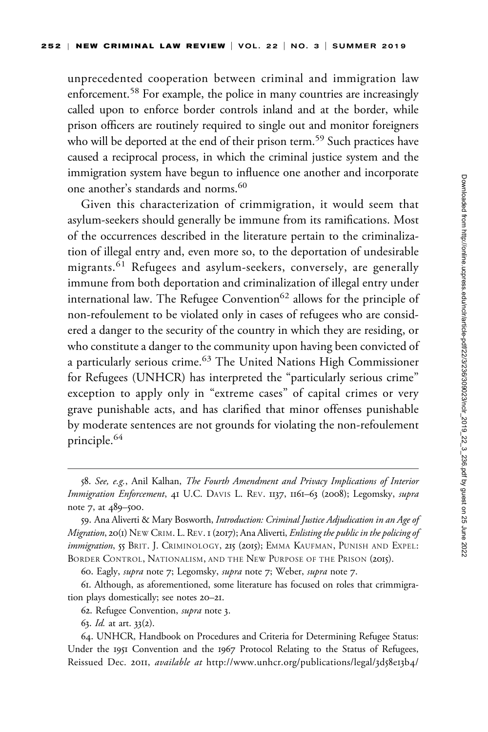unprecedented cooperation between criminal and immigration law enforcement.[58] For example, the police in many countries are increasingly called upon to enforce border controls inland and at the border, while prison officers are routinely required to single out and monitor foreigners who will be deported at the end of their prison term.[59] Such practices have caused a reciprocal process, in which the criminal justice system and the immigration system have begun to influence one another and incorporate one another's standards and norms.[60]

Given this characterization of crimmigration, it would seem that asylum-seekers should generally be immune from its ramifications. Most of the occurrences described in the literature pertain to the criminalization of illegal entry and, even more so, to the deportation of undesirable migrants.[61] Refugees and asylum-seekers, conversely, are generally immune from both deportation and criminalization of illegal entry under international law. The Refugee Convention[62] allows for the principle of non-refoulement to be violated only in cases of refugees who are considered a danger to the security of the country in which they are residing, or who constitute a danger to the community upon having been convicted of a particularly serious crime.[63] The United Nations High Commissioner for Refugees (UNHCR) has interpreted the "particularly serious crime" exception to apply only in "extreme cases" of capital crimes or very grave punishable acts, and has clarified that minor offenses punishable by moderate sentences are not grounds for violating the non-refoulement principle.[64]

---

58. *See, e.g.*, Anil Kalhan, *The Fourth Amendment and Privacy Implications of Interior Immigration Enforcement*, 41 U.C. Davis L. Rev. 1137, 1161–63 (2008); Legomsky, *supra* note 7, at 489–500.

59. Ana Aliverti & Mary Bosworth, *Introduction: Criminal Justice Adjudication in an Age of Migration*, 20(1) New Crim. L. Rev. 1 (2017); Ana Aliverti, *Enlisting the public in the policing of immigration*, 55 Brit. J. Criminology, 215 (2015); Emma Kaufman, Punish and Expel: Border Control, Nationalism, and the New Purpose of the Prison (2015).

60. Eagly, *supra* note 7; Legomsky, *supra* note 7; Weber, *supra* note 7.

61. Although, as aforementioned, some literature has focused on roles that crimmigration plays domestically; see notes 20–21.

62. Refugee Convention, *supra* note 3.

63. *Id.* at art. 33(2).

64. UNHCR, Handbook on Procedures and Criteria for Determining Refugee Status: Under the 1951 Convention and the 1967 Protocol Relating to the Status of Refugees, Reissued Dec. 2011, *available at* http://www.unhcr.org/publications/legal/3d58e13b4/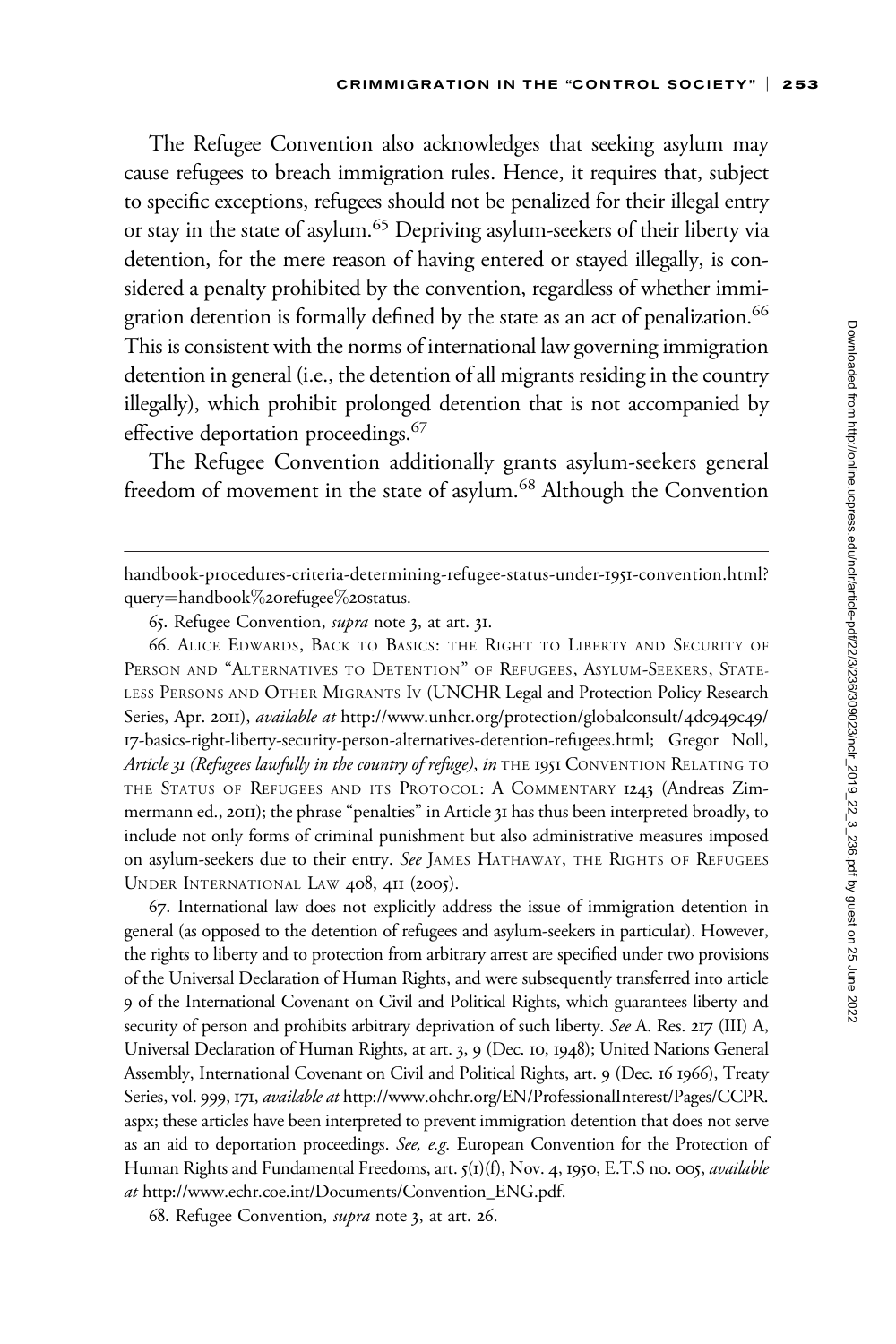The Refugee Convention also acknowledges that seeking asylum may cause refugees to breach immigration rules. Hence, it requires that, subject to specific exceptions, refugees should not be penalized for their illegal entry or stay in the state of asylum.[65] Depriving asylum-seekers of their liberty via detention, for the mere reason of having entered or stayed illegally, is considered a penalty prohibited by the convention, regardless of whether immigration detention is formally defined by the state as an act of penalization.[66] This is consistent with the norms of international law governing immigration detention in general (i.e., the detention of all migrants residing in the country illegally), which prohibit prolonged detention that is not accompanied by effective deportation proceedings.[67]

The Refugee Convention additionally grants asylum-seekers general freedom of movement in the state of asylum.[68] Although the Convention

---

handbook-procedures-criteria-determining-refugee-status-under-1951-convention.html?query=handbook%20refugee%20status.

65. Refugee Convention, *supra* note 3, at art. 31.

66. ALICE EDWARDS, BACK TO BASICS: THE RIGHT TO LIBERTY AND SECURITY OF PERSON AND "ALTERNATIVES TO DETENTION" OF REFUGEES, ASYLUM-SEEKERS, STATELESS PERSONS AND OTHER MIGRANTS IV (UNCHR Legal and Protection Policy Research Series, Apr. 2011), *available at* http://www.unhcr.org/protection/globalconsult/4dc949c49/17-basics-right-liberty-security-person-alternatives-detention-refugees.html; Gregor Noll, *Article 31 (Refugees lawfully in the country of refuge)*, *in* THE 1951 CONVENTION RELATING TO THE STATUS OF REFUGEES AND ITS PROTOCOL: A COMMENTARY 1243 (Andreas Zimmermann ed., 2011); the phrase "penalties" in Article 31 has thus been interpreted broadly, to include not only forms of criminal punishment but also administrative measures imposed on asylum-seekers due to their entry. *See* JAMES HATHAWAY, THE RIGHTS OF REFUGEES UNDER INTERNATIONAL LAW 408, 411 (2005).

67. International law does not explicitly address the issue of immigration detention in general (as opposed to the detention of refugees and asylum-seekers in particular). However, the rights to liberty and to protection from arbitrary arrest are specified under two provisions of the Universal Declaration of Human Rights, and were subsequently transferred into article 9 of the International Covenant on Civil and Political Rights, which guarantees liberty and security of person and prohibits arbitrary deprivation of such liberty. *See* A. Res. 217 (III) A, Universal Declaration of Human Rights, at art. 3, 9 (Dec. 10, 1948); United Nations General Assembly, International Covenant on Civil and Political Rights, art. 9 (Dec. 16 1966), Treaty Series, vol. 999, 171, *available at* http://www.ohchr.org/EN/ProfessionalInterest/Pages/CCPR.aspx; these articles have been interpreted to prevent immigration detention that does not serve as an aid to deportation proceedings. *See, e.g.* European Convention for the Protection of Human Rights and Fundamental Freedoms, art. 5(1)(f), Nov. 4, 1950, E.T.S no. 005, *available at* http://www.echr.coe.int/Documents/Convention_ENG.pdf.

68. Refugee Convention, *supra* note 3, at art. 26.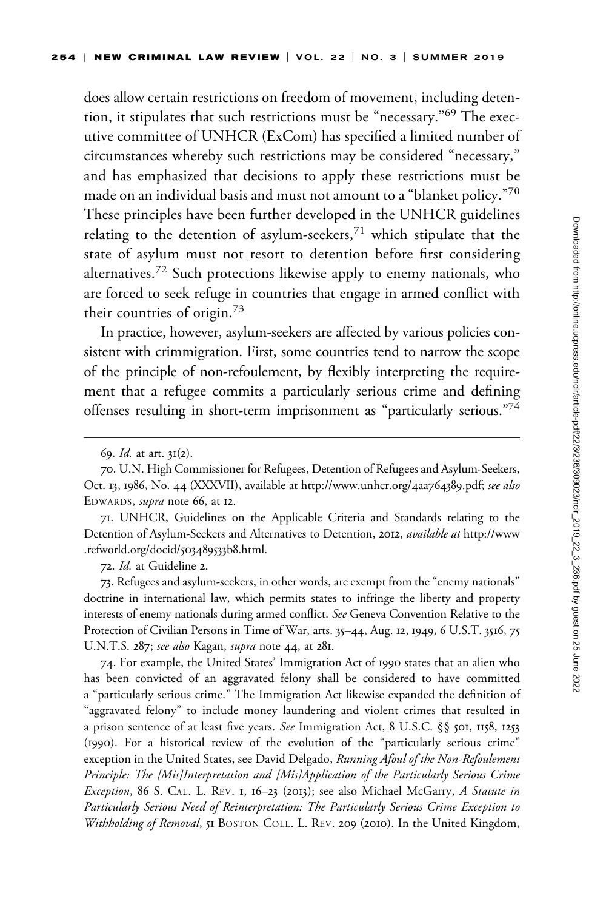does allow certain restrictions on freedom of movement, including detention, it stipulates that such restrictions must be "necessary."[69] The executive committee of UNHCR (ExCom) has specified a limited number of circumstances whereby such restrictions may be considered "necessary," and has emphasized that decisions to apply these restrictions must be made on an individual basis and must not amount to a "blanket policy."[70] These principles have been further developed in the UNHCR guidelines relating to the detention of asylum-seekers,[71] which stipulate that the state of asylum must not resort to detention before first considering alternatives.[72] Such protections likewise apply to enemy nationals, who are forced to seek refuge in countries that engage in armed conflict with their countries of origin.[73]

In practice, however, asylum-seekers are affected by various policies consistent with crimmigration. First, some countries tend to narrow the scope of the principle of non-refoulement, by flexibly interpreting the requirement that a refugee commits a particularly serious crime and defining offenses resulting in short-term imprisonment as "particularly serious."[74]

---

69. *Id.* at art. 31(2).

70. U.N. High Commissioner for Refugees, Detention of Refugees and Asylum-Seekers, Oct. 13, 1986, No. 44 (XXXVII), available at http://www.unhcr.org/4aa764389.pdf; *see also* EDWARDS, *supra* note 66, at 12.

71. UNHCR, Guidelines on the Applicable Criteria and Standards relating to the Detention of Asylum-Seekers and Alternatives to Detention, 2012, *available at* http://www.refworld.org/docid/503489533b8.html.

72. *Id.* at Guideline 2.

73. Refugees and asylum-seekers, in other words, are exempt from the "enemy nationals" doctrine in international law, which permits states to infringe the liberty and property interests of enemy nationals during armed conflict. *See* Geneva Convention Relative to the Protection of Civilian Persons in Time of War, arts. 35–44, Aug. 12, 1949, 6 U.S.T. 3516, 75 U.N.T.S. 287; *see also* Kagan, *supra* note 44, at 281.

74. For example, the United States' Immigration Act of 1990 states that an alien who has been convicted of an aggravated felony shall be considered to have committed a "particularly serious crime." The Immigration Act likewise expanded the definition of "aggravated felony" to include money laundering and violent crimes that resulted in a prison sentence of at least five years. *See* Immigration Act, 8 U.S.C. §§ 501, 1158, 1253 (1990). For a historical review of the evolution of the "particularly serious crime" exception in the United States, see David Delgado, *Running Afoul of the Non-Refoulement Principle: The [Mis]Interpretation and [Mis]Application of the Particularly Serious Crime Exception*, 86 S. CAL. L. REV. 1, 16–23 (2013); see also Michael McGarry, *A Statute in Particularly Serious Need of Reinterpretation: The Particularly Serious Crime Exception to Withholding of Removal*, 51 BOSTON COLL. L. REV. 209 (2010). In the United Kingdom,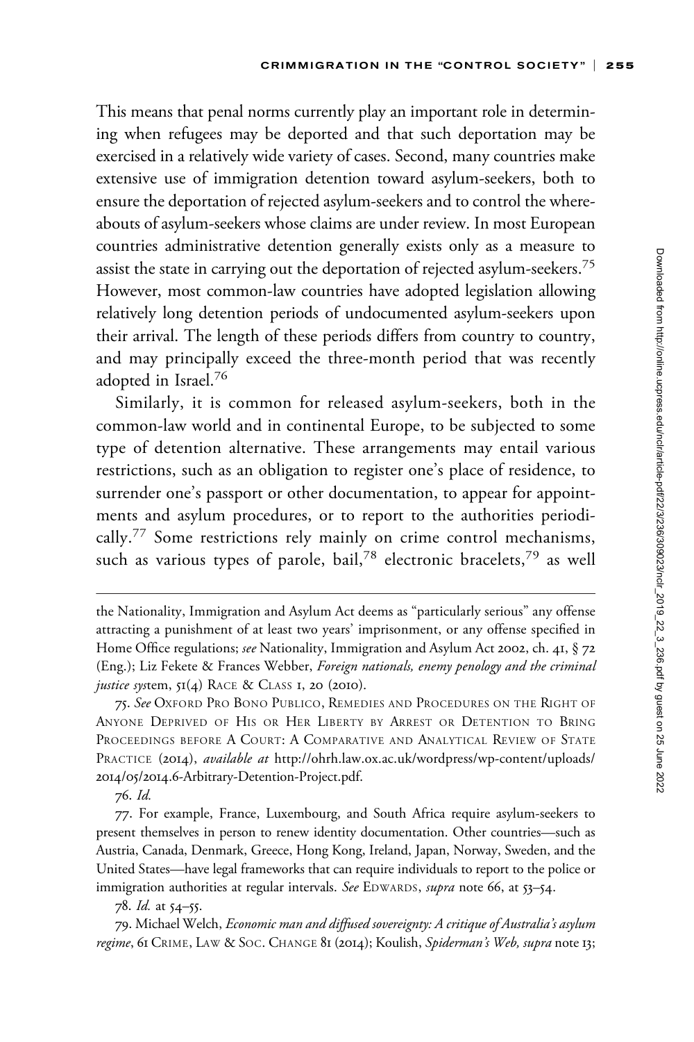This means that penal norms currently play an important role in determining when refugees may be deported and that such deportation may be exercised in a relatively wide variety of cases. Second, many countries make extensive use of immigration detention toward asylum-seekers, both to ensure the deportation of rejected asylum-seekers and to control the whereabouts of asylum-seekers whose claims are under review. In most European countries administrative detention generally exists only as a measure to assist the state in carrying out the deportation of rejected asylum-seekers.[75] However, most common-law countries have adopted legislation allowing relatively long detention periods of undocumented asylum-seekers upon their arrival. The length of these periods differs from country to country, and may principally exceed the three-month period that was recently adopted in Israel.[76]

Similarly, it is common for released asylum-seekers, both in the common-law world and in continental Europe, to be subjected to some type of detention alternative. These arrangements may entail various restrictions, such as an obligation to register one's place of residence, to surrender one's passport or other documentation, to appear for appointments and asylum procedures, or to report to the authorities periodically.[77] Some restrictions rely mainly on crime control mechanisms, such as various types of parole, bail,[78] electronic bracelets,[79] as well

---

the Nationality, Immigration and Asylum Act deems as "particularly serious" any offense attracting a punishment of at least two years' imprisonment, or any offense specified in Home Office regulations; *see* Nationality, Immigration and Asylum Act 2002, ch. 41, § 72 (Eng.); Liz Fekete & Frances Webber, *Foreign nationals, enemy penology and the criminal justice system*, 51(4) Race & Class 1, 20 (2010).

75. *See* Oxford Pro Bono Publico, Remedies and Procedures on the Right of Anyone Deprived of His or Her Liberty by Arrest or Detention to Bring Proceedings before A Court: A Comparative and Analytical Review of State Practice (2014), *available at* http://ohrh.law.ox.ac.uk/wordpress/wp-content/uploads/2014/05/2014.6-Arbitrary-Detention-Project.pdf.

76. *Id.*

77. For example, France, Luxembourg, and South Africa require asylum-seekers to present themselves in person to renew identity documentation. Other countries—such as Austria, Canada, Denmark, Greece, Hong Kong, Ireland, Japan, Norway, Sweden, and the United States—have legal frameworks that can require individuals to report to the police or immigration authorities at regular intervals. *See* Edwards, *supra* note 66, at 53–54.

78. *Id.* at 54–55.

79. Michael Welch, *Economic man and diffused sovereignty: A critique of Australia's asylum regime*, 61 Crime, Law & Soc. Change 81 (2014); Koulish, *Spiderman's Web, supra* note 13;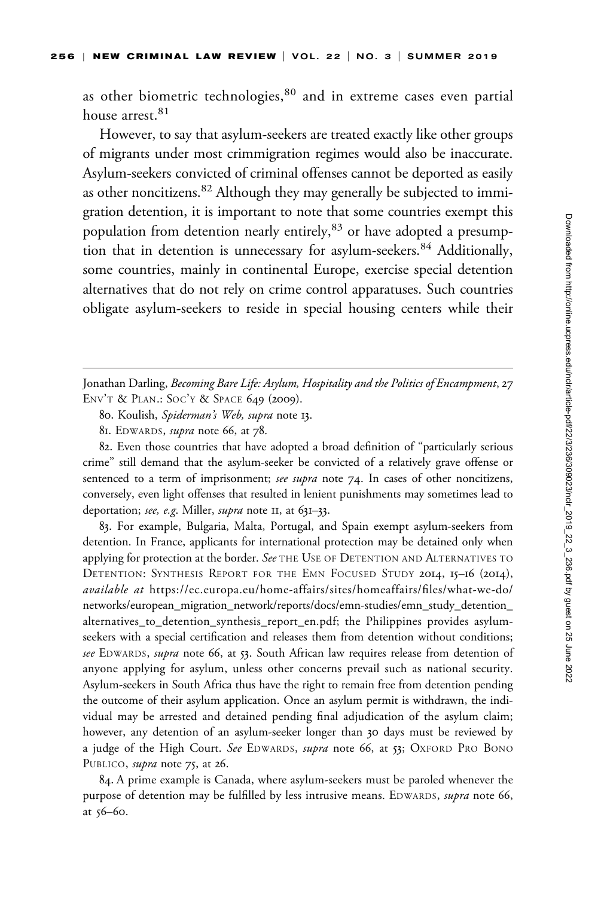as other biometric technologies,[80] and in extreme cases even partial house arrest.[81]

However, to say that asylum-seekers are treated exactly like other groups of migrants under most crimmigration regimes would also be inaccurate. Asylum-seekers convicted of criminal offenses cannot be deported as easily as other noncitizens.[82] Although they may generally be subjected to immigration detention, it is important to note that some countries exempt this population from detention nearly entirely,[83] or have adopted a presumption that in detention is unnecessary for asylum-seekers.[84] Additionally, some countries, mainly in continental Europe, exercise special detention alternatives that do not rely on crime control apparatuses. Such countries obligate asylum-seekers to reside in special housing centers while their

---

Jonathan Darling, *Becoming Bare Life: Asylum, Hospitality and the Politics of Encampment*, 27 ENV'T & PLAN.: SOC'Y & SPACE 649 (2009).

80. Koulish, *Spiderman's Web*, *supra* note 13.

81. EDWARDS, *supra* note 66, at 78.

82. Even those countries that have adopted a broad definition of "particularly serious crime" still demand that the asylum-seeker be convicted of a relatively grave offense or sentenced to a term of imprisonment; *see supra* note 74. In cases of other noncitizens, conversely, even light offenses that resulted in lenient punishments may sometimes lead to deportation; *see, e.g.* Miller, *supra* note 11, at 631–33.

83. For example, Bulgaria, Malta, Portugal, and Spain exempt asylum-seekers from detention. In France, applicants for international protection may be detained only when applying for protection at the border. *See* THE USE OF DETENTION AND ALTERNATIVES TO DETENTION: SYNTHESIS REPORT FOR THE EMN FOCUSED STUDY 2014, 15–16 (2014), *available at* https://ec.europa.eu/home-affairs/sites/homeaffairs/files/what-we-do/networks/european_migration_network/reports/docs/emn-studies/emn_study_detention_alternatives_to_detention_synthesis_report_en.pdf; the Philippines provides asylum-seekers with a special certification and releases them from detention without conditions; *see* EDWARDS, *supra* note 66, at 53. South African law requires release from detention of anyone applying for asylum, unless other concerns prevail such as national security. Asylum-seekers in South Africa thus have the right to remain free from detention pending the outcome of their asylum application. Once an asylum permit is withdrawn, the individual may be arrested and detained pending final adjudication of the asylum claim; however, any detention of an asylum-seeker longer than 30 days must be reviewed by a judge of the High Court. *See* EDWARDS, *supra* note 66, at 53; OXFORD PRO BONO PUBLICO, *supra* note 75, at 26.

84. A prime example is Canada, where asylum-seekers must be paroled whenever the purpose of detention may be fulfilled by less intrusive means. EDWARDS, *supra* note 66, at 56–60.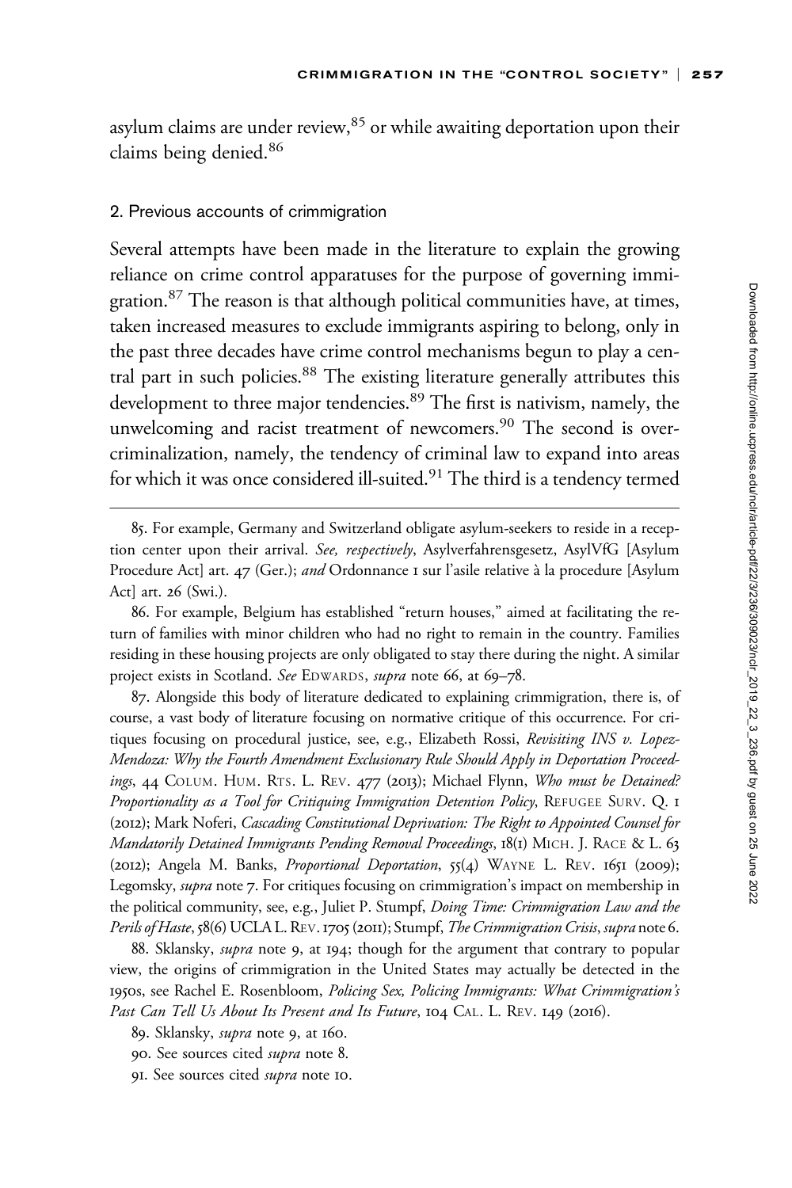asylum claims are under review,[85] or while awaiting deportation upon their claims being denied.[86]

### 2. Previous accounts of crimmigration

Several attempts have been made in the literature to explain the growing reliance on crime control apparatuses for the purpose of governing immigration.[87] The reason is that although political communities have, at times, taken increased measures to exclude immigrants aspiring to belong, only in the past three decades have crime control mechanisms begun to play a central part in such policies.[88] The existing literature generally attributes this development to three major tendencies.[89] The first is nativism, namely, the unwelcoming and racist treatment of newcomers.[90] The second is overcriminalization, namely, the tendency of criminal law to expand into areas for which it was once considered ill-suited.[91] The third is a tendency termed

---

85. For example, Germany and Switzerland obligate asylum-seekers to reside in a reception center upon their arrival. *See, respectively*, Asylverfahrensgesetz, AsylVfG [Asylum Procedure Act] art. 47 (Ger.); *and* Ordonnance 1 sur l'asile relative à la procedure [Asylum Act] art. 26 (Swi.).

86. For example, Belgium has established "return houses," aimed at facilitating the return of families with minor children who had no right to remain in the country. Families residing in these housing projects are only obligated to stay there during the night. A similar project exists in Scotland. *See* EDWARDS, *supra* note 66, at 69–78.

87. Alongside this body of literature dedicated to explaining crimmigration, there is, of course, a vast body of literature focusing on normative critique of this occurrence. For critiques focusing on procedural justice, see, e.g., Elizabeth Rossi, *Revisiting INS v. Lopez-Mendoza: Why the Fourth Amendment Exclusionary Rule Should Apply in Deportation Proceedings*, 44 COLUM. HUM. RTS. L. REV. 477 (2013); Michael Flynn, *Who must be Detained? Proportionality as a Tool for Critiquing Immigration Detention Policy*, REFUGEE SURV. Q. 1 (2012); Mark Noferi, *Cascading Constitutional Deprivation: The Right to Appointed Counsel for Mandatorily Detained Immigrants Pending Removal Proceedings*, 18(1) MICH. J. RACE & L. 63 (2012); Angela M. Banks, *Proportional Deportation*, 55(4) WAYNE L. REV. 1651 (2009); Legomsky, *supra* note 7. For critiques focusing on crimmigration's impact on membership in the political community, see, e.g., Juliet P. Stumpf, *Doing Time: Crimmigration Law and the Perils of Haste*, 58(6) UCLA L. REV. 1705 (2011); Stumpf, *The Crimmigration Crisis*, *supra* note 6.

88. Sklansky, *supra* note 9, at 194; though for the argument that contrary to popular view, the origins of crimmigration in the United States may actually be detected in the 1950s, see Rachel E. Rosenbloom, *Policing Sex, Policing Immigrants: What Crimmigration's Past Can Tell Us About Its Present and Its Future*, 104 CAL. L. REV. 149 (2016).

89. Sklansky, *supra* note 9, at 160.

90. See sources cited *supra* note 8.

91. See sources cited *supra* note 10.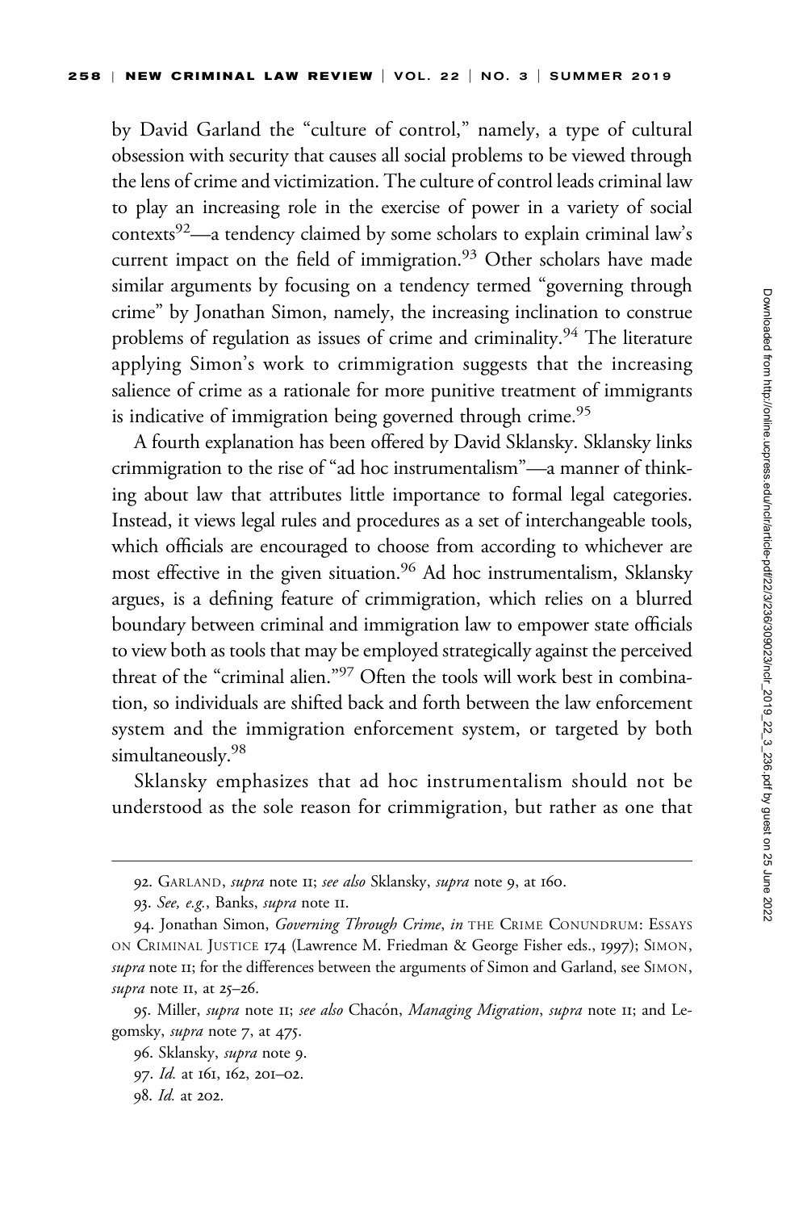by David Garland the "culture of control," namely, a type of cultural obsession with security that causes all social problems to be viewed through the lens of crime and victimization. The culture of control leads criminal law to play an increasing role in the exercise of power in a variety of social contexts[92]—a tendency claimed by some scholars to explain criminal law's current impact on the field of immigration.[93] Other scholars have made similar arguments by focusing on a tendency termed "governing through crime" by Jonathan Simon, namely, the increasing inclination to construe problems of regulation as issues of crime and criminality.[94] The literature applying Simon's work to crimmigration suggests that the increasing salience of crime as a rationale for more punitive treatment of immigrants is indicative of immigration being governed through crime.[95]

A fourth explanation has been offered by David Sklansky. Sklansky links crimmigration to the rise of "ad hoc instrumentalism"—a manner of thinking about law that attributes little importance to formal legal categories. Instead, it views legal rules and procedures as a set of interchangeable tools, which officials are encouraged to choose from according to whichever are most effective in the given situation.[96] Ad hoc instrumentalism, Sklansky argues, is a defining feature of crimmigration, which relies on a blurred boundary between criminal and immigration law to empower state officials to view both as tools that may be employed strategically against the perceived threat of the "criminal alien."[97] Often the tools will work best in combination, so individuals are shifted back and forth between the law enforcement system and the immigration enforcement system, or targeted by both simultaneously.[98]

Sklansky emphasizes that ad hoc instrumentalism should not be understood as the sole reason for crimmigration, but rather as one that

---

92. GARLAND, *supra* note 11; *see also* Sklansky, *supra* note 9, at 160.

93. *See, e.g.*, Banks, *supra* note 11.

94. Jonathan Simon, *Governing Through Crime*, *in* THE CRIME CONUNDRUM: ESSAYS ON CRIMINAL JUSTICE 174 (Lawrence M. Friedman & George Fisher eds., 1997); SIMON, *supra* note 11; for the differences between the arguments of Simon and Garland, see SIMON, *supra* note 11, at 25–26.

95. Miller, *supra* note 11; *see also* Chacón, *Managing Migration*, *supra* note 11; and Legomsky, *supra* note 7, at 475.

96. Sklansky, *supra* note 9.

97. *Id.* at 161, 162, 201–02.

98. *Id.* at 202.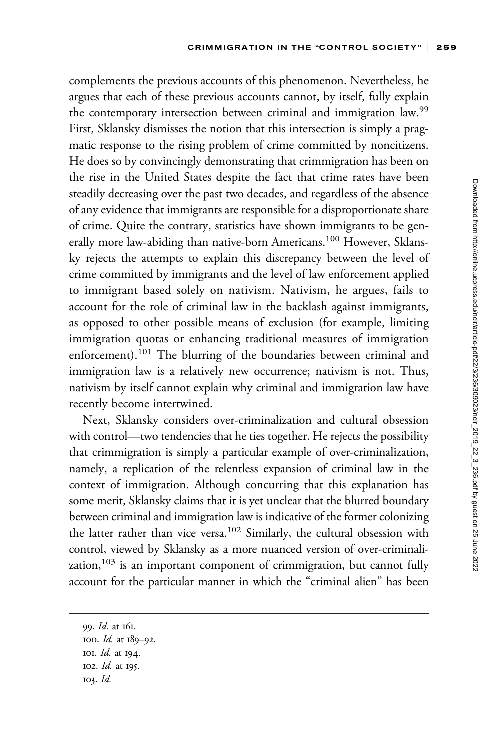complements the previous accounts of this phenomenon. Nevertheless, he argues that each of these previous accounts cannot, by itself, fully explain the contemporary intersection between criminal and immigration law.[99] First, Sklansky dismisses the notion that this intersection is simply a pragmatic response to the rising problem of crime committed by noncitizens. He does so by convincingly demonstrating that crimmigration has been on the rise in the United States despite the fact that crime rates have been steadily decreasing over the past two decades, and regardless of the absence of any evidence that immigrants are responsible for a disproportionate share of crime. Quite the contrary, statistics have shown immigrants to be generally more law-abiding than native-born Americans.[100] However, Sklansky rejects the attempts to explain this discrepancy between the level of crime committed by immigrants and the level of law enforcement applied to immigrant based solely on nativism. Nativism, he argues, fails to account for the role of criminal law in the backlash against immigrants, as opposed to other possible means of exclusion (for example, limiting immigration quotas or enhancing traditional measures of immigration enforcement).[101] The blurring of the boundaries between criminal and immigration law is a relatively new occurrence; nativism is not. Thus, nativism by itself cannot explain why criminal and immigration law have recently become intertwined.

Next, Sklansky considers over-criminalization and cultural obsession with control—two tendencies that he ties together. He rejects the possibility that crimmigration is simply a particular example of over-criminalization, namely, a replication of the relentless expansion of criminal law in the context of immigration. Although concurring that this explanation has some merit, Sklansky claims that it is yet unclear that the blurred boundary between criminal and immigration law is indicative of the former colonizing the latter rather than vice versa.[102] Similarly, the cultural obsession with control, viewed by Sklansky as a more nuanced version of over-criminalization,[103] is an important component of crimmigration, but cannot fully account for the particular manner in which the "criminal alien" has been

99. *Id.* at 161.
100. *Id.* at 189–92.
101. *Id.* at 194.
102. *Id.* at 195.
103. *Id.*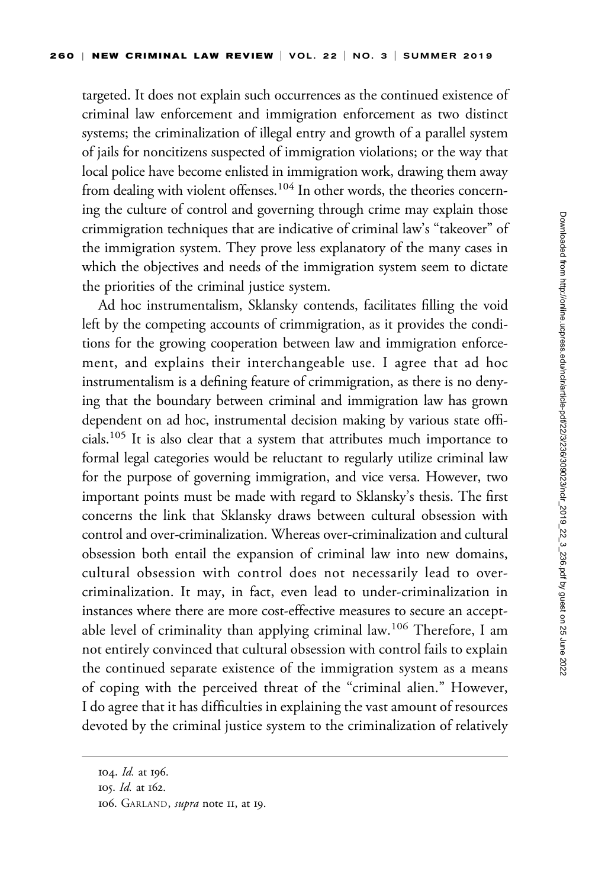targeted. It does not explain such occurrences as the continued existence of criminal law enforcement and immigration enforcement as two distinct systems; the criminalization of illegal entry and growth of a parallel system of jails for noncitizens suspected of immigration violations; or the way that local police have become enlisted in immigration work, drawing them away from dealing with violent offenses.[104] In other words, the theories concerning the culture of control and governing through crime may explain those crimmigration techniques that are indicative of criminal law's "takeover" of the immigration system. They prove less explanatory of the many cases in which the objectives and needs of the immigration system seem to dictate the priorities of the criminal justice system.

Ad hoc instrumentalism, Sklansky contends, facilitates filling the void left by the competing accounts of crimmigration, as it provides the conditions for the growing cooperation between law and immigration enforcement, and explains their interchangeable use. I agree that ad hoc instrumentalism is a defining feature of crimmigration, as there is no denying that the boundary between criminal and immigration law has grown dependent on ad hoc, instrumental decision making by various state officials.[105] It is also clear that a system that attributes much importance to formal legal categories would be reluctant to regularly utilize criminal law for the purpose of governing immigration, and vice versa. However, two important points must be made with regard to Sklansky's thesis. The first concerns the link that Sklansky draws between cultural obsession with control and over-criminalization. Whereas over-criminalization and cultural obsession both entail the expansion of criminal law into new domains, cultural obsession with control does not necessarily lead to over-criminalization. It may, in fact, even lead to under-criminalization in instances where there are more cost-effective measures to secure an acceptable level of criminality than applying criminal law.[106] Therefore, I am not entirely convinced that cultural obsession with control fails to explain the continued separate existence of the immigration system as a means of coping with the perceived threat of the "criminal alien." However, I do agree that it has difficulties in explaining the vast amount of resources devoted by the criminal justice system to the criminalization of relatively

---

104. *Id.* at 196.

105. *Id.* at 162.

106. GARLAND, *supra* note 11, at 19.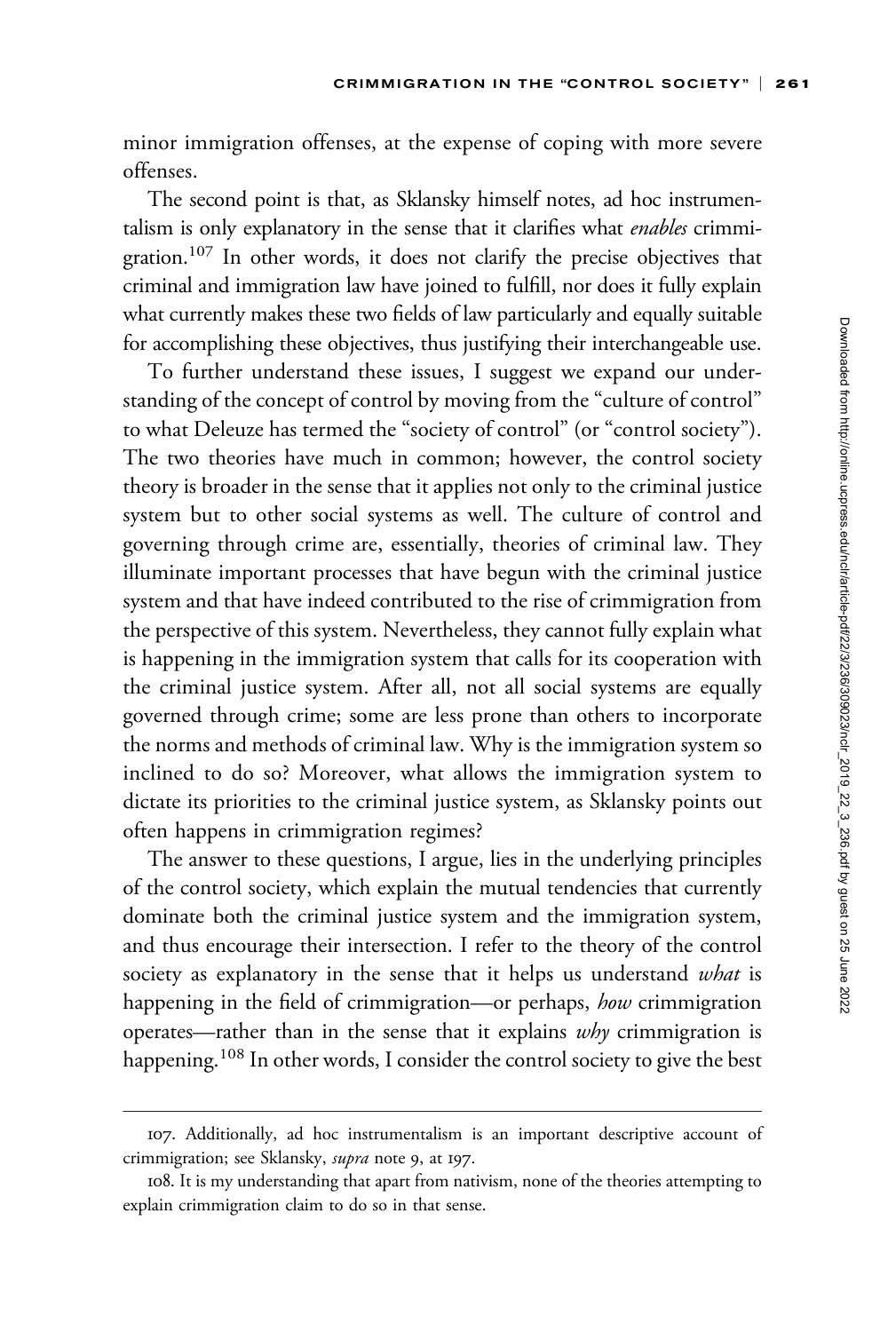minor immigration offenses, at the expense of coping with more severe offenses.

The second point is that, as Sklansky himself notes, ad hoc instrumentalism is only explanatory in the sense that it clarifies what *enables* crimmigration.[107] In other words, it does not clarify the precise objectives that criminal and immigration law have joined to fulfill, nor does it fully explain what currently makes these two fields of law particularly and equally suitable for accomplishing these objectives, thus justifying their interchangeable use.

To further understand these issues, I suggest we expand our understanding of the concept of control by moving from the "culture of control" to what Deleuze has termed the "society of control" (or "control society"). The two theories have much in common; however, the control society theory is broader in the sense that it applies not only to the criminal justice system but to other social systems as well. The culture of control and governing through crime are, essentially, theories of criminal law. They illuminate important processes that have begun with the criminal justice system and that have indeed contributed to the rise of crimmigration from the perspective of this system. Nevertheless, they cannot fully explain what is happening in the immigration system that calls for its cooperation with the criminal justice system. After all, not all social systems are equally governed through crime; some are less prone than others to incorporate the norms and methods of criminal law. Why is the immigration system so inclined to do so? Moreover, what allows the immigration system to dictate its priorities to the criminal justice system, as Sklansky points out often happens in crimmigration regimes?

The answer to these questions, I argue, lies in the underlying principles of the control society, which explain the mutual tendencies that currently dominate both the criminal justice system and the immigration system, and thus encourage their intersection. I refer to the theory of the control society as explanatory in the sense that it helps us understand *what* is happening in the field of crimmigration—or perhaps, *how* crimmigration operates—rather than in the sense that it explains *why* crimmigration is happening.[108] In other words, I consider the control society to give the best

107. Additionally, ad hoc instrumentalism is an important descriptive account of crimmigration; see Sklansky, *supra* note 9, at 197.

108. It is my understanding that apart from nativism, none of the theories attempting to explain crimmigration claim to do so in that sense.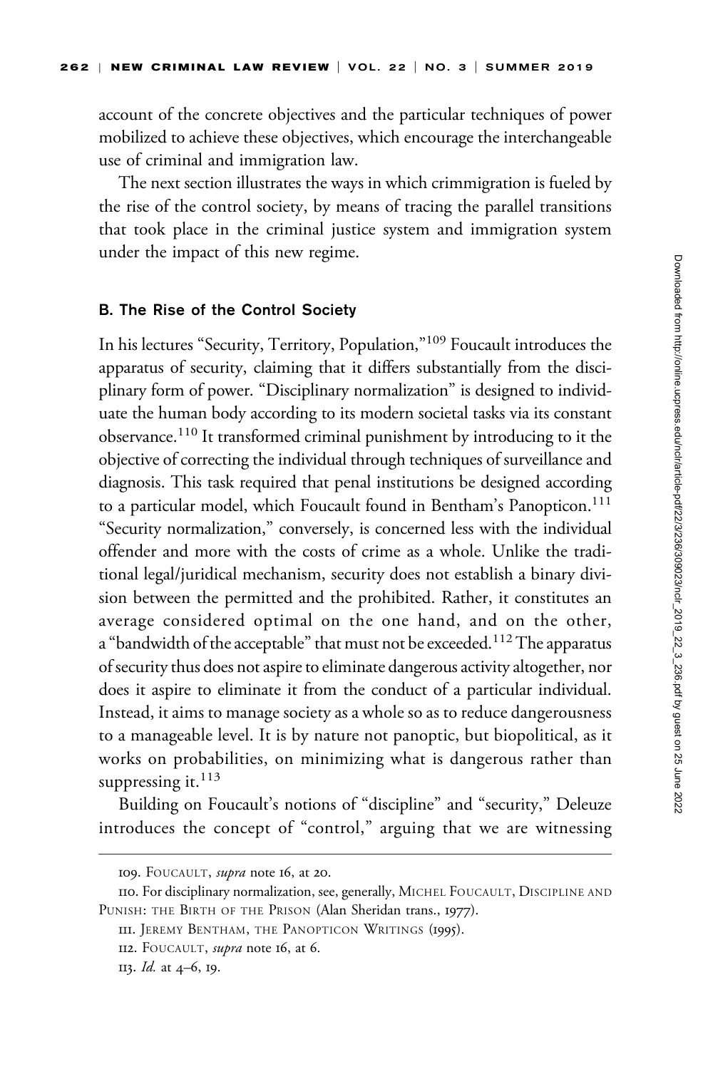account of the concrete objectives and the particular techniques of power mobilized to achieve these objectives, which encourage the interchangeable use of criminal and immigration law.

The next section illustrates the ways in which crimmigration is fueled by the rise of the control society, by means of tracing the parallel transitions that took place in the criminal justice system and immigration system under the impact of this new regime.

### B. The Rise of the Control Society

In his lectures "Security, Territory, Population,"[109] Foucault introduces the apparatus of security, claiming that it differs substantially from the disciplinary form of power. "Disciplinary normalization" is designed to individuate the human body according to its modern societal tasks via its constant observance.[110] It transformed criminal punishment by introducing to it the objective of correcting the individual through techniques of surveillance and diagnosis. This task required that penal institutions be designed according to a particular model, which Foucault found in Bentham's Panopticon.[111] "Security normalization," conversely, is concerned less with the individual offender and more with the costs of crime as a whole. Unlike the traditional legal/juridical mechanism, security does not establish a binary division between the permitted and the prohibited. Rather, it constitutes an average considered optimal on the one hand, and on the other, a "bandwidth of the acceptable" that must not be exceeded.[112] The apparatus of security thus does not aspire to eliminate dangerous activity altogether, nor does it aspire to eliminate it from the conduct of a particular individual. Instead, it aims to manage society as a whole so as to reduce dangerousness to a manageable level. It is by nature not panoptic, but biopolitical, as it works on probabilities, on minimizing what is dangerous rather than suppressing it.[113]

Building on Foucault's notions of "discipline" and "security," Deleuze introduces the concept of "control," arguing that we are witnessing

---

109. FOUCAULT, *supra* note 16, at 20.

110. For disciplinary normalization, see, generally, MICHEL FOUCAULT, DISCIPLINE AND PUNISH: THE BIRTH OF THE PRISON (Alan Sheridan trans., 1977).

111. JEREMY BENTHAM, THE PANOPTICON WRITINGS (1995).

112. FOUCAULT, *supra* note 16, at 6.

113. *Id.* at 4–6, 19.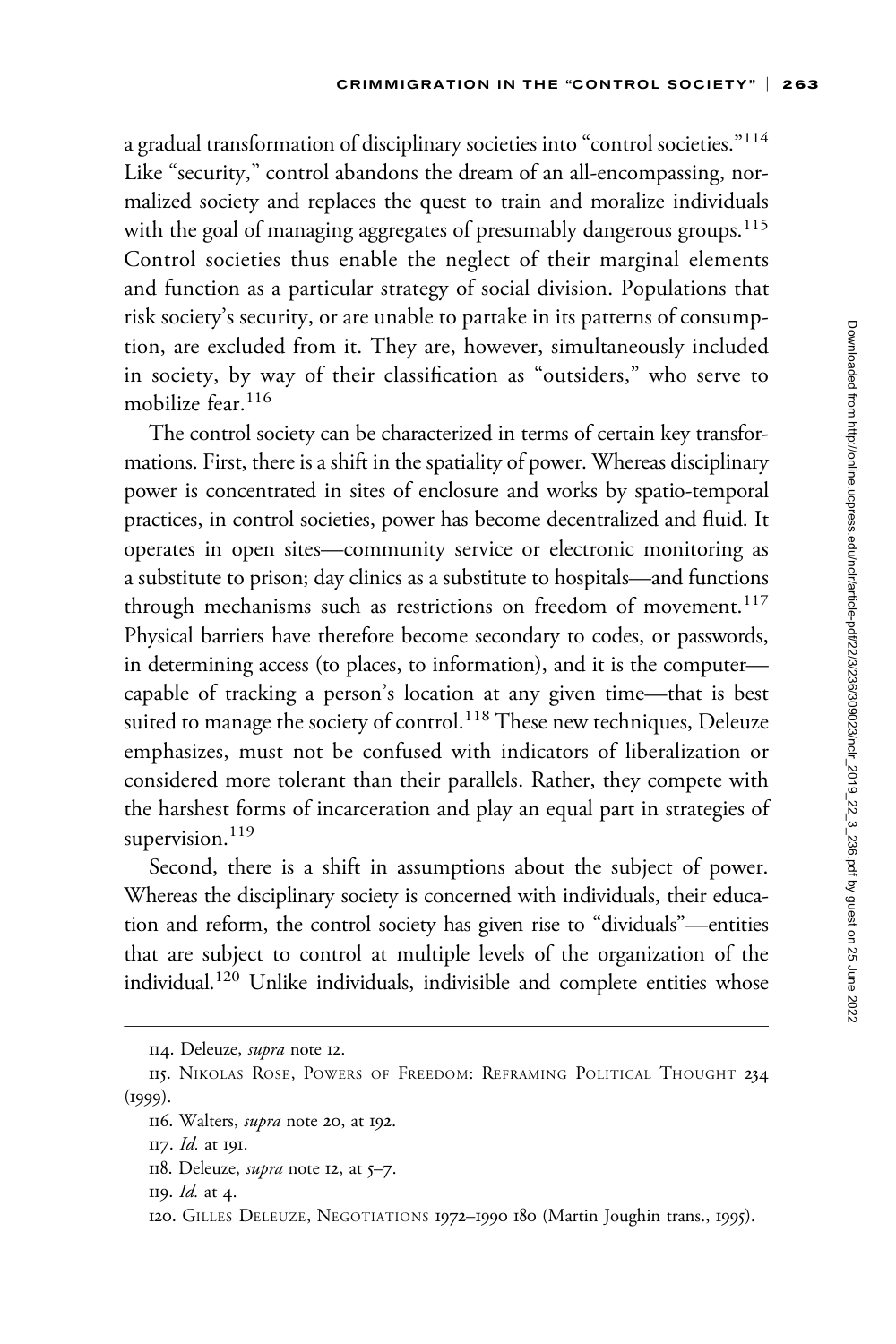a gradual transformation of disciplinary societies into "control societies."[114] Like "security," control abandons the dream of an all-encompassing, normalized society and replaces the quest to train and moralize individuals with the goal of managing aggregates of presumably dangerous groups.[115] Control societies thus enable the neglect of their marginal elements and function as a particular strategy of social division. Populations that risk society's security, or are unable to partake in its patterns of consumption, are excluded from it. They are, however, simultaneously included in society, by way of their classification as "outsiders," who serve to mobilize fear.[116]

The control society can be characterized in terms of certain key transformations. First, there is a shift in the spatiality of power. Whereas disciplinary power is concentrated in sites of enclosure and works by spatio-temporal practices, in control societies, power has become decentralized and fluid. It operates in open sites—community service or electronic monitoring as a substitute to prison; day clinics as a substitute to hospitals—and functions through mechanisms such as restrictions on freedom of movement.[117] Physical barriers have therefore become secondary to codes, or passwords, in determining access (to places, to information), and it is the computer—capable of tracking a person's location at any given time—that is best suited to manage the society of control.[118] These new techniques, Deleuze emphasizes, must not be confused with indicators of liberalization or considered more tolerant than their parallels. Rather, they compete with the harshest forms of incarceration and play an equal part in strategies of supervision.[119]

Second, there is a shift in assumptions about the subject of power. Whereas the disciplinary society is concerned with individuals, their education and reform, the control society has given rise to "dividuals"—entities that are subject to control at multiple levels of the organization of the individual.[120] Unlike individuals, indivisible and complete entities whose

---

114. Deleuze, *supra* note 12.

115. NIKOLAS ROSE, POWERS OF FREEDOM: REFRAMING POLITICAL THOUGHT 234 (1999).

116. Walters, *supra* note 20, at 192.

117. *Id.* at 191.

118. Deleuze, *supra* note 12, at 5–7.

119. *Id.* at 4.

120. GILLES DELEUZE, NEGOTIATIONS 1972–1990 180 (Martin Joughin trans., 1995).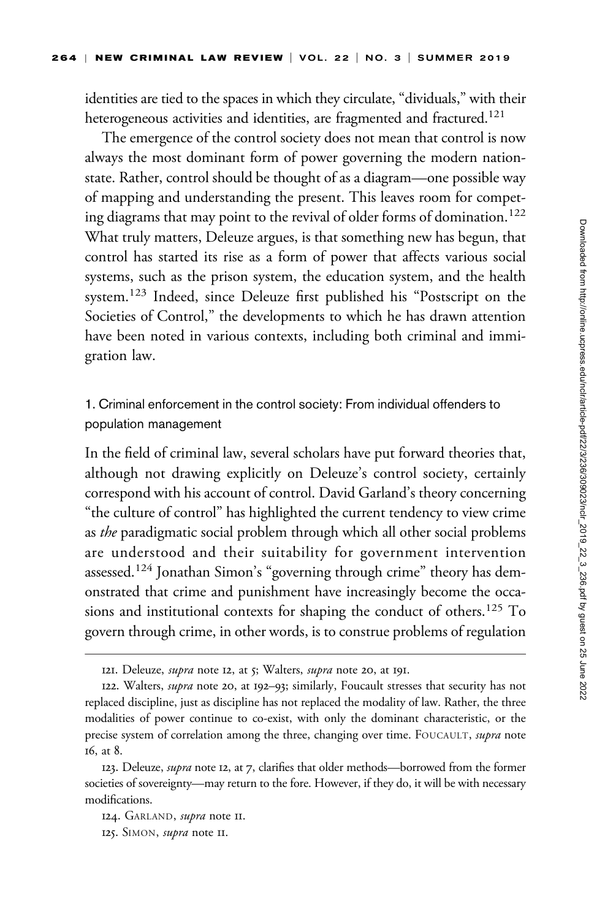identities are tied to the spaces in which they circulate, "dividuals," with their heterogeneous activities and identities, are fragmented and fractured.[121]

The emergence of the control society does not mean that control is now always the most dominant form of power governing the modern nation-state. Rather, control should be thought of as a diagram—one possible way of mapping and understanding the present. This leaves room for competing diagrams that may point to the revival of older forms of domination.[122] What truly matters, Deleuze argues, is that something new has begun, that control has started its rise as a form of power that affects various social systems, such as the prison system, the education system, and the health system.[123] Indeed, since Deleuze first published his "Postscript on the Societies of Control," the developments to which he has drawn attention have been noted in various contexts, including both criminal and immigration law.

### 1. Criminal enforcement in the control society: From individual offenders to population management

In the field of criminal law, several scholars have put forward theories that, although not drawing explicitly on Deleuze's control society, certainly correspond with his account of control. David Garland's theory concerning "the culture of control" has highlighted the current tendency to view crime as *the* paradigmatic social problem through which all other social problems are understood and their suitability for government intervention assessed.[124] Jonathan Simon's "governing through crime" theory has demonstrated that crime and punishment have increasingly become the occasions and institutional contexts for shaping the conduct of others.[125] To govern through crime, in other words, is to construe problems of regulation

---

121. Deleuze, *supra* note 12, at 5; Walters, *supra* note 20, at 191.

122. Walters, *supra* note 20, at 192–93; similarly, Foucault stresses that security has not replaced discipline, just as discipline has not replaced the modality of law. Rather, the three modalities of power continue to co-exist, with only the dominant characteristic, or the precise system of correlation among the three, changing over time. Foucault, *supra* note 16, at 8.

123. Deleuze, *supra* note 12, at 7, clarifies that older methods—borrowed from the former societies of sovereignty—may return to the fore. However, if they do, it will be with necessary modifications.

124. Garland, *supra* note 11.

125. Simon, *supra* note 11.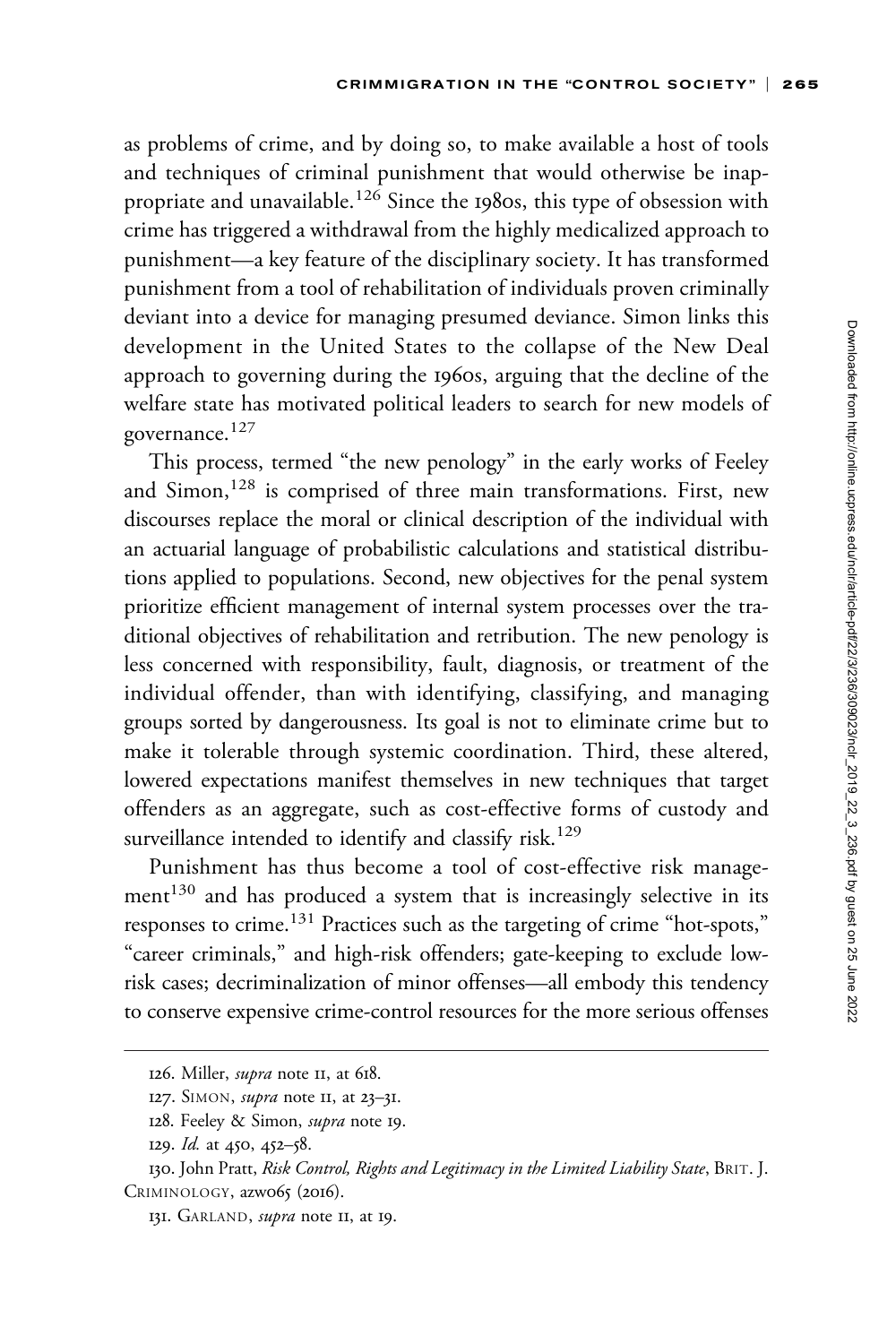as problems of crime, and by doing so, to make available a host of tools and techniques of criminal punishment that would otherwise be inappropriate and unavailable.[126] Since the 1980s, this type of obsession with crime has triggered a withdrawal from the highly medicalized approach to punishment—a key feature of the disciplinary society. It has transformed punishment from a tool of rehabilitation of individuals proven criminally deviant into a device for managing presumed deviance. Simon links this development in the United States to the collapse of the New Deal approach to governing during the 1960s, arguing that the decline of the welfare state has motivated political leaders to search for new models of governance.[127]

This process, termed "the new penology" in the early works of Feeley and Simon,[128] is comprised of three main transformations. First, new discourses replace the moral or clinical description of the individual with an actuarial language of probabilistic calculations and statistical distributions applied to populations. Second, new objectives for the penal system prioritize efficient management of internal system processes over the traditional objectives of rehabilitation and retribution. The new penology is less concerned with responsibility, fault, diagnosis, or treatment of the individual offender, than with identifying, classifying, and managing groups sorted by dangerousness. Its goal is not to eliminate crime but to make it tolerable through systemic coordination. Third, these altered, lowered expectations manifest themselves in new techniques that target offenders as an aggregate, such as cost-effective forms of custody and surveillance intended to identify and classify risk.[129]

Punishment has thus become a tool of cost-effective risk management[130] and has produced a system that is increasingly selective in its responses to crime.[131] Practices such as the targeting of crime "hot-spots," "career criminals," and high-risk offenders; gate-keeping to exclude low-risk cases; decriminalization of minor offenses—all embody this tendency to conserve expensive crime-control resources for the more serious offenses

---

126. Miller, *supra* note 11, at 618.

127. SIMON, *supra* note 11, at 23–31.

128. Feeley & Simon, *supra* note 19.

129. *Id.* at 450, 452–58.

130. John Pratt, *Risk Control, Rights and Legitimacy in the Limited Liability State*, BRIT. J. CRIMINOLOGY, azw065 (2016).

131. GARLAND, *supra* note 11, at 19.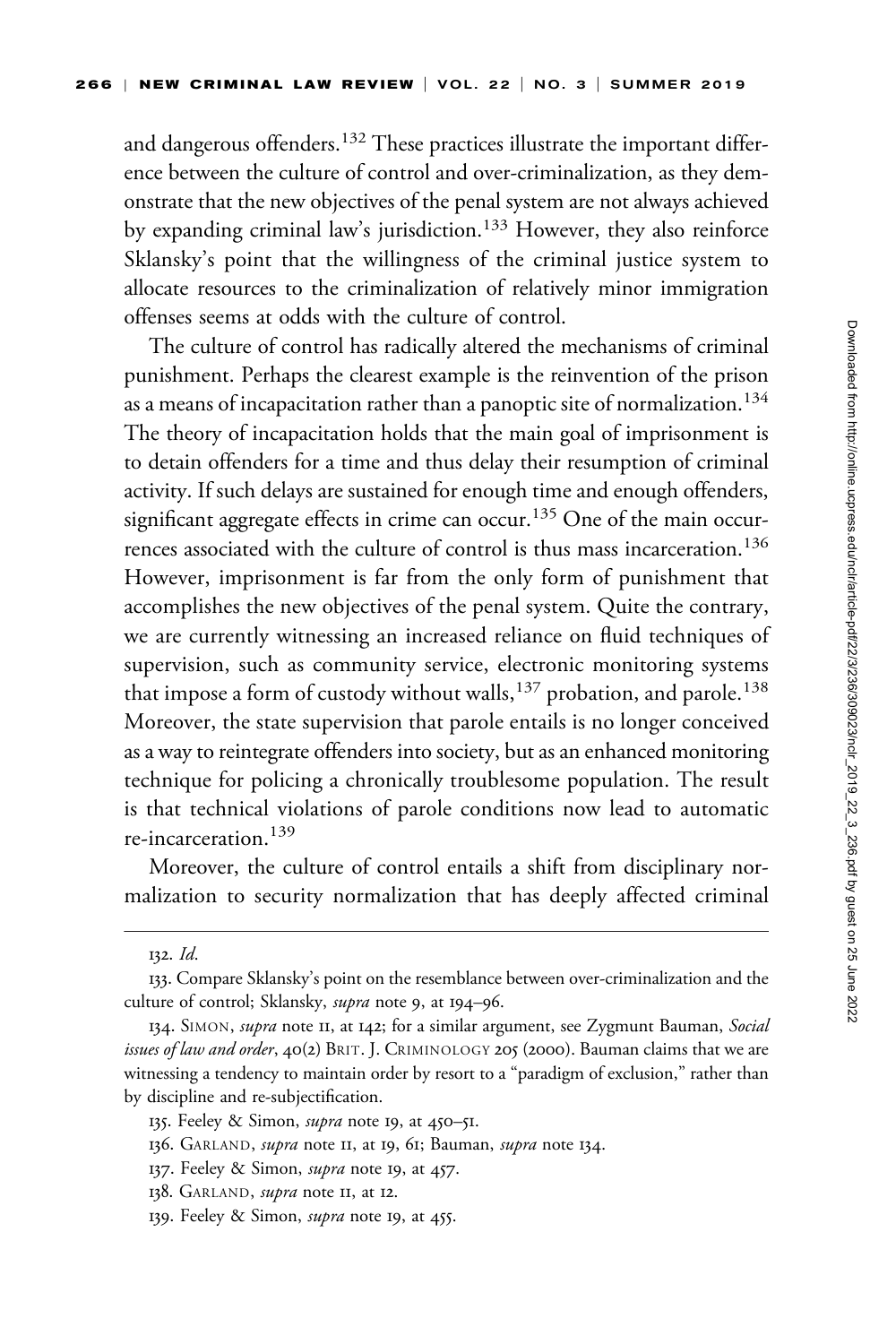and dangerous offenders.[132] These practices illustrate the important difference between the culture of control and over-criminalization, as they demonstrate that the new objectives of the penal system are not always achieved by expanding criminal law's jurisdiction.[133] However, they also reinforce Sklansky's point that the willingness of the criminal justice system to allocate resources to the criminalization of relatively minor immigration offenses seems at odds with the culture of control.

The culture of control has radically altered the mechanisms of criminal punishment. Perhaps the clearest example is the reinvention of the prison as a means of incapacitation rather than a panoptic site of normalization.[134] The theory of incapacitation holds that the main goal of imprisonment is to detain offenders for a time and thus delay their resumption of criminal activity. If such delays are sustained for enough time and enough offenders, significant aggregate effects in crime can occur.[135] One of the main occurrences associated with the culture of control is thus mass incarceration.[136] However, imprisonment is far from the only form of punishment that accomplishes the new objectives of the penal system. Quite the contrary, we are currently witnessing an increased reliance on fluid techniques of supervision, such as community service, electronic monitoring systems that impose a form of custody without walls,[137] probation, and parole.[138] Moreover, the state supervision that parole entails is no longer conceived as a way to reintegrate offenders into society, but as an enhanced monitoring technique for policing a chronically troublesome population. The result is that technical violations of parole conditions now lead to automatic re-incarceration.[139]

Moreover, the culture of control entails a shift from disciplinary normalization to security normalization that has deeply affected criminal

---

132. *Id.*

133. Compare Sklansky's point on the resemblance between over-criminalization and the culture of control; Sklansky, *supra* note 9, at 194–96.

134. SIMON, *supra* note 11, at 142; for a similar argument, see Zygmunt Bauman, *Social issues of law and order*, 40(2) BRIT. J. CRIMINOLOGY 205 (2000). Bauman claims that we are witnessing a tendency to maintain order by resort to a "paradigm of exclusion," rather than by discipline and re-subjectification.

135. Feeley & Simon, *supra* note 19, at 450–51.

136. GARLAND, *supra* note 11, at 19, 61; Bauman, *supra* note 134.

137. Feeley & Simon, *supra* note 19, at 457.

138. GARLAND, *supra* note 11, at 12.

139. Feeley & Simon, *supra* note 19, at 455.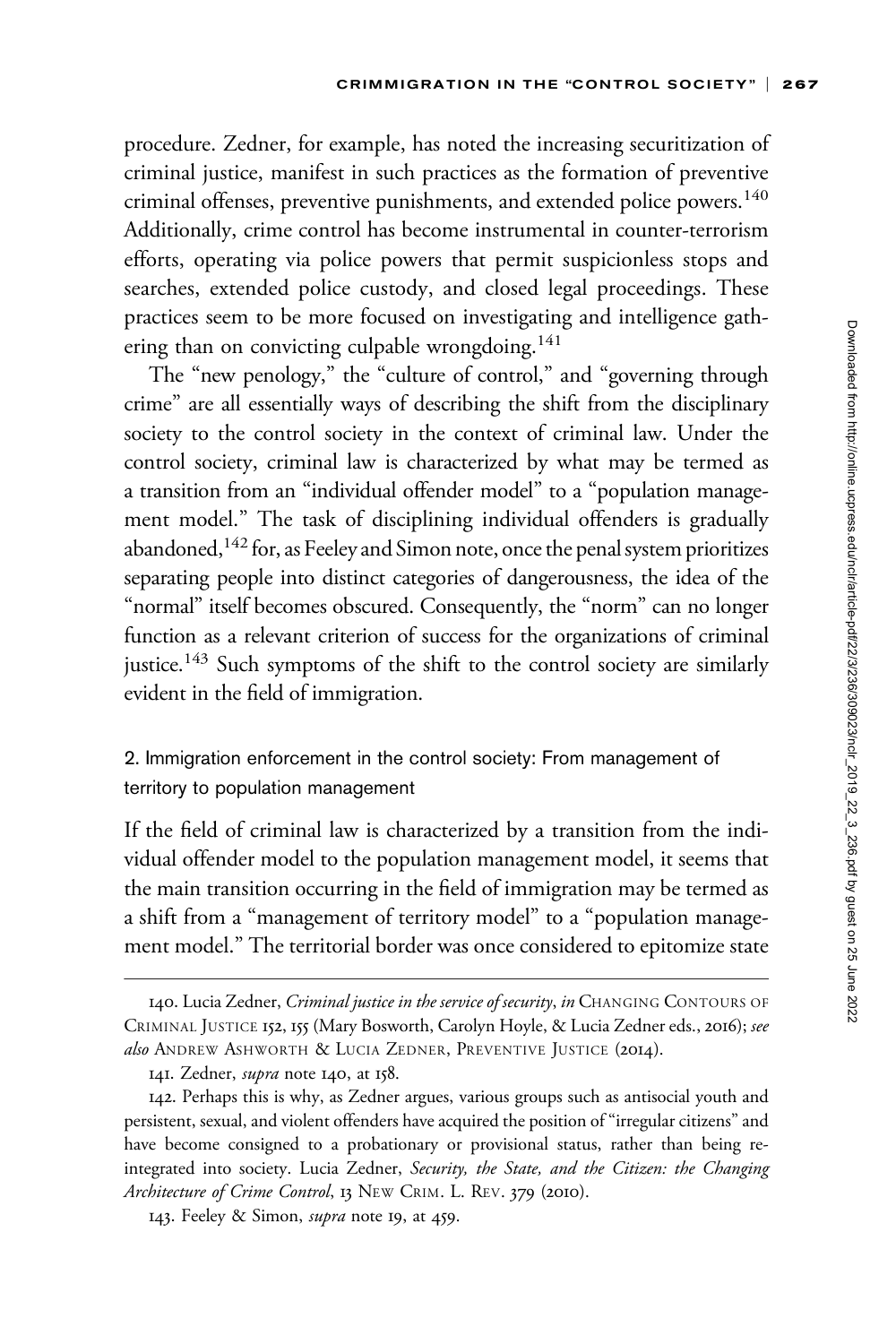procedure. Zedner, for example, has noted the increasing securitization of criminal justice, manifest in such practices as the formation of preventive criminal offenses, preventive punishments, and extended police powers.[140] Additionally, crime control has become instrumental in counter-terrorism efforts, operating via police powers that permit suspicionless stops and searches, extended police custody, and closed legal proceedings. These practices seem to be more focused on investigating and intelligence gathering than on convicting culpable wrongdoing.[141]

The "new penology," the "culture of control," and "governing through crime" are all essentially ways of describing the shift from the disciplinary society to the control society in the context of criminal law. Under the control society, criminal law is characterized by what may be termed as a transition from an "individual offender model" to a "population management model." The task of disciplining individual offenders is gradually abandoned,[142] for, as Feeley and Simon note, once the penal system prioritizes separating people into distinct categories of dangerousness, the idea of the "normal" itself becomes obscured. Consequently, the "norm" can no longer function as a relevant criterion of success for the organizations of criminal justice.[143] Such symptoms of the shift to the control society are similarly evident in the field of immigration.

### 2. Immigration enforcement in the control society: From management of territory to population management

If the field of criminal law is characterized by a transition from the individual offender model to the population management model, it seems that the main transition occurring in the field of immigration may be termed as a shift from a "management of territory model" to a "population management model." The territorial border was once considered to epitomize state

---

140. Lucia Zedner, *Criminal justice in the service of security*, *in* CHANGING CONTOURS OF CRIMINAL JUSTICE 152, 155 (Mary Bosworth, Carolyn Hoyle, & Lucia Zedner eds., 2016); *see also* ANDREW ASHWORTH & LUCIA ZEDNER, PREVENTIVE JUSTICE (2014).

141. Zedner, *supra* note 140, at 158.

142. Perhaps this is why, as Zedner argues, various groups such as antisocial youth and persistent, sexual, and violent offenders have acquired the position of "irregular citizens" and have become consigned to a probationary or provisional status, rather than being re-integrated into society. Lucia Zedner, *Security, the State, and the Citizen: the Changing Architecture of Crime Control*, 13 NEW CRIM. L. REV. 379 (2010).

143. Feeley & Simon, *supra* note 19, at 459.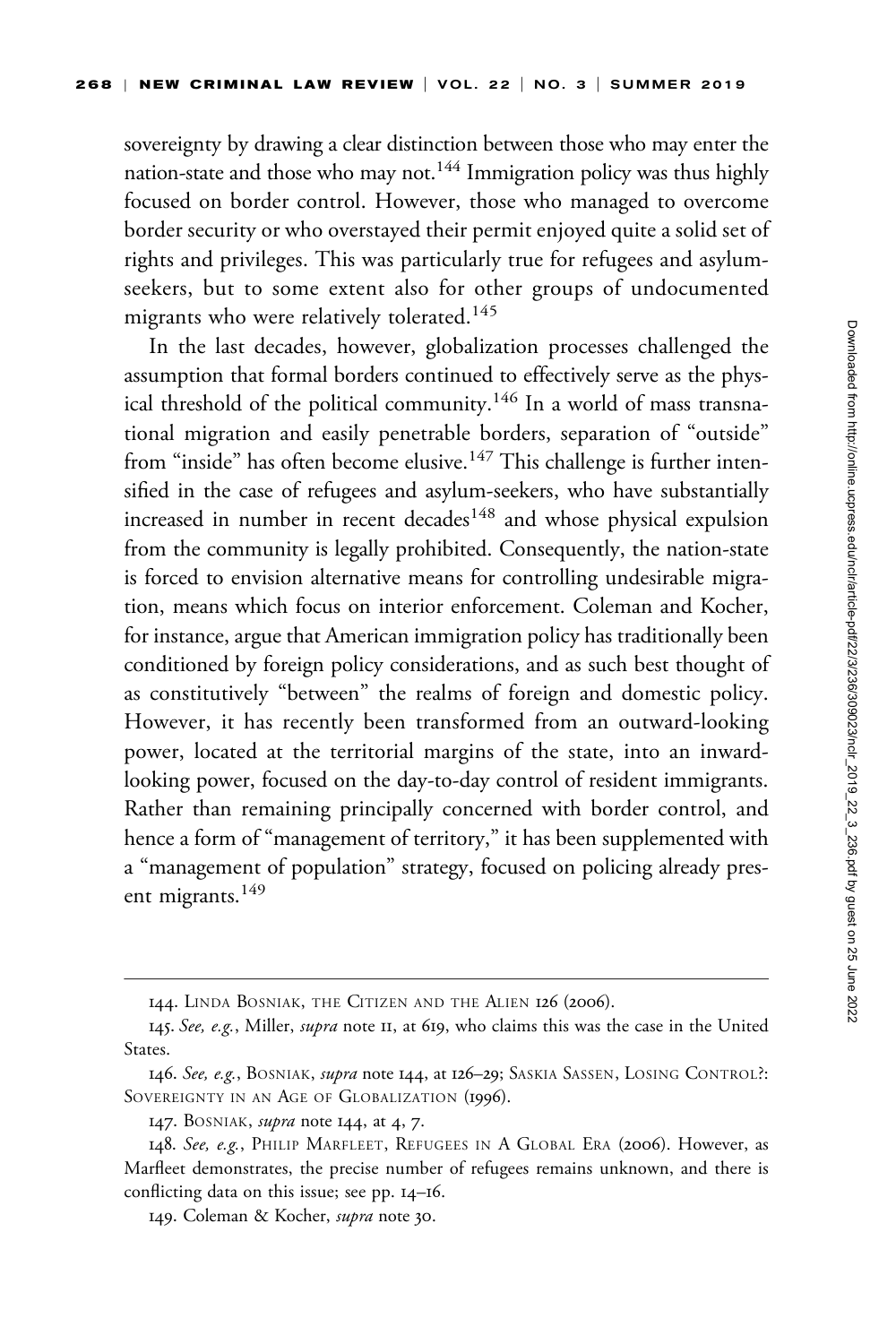sovereignty by drawing a clear distinction between those who may enter the nation-state and those who may not.[144] Immigration policy was thus highly focused on border control. However, those who managed to overcome border security or who overstayed their permit enjoyed quite a solid set of rights and privileges. This was particularly true for refugees and asylum-seekers, but to some extent also for other groups of undocumented migrants who were relatively tolerated.[145]

In the last decades, however, globalization processes challenged the assumption that formal borders continued to effectively serve as the physical threshold of the political community.[146] In a world of mass transnational migration and easily penetrable borders, separation of "outside" from "inside" has often become elusive.[147] This challenge is further intensified in the case of refugees and asylum-seekers, who have substantially increased in number in recent decades[148] and whose physical expulsion from the community is legally prohibited. Consequently, the nation-state is forced to envision alternative means for controlling undesirable migration, means which focus on interior enforcement. Coleman and Kocher, for instance, argue that American immigration policy has traditionally been conditioned by foreign policy considerations, and as such best thought of as constitutively "between" the realms of foreign and domestic policy. However, it has recently been transformed from an outward-looking power, located at the territorial margins of the state, into an inward-looking power, focused on the day-to-day control of resident immigrants. Rather than remaining principally concerned with border control, and hence a form of "management of territory," it has been supplemented with a "management of population" strategy, focused on policing already present migrants.[149]

---

144. LINDA BOSNIAK, THE CITIZEN AND THE ALIEN 126 (2006).

145. *See, e.g.*, Miller, *supra* note 11, at 619, who claims this was the case in the United States.

146. *See, e.g.*, BOSNIAK, *supra* note 144, at 126–29; SASKIA SASSEN, LOSING CONTROL?: SOVEREIGNTY IN AN AGE OF GLOBALIZATION (1996).

147. BOSNIAK, *supra* note 144, at 4, 7.

148. *See, e.g.*, PHILIP MARFLEET, REFUGEES IN A GLOBAL ERA (2006). However, as Marfleet demonstrates, the precise number of refugees remains unknown, and there is conflicting data on this issue; see pp. 14–16.

149. Coleman & Kocher, *supra* note 30.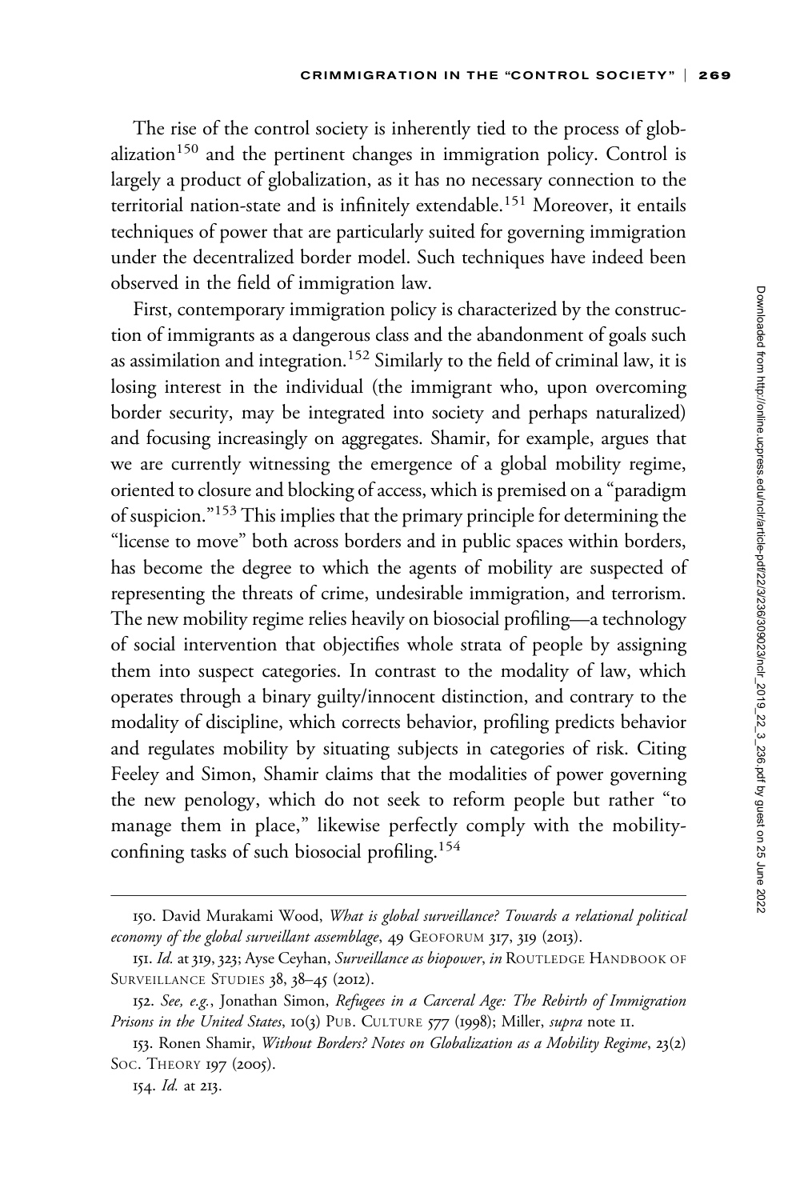The rise of the control society is inherently tied to the process of globalization[150] and the pertinent changes in immigration policy. Control is largely a product of globalization, as it has no necessary connection to the territorial nation-state and is infinitely extendable.[151] Moreover, it entails techniques of power that are particularly suited for governing immigration under the decentralized border model. Such techniques have indeed been observed in the field of immigration law.

First, contemporary immigration policy is characterized by the construction of immigrants as a dangerous class and the abandonment of goals such as assimilation and integration.[152] Similarly to the field of criminal law, it is losing interest in the individual (the immigrant who, upon overcoming border security, may be integrated into society and perhaps naturalized) and focusing increasingly on aggregates. Shamir, for example, argues that we are currently witnessing the emergence of a global mobility regime, oriented to closure and blocking of access, which is premised on a "paradigm of suspicion."[153] This implies that the primary principle for determining the "license to move" both across borders and in public spaces within borders, has become the degree to which the agents of mobility are suspected of representing the threats of crime, undesirable immigration, and terrorism. The new mobility regime relies heavily on biosocial profiling—a technology of social intervention that objectifies whole strata of people by assigning them into suspect categories. In contrast to the modality of law, which operates through a binary guilty/innocent distinction, and contrary to the modality of discipline, which corrects behavior, profiling predicts behavior and regulates mobility by situating subjects in categories of risk. Citing Feeley and Simon, Shamir claims that the modalities of power governing the new penology, which do not seek to reform people but rather "to manage them in place," likewise perfectly comply with the mobility-confining tasks of such biosocial profiling.[154]

---

150. David Murakami Wood, *What is global surveillance? Towards a relational political economy of the global surveillant assemblage*, 49 GEOFORUM 317, 319 (2013).

151. *Id.* at 319, 323; Ayse Ceyhan, *Surveillance as biopower*, *in* ROUTLEDGE HANDBOOK OF SURVEILLANCE STUDIES 38, 38–45 (2012).

152. *See, e.g.*, Jonathan Simon, *Refugees in a Carceral Age: The Rebirth of Immigration Prisons in the United States*, 10(3) PUB. CULTURE 577 (1998); Miller, *supra* note 11.

153. Ronen Shamir, *Without Borders? Notes on Globalization as a Mobility Regime*, 23(2) SOC. THEORY 197 (2005).

154. *Id.* at 213.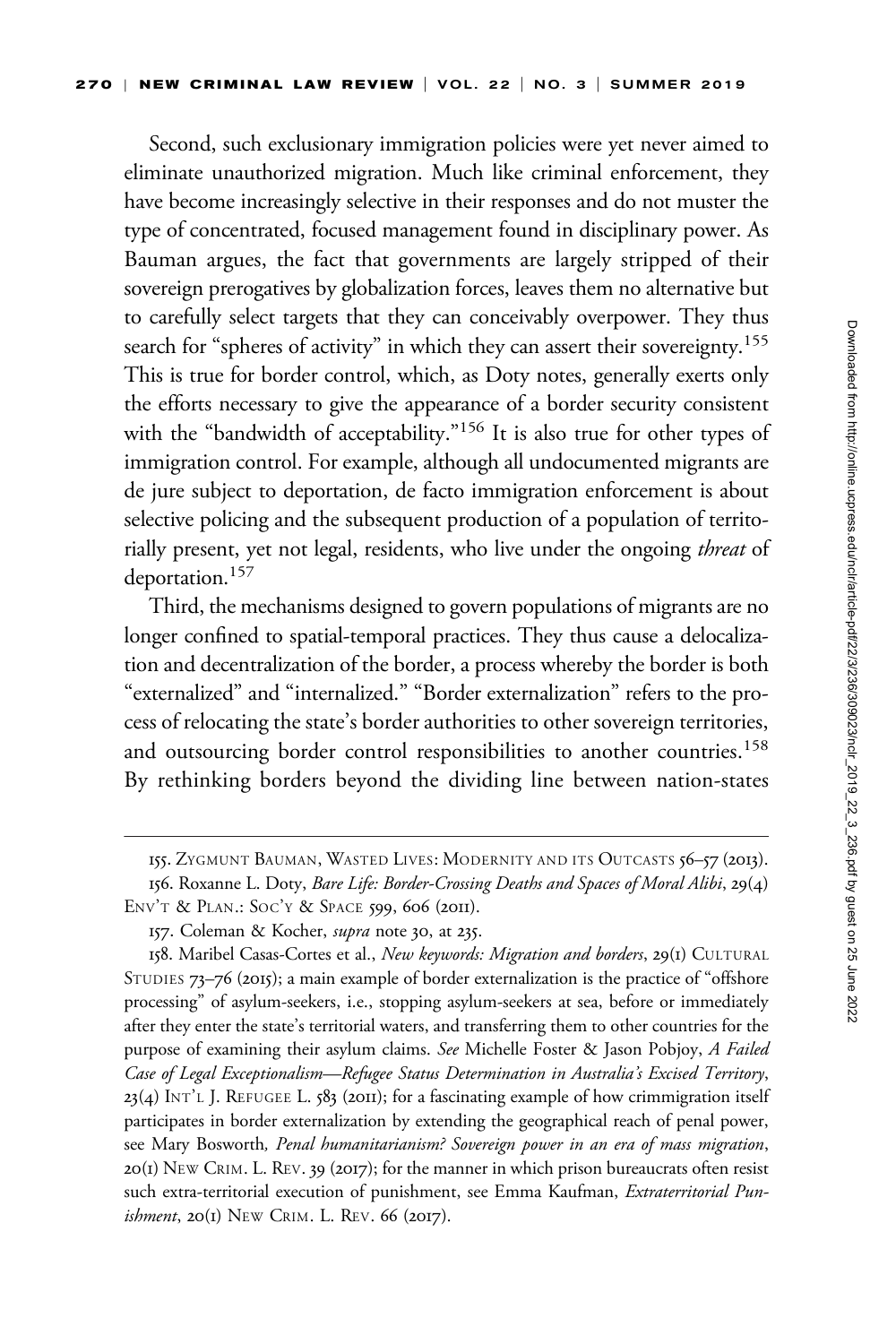Second, such exclusionary immigration policies were yet never aimed to eliminate unauthorized migration. Much like criminal enforcement, they have become increasingly selective in their responses and do not muster the type of concentrated, focused management found in disciplinary power. As Bauman argues, the fact that governments are largely stripped of their sovereign prerogatives by globalization forces, leaves them no alternative but to carefully select targets that they can conceivably overpower. They thus search for "spheres of activity" in which they can assert their sovereignty.[155] This is true for border control, which, as Doty notes, generally exerts only the efforts necessary to give the appearance of a border security consistent with the "bandwidth of acceptability."[156] It is also true for other types of immigration control. For example, although all undocumented migrants are de jure subject to deportation, de facto immigration enforcement is about selective policing and the subsequent production of a population of territorially present, yet not legal, residents, who live under the ongoing *threat* of deportation.[157]

Third, the mechanisms designed to govern populations of migrants are no longer confined to spatial-temporal practices. They thus cause a delocalization and decentralization of the border, a process whereby the border is both "externalized" and "internalized." "Border externalization" refers to the process of relocating the state's border authorities to other sovereign territories, and outsourcing border control responsibilities to another countries.[158] By rethinking borders beyond the dividing line between nation-states

---

155. Zygmunt Bauman, Wasted Lives: Modernity and its Outcasts 56–57 (2013).

156. Roxanne L. Doty, *Bare Life: Border-Crossing Deaths and Spaces of Moral Alibi*, 29(4) Env't & Plan.: Soc'y & Space 599, 606 (2011).

157. Coleman & Kocher, *supra* note 30, at 235.

158. Maribel Casas-Cortes et al., *New keywords: Migration and borders*, 29(1) Cultural Studies 73–76 (2015); a main example of border externalization is the practice of "offshore processing" of asylum-seekers, i.e., stopping asylum-seekers at sea, before or immediately after they enter the state's territorial waters, and transferring them to other countries for the purpose of examining their asylum claims. *See* Michelle Foster & Jason Pobjoy, *A Failed Case of Legal Exceptionalism—Refugee Status Determination in Australia's Excised Territory*, 23(4) Int'l J. Refugee L. 583 (2011); for a fascinating example of how crimmigration itself participates in border externalization by extending the geographical reach of penal power, see Mary Bosworth, *Penal humanitarianism? Sovereign power in an era of mass migration*, 20(1) New Crim. L. Rev. 39 (2017); for the manner in which prison bureaucrats often resist such extra-territorial execution of punishment, see Emma Kaufman, *Extraterritorial Punishment*, 20(1) New Crim. L. Rev. 66 (2017).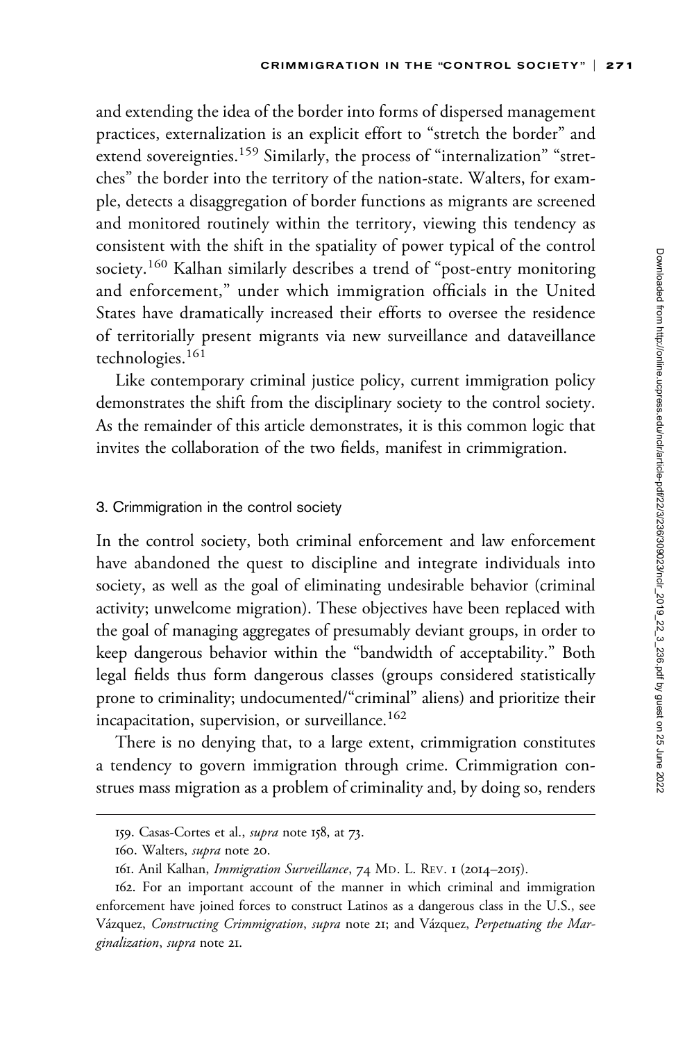and extending the idea of the border into forms of dispersed management practices, externalization is an explicit effort to "stretch the border" and extend sovereignties.[159] Similarly, the process of "internalization" "stretches" the border into the territory of the nation-state. Walters, for example, detects a disaggregation of border functions as migrants are screened and monitored routinely within the territory, viewing this tendency as consistent with the shift in the spatiality of power typical of the control society.[160] Kalhan similarly describes a trend of "post-entry monitoring and enforcement," under which immigration officials in the United States have dramatically increased their efforts to oversee the residence of territorially present migrants via new surveillance and dataveillance technologies.[161]

Like contemporary criminal justice policy, current immigration policy demonstrates the shift from the disciplinary society to the control society. As the remainder of this article demonstrates, it is this common logic that invites the collaboration of the two fields, manifest in crimmigration.

### 3. Crimmigration in the control society

In the control society, both criminal enforcement and law enforcement have abandoned the quest to discipline and integrate individuals into society, as well as the goal of eliminating undesirable behavior (criminal activity; unwelcome migration). These objectives have been replaced with the goal of managing aggregates of presumably deviant groups, in order to keep dangerous behavior within the "bandwidth of acceptability." Both legal fields thus form dangerous classes (groups considered statistically prone to criminality; undocumented/"criminal" aliens) and prioritize their incapacitation, supervision, or surveillance.[162]

There is no denying that, to a large extent, crimmigration constitutes a tendency to govern immigration through crime. Crimmigration construes mass migration as a problem of criminality and, by doing so, renders

---

159. Casas-Cortes et al., *supra* note 158, at 73.

160. Walters, *supra* note 20.

161. Anil Kalhan, *Immigration Surveillance*, 74 MD. L. REV. 1 (2014–2015).

162. For an important account of the manner in which criminal and immigration enforcement have joined forces to construct Latinos as a dangerous class in the U.S., see Vázquez, *Constructing Crimmigration*, *supra* note 21; and Vázquez, *Perpetuating the Marginalization*, *supra* note 21.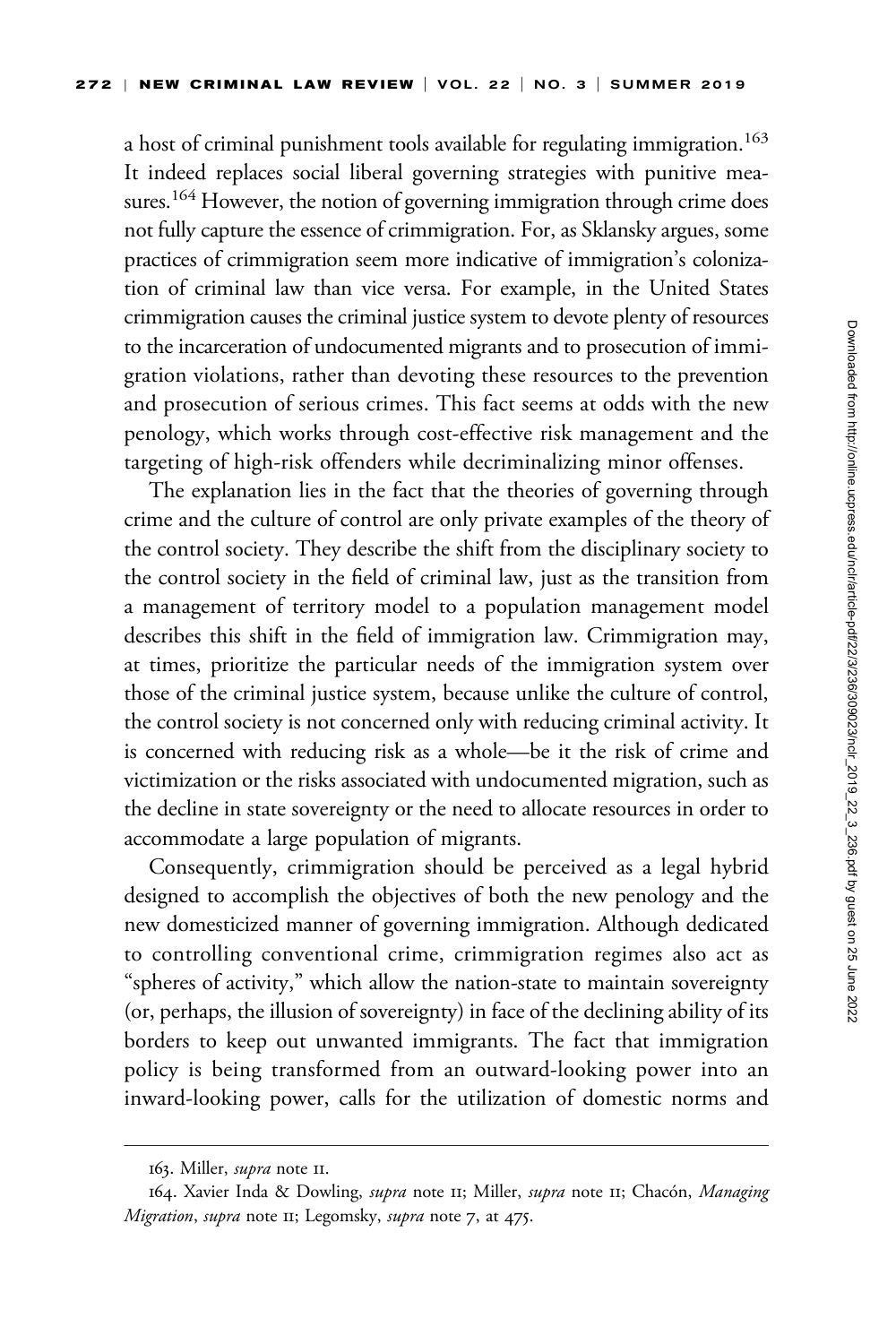a host of criminal punishment tools available for regulating immigration.[163] It indeed replaces social liberal governing strategies with punitive measures.[164] However, the notion of governing immigration through crime does not fully capture the essence of crimmigration. For, as Sklansky argues, some practices of crimmigration seem more indicative of immigration's colonization of criminal law than vice versa. For example, in the United States crimmigration causes the criminal justice system to devote plenty of resources to the incarceration of undocumented migrants and to prosecution of immigration violations, rather than devoting these resources to the prevention and prosecution of serious crimes. This fact seems at odds with the new penology, which works through cost-effective risk management and the targeting of high-risk offenders while decriminalizing minor offenses.

The explanation lies in the fact that the theories of governing through crime and the culture of control are only private examples of the theory of the control society. They describe the shift from the disciplinary society to the control society in the field of criminal law, just as the transition from a management of territory model to a population management model describes this shift in the field of immigration law. Crimmigration may, at times, prioritize the particular needs of the immigration system over those of the criminal justice system, because unlike the culture of control, the control society is not concerned only with reducing criminal activity. It is concerned with reducing risk as a whole—be it the risk of crime and victimization or the risks associated with undocumented migration, such as the decline in state sovereignty or the need to allocate resources in order to accommodate a large population of migrants.

Consequently, crimmigration should be perceived as a legal hybrid designed to accomplish the objectives of both the new penology and the new domesticized manner of governing immigration. Although dedicated to controlling conventional crime, crimmigration regimes also act as "spheres of activity," which allow the nation-state to maintain sovereignty (or, perhaps, the illusion of sovereignty) in face of the declining ability of its borders to keep out unwanted immigrants. The fact that immigration policy is being transformed from an outward-looking power into an inward-looking power, calls for the utilization of domestic norms and

---

163. Miller, *supra* note 11.

164. Xavier Inda & Dowling, *supra* note 11; Miller, *supra* note 11; Chacón, *Managing Migration*, *supra* note 11; Legomsky, *supra* note 7, at 475.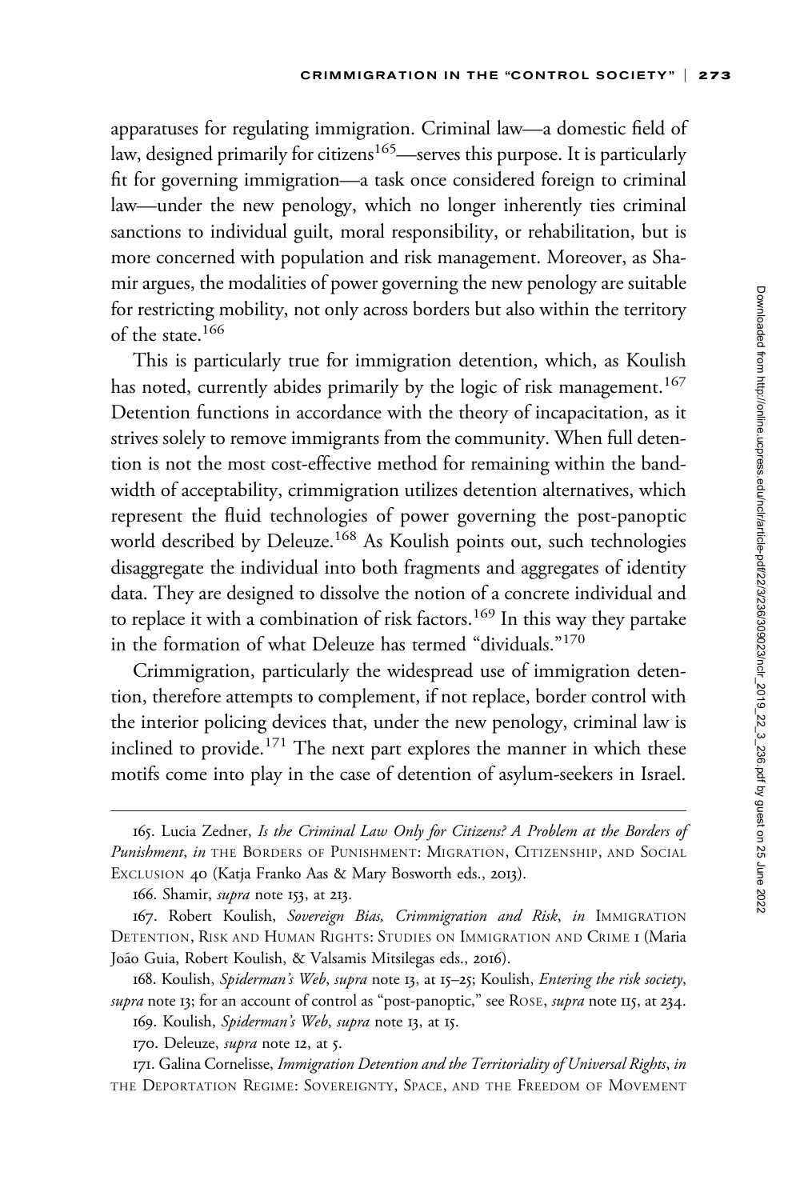apparatuses for regulating immigration. Criminal law—a domestic field of law, designed primarily for citizens[165]—serves this purpose. It is particularly fit for governing immigration—a task once considered foreign to criminal law—under the new penology, which no longer inherently ties criminal sanctions to individual guilt, moral responsibility, or rehabilitation, but is more concerned with population and risk management. Moreover, as Shamir argues, the modalities of power governing the new penology are suitable for restricting mobility, not only across borders but also within the territory of the state.[166]

This is particularly true for immigration detention, which, as Koulish has noted, currently abides primarily by the logic of risk management.[167] Detention functions in accordance with the theory of incapacitation, as it strives solely to remove immigrants from the community. When full detention is not the most cost-effective method for remaining within the bandwidth of acceptability, crimmigration utilizes detention alternatives, which represent the fluid technologies of power governing the post-panoptic world described by Deleuze.[168] As Koulish points out, such technologies disaggregate the individual into both fragments and aggregates of identity data. They are designed to dissolve the notion of a concrete individual and to replace it with a combination of risk factors.[169] In this way they partake in the formation of what Deleuze has termed "dividuals."[170]

Crimmigration, particularly the widespread use of immigration detention, therefore attempts to complement, if not replace, border control with the interior policing devices that, under the new penology, criminal law is inclined to provide.[171] The next part explores the manner in which these motifs come into play in the case of detention of asylum-seekers in Israel.

---

165. Lucia Zedner, *Is the Criminal Law Only for Citizens? A Problem at the Borders of Punishment*, *in* THE BORDERS OF PUNISHMENT: MIGRATION, CITIZENSHIP, AND SOCIAL EXCLUSION 40 (Katja Franko Aas & Mary Bosworth eds., 2013).

166. Shamir, *supra* note 153, at 213.

167. Robert Koulish, *Sovereign Bias, Crimmigration and Risk*, *in* IMMIGRATION DETENTION, RISK AND HUMAN RIGHTS: STUDIES ON IMMIGRATION AND CRIME 1 (Maria João Guia, Robert Koulish, & Valsamis Mitsilegas eds., 2016).

168. Koulish, *Spiderman's Web*, *supra* note 13, at 15–25; Koulish, *Entering the risk society*, *supra* note 13; for an account of control as "post-panoptic," see ROSE, *supra* note 115, at 234.

169. Koulish, *Spiderman's Web*, *supra* note 13, at 15.

170. Deleuze, *supra* note 12, at 5.

171. Galina Cornelisse, *Immigration Detention and the Territoriality of Universal Rights*, *in* THE DEPORTATION REGIME: SOVEREIGNTY, SPACE, AND THE FREEDOM OF MOVEMENT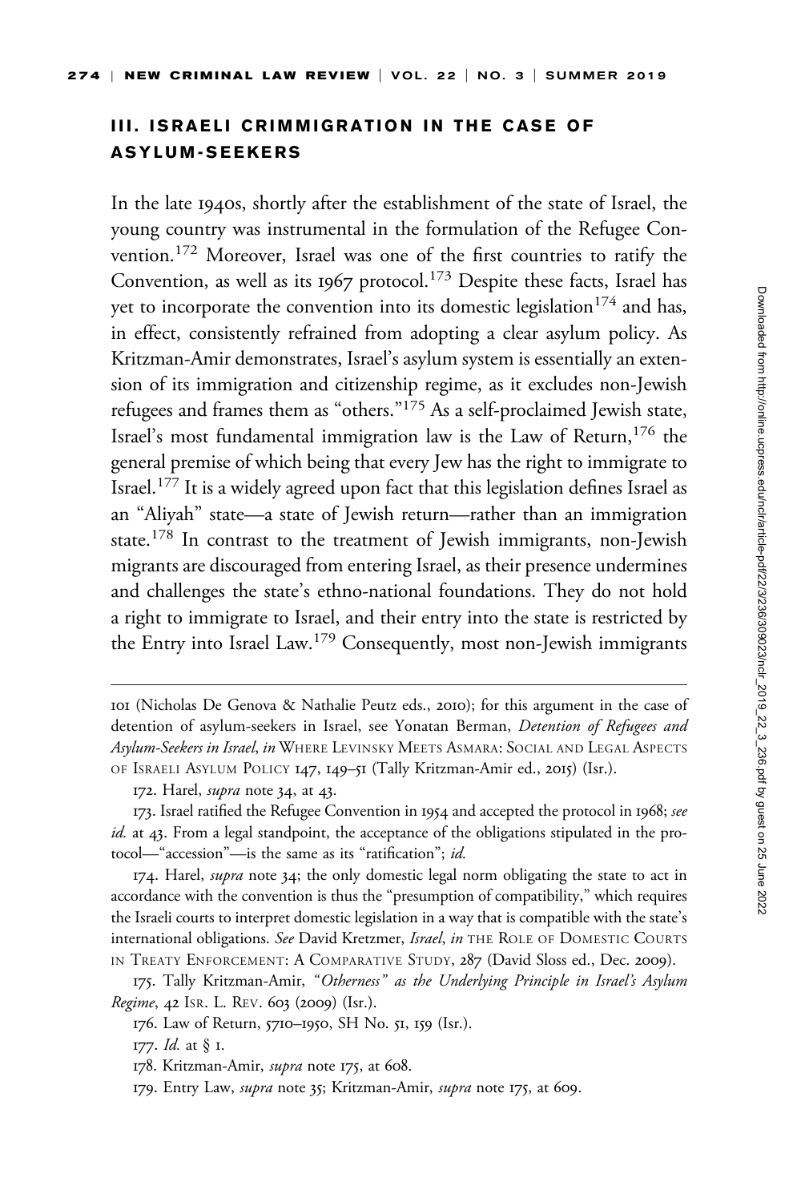## III. ISRAELI CRIMMIGRATION IN THE CASE OF ASYLUM-SEEKERS

In the late 1940s, shortly after the establishment of the state of Israel, the young country was instrumental in the formulation of the Refugee Convention.[172] Moreover, Israel was one of the first countries to ratify the Convention, as well as its 1967 protocol.[173] Despite these facts, Israel has yet to incorporate the convention into its domestic legislation[174] and has, in effect, consistently refrained from adopting a clear asylum policy. As Kritzman-Amir demonstrates, Israel's asylum system is essentially an extension of its immigration and citizenship regime, as it excludes non-Jewish refugees and frames them as "others."[175] As a self-proclaimed Jewish state, Israel's most fundamental immigration law is the Law of Return,[176] the general premise of which being that every Jew has the right to immigrate to Israel.[177] It is a widely agreed upon fact that this legislation defines Israel as an "Aliyah" state—a state of Jewish return—rather than an immigration state.[178] In contrast to the treatment of Jewish immigrants, non-Jewish migrants are discouraged from entering Israel, as their presence undermines and challenges the state's ethno-national foundations. They do not hold a right to immigrate to Israel, and their entry into the state is restricted by the Entry into Israel Law.[179] Consequently, most non-Jewish immigrants

---

101 (Nicholas De Genova & Nathalie Peutz eds., 2010); for this argument in the case of detention of asylum-seekers in Israel, see Yonatan Berman, *Detention of Refugees and Asylum-Seekers in Israel*, *in* WHERE LEVINSKY MEETS ASMARA: SOCIAL AND LEGAL ASPECTS OF ISRAELI ASYLUM POLICY 147, 149–51 (Tally Kritzman-Amir ed., 2015) (Isr.).

172. Harel, *supra* note 34, at 43.

173. Israel ratified the Refugee Convention in 1954 and accepted the protocol in 1968; *see id.* at 43. From a legal standpoint, the acceptance of the obligations stipulated in the protocol—"accession"—is the same as its "ratification"; *id.*

174. Harel, *supra* note 34; the only domestic legal norm obligating the state to act in accordance with the convention is thus the "presumption of compatibility," which requires the Israeli courts to interpret domestic legislation in a way that is compatible with the state's international obligations. *See* David Kretzmer, *Israel*, *in* THE ROLE OF DOMESTIC COURTS IN TREATY ENFORCEMENT: A COMPARATIVE STUDY, 287 (David Sloss ed., Dec. 2009).

175. Tally Kritzman-Amir, *"Otherness" as the Underlying Principle in Israel's Asylum Regime*, 42 ISR. L. REV. 603 (2009) (Isr.).

176. Law of Return, 5710–1950, SH No. 51, 159 (Isr.).

177. *Id.* at § 1.

178. Kritzman-Amir, *supra* note 175, at 608.

179. Entry Law, *supra* note 35; Kritzman-Amir, *supra* note 175, at 609.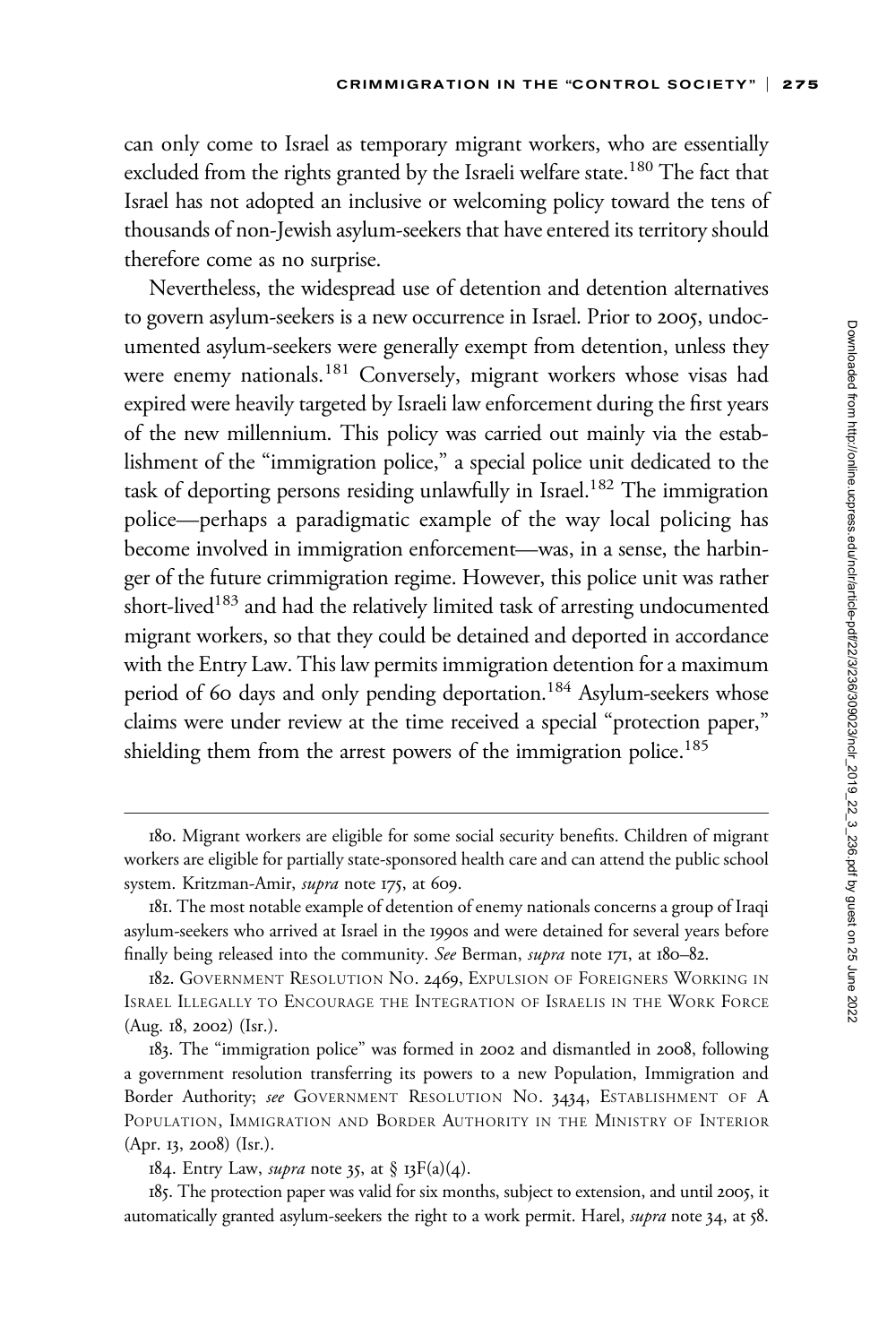can only come to Israel as temporary migrant workers, who are essentially excluded from the rights granted by the Israeli welfare state.[180] The fact that Israel has not adopted an inclusive or welcoming policy toward the tens of thousands of non-Jewish asylum-seekers that have entered its territory should therefore come as no surprise.

Nevertheless, the widespread use of detention and detention alternatives to govern asylum-seekers is a new occurrence in Israel. Prior to 2005, undocumented asylum-seekers were generally exempt from detention, unless they were enemy nationals.[181] Conversely, migrant workers whose visas had expired were heavily targeted by Israeli law enforcement during the first years of the new millennium. This policy was carried out mainly via the establishment of the "immigration police," a special police unit dedicated to the task of deporting persons residing unlawfully in Israel.[182] The immigration police—perhaps a paradigmatic example of the way local policing has become involved in immigration enforcement—was, in a sense, the harbinger of the future crimmigration regime. However, this police unit was rather short-lived[183] and had the relatively limited task of arresting undocumented migrant workers, so that they could be detained and deported in accordance with the Entry Law. This law permits immigration detention for a maximum period of 60 days and only pending deportation.[184] Asylum-seekers whose claims were under review at the time received a special "protection paper," shielding them from the arrest powers of the immigration police.[185]

---

180. Migrant workers are eligible for some social security benefits. Children of migrant workers are eligible for partially state-sponsored health care and can attend the public school system. Kritzman-Amir, *supra* note 175, at 609.

181. The most notable example of detention of enemy nationals concerns a group of Iraqi asylum-seekers who arrived at Israel in the 1990s and were detained for several years before finally being released into the community. *See* Berman, *supra* note 171, at 180–82.

182. Government Resolution No. 2469, Expulsion of Foreigners Working in Israel Illegally to Encourage the Integration of Israelis in the Work Force (Aug. 18, 2002) (Isr.).

183. The "immigration police" was formed in 2002 and dismantled in 2008, following a government resolution transferring its powers to a new Population, Immigration and Border Authority; *see* Government Resolution No. 3434, Establishment of A Population, Immigration and Border Authority in the Ministry of Interior (Apr. 13, 2008) (Isr.).

184. Entry Law, *supra* note 35, at § 13F(a)(4).

185. The protection paper was valid for six months, subject to extension, and until 2005, it automatically granted asylum-seekers the right to a work permit. Harel, *supra* note 34, at 58.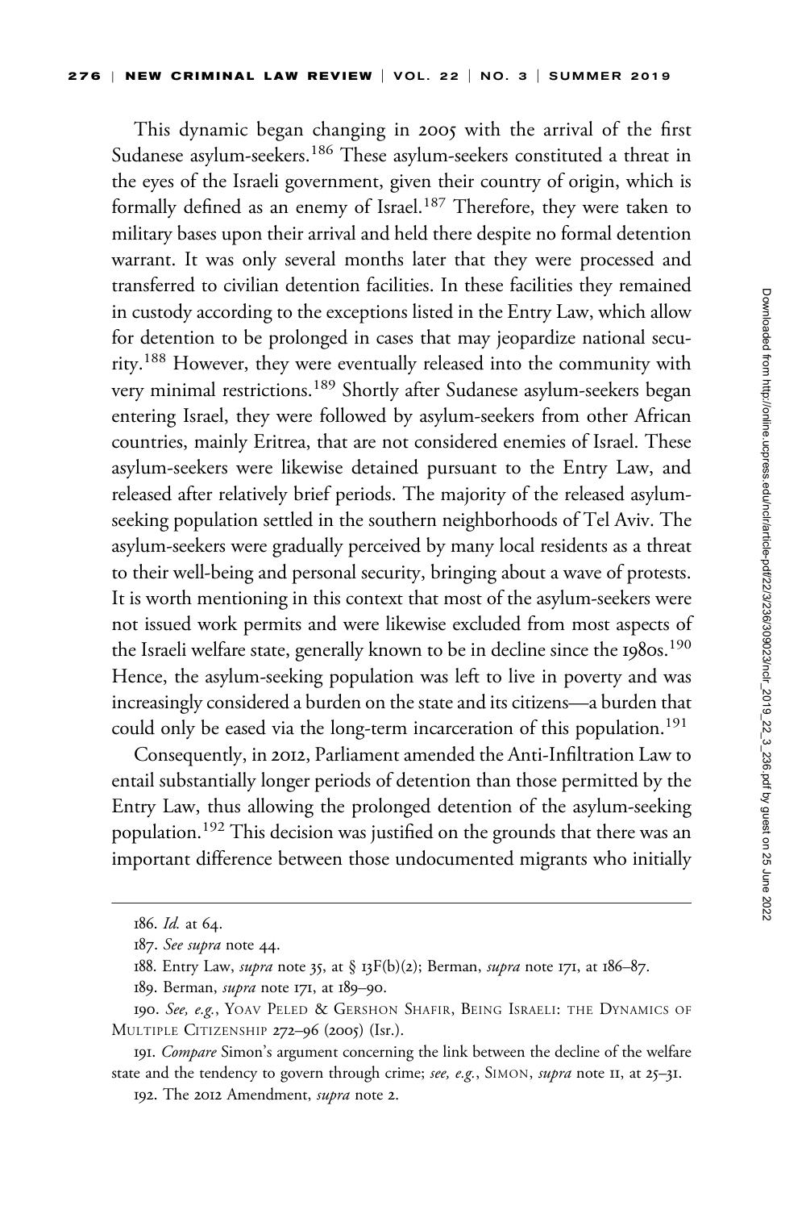This dynamic began changing in 2005 with the arrival of the first Sudanese asylum-seekers.[186] These asylum-seekers constituted a threat in the eyes of the Israeli government, given their country of origin, which is formally defined as an enemy of Israel.[187] Therefore, they were taken to military bases upon their arrival and held there despite no formal detention warrant. It was only several months later that they were processed and transferred to civilian detention facilities. In these facilities they remained in custody according to the exceptions listed in the Entry Law, which allow for detention to be prolonged in cases that may jeopardize national security.[188] However, they were eventually released into the community with very minimal restrictions.[189] Shortly after Sudanese asylum-seekers began entering Israel, they were followed by asylum-seekers from other African countries, mainly Eritrea, that are not considered enemies of Israel. These asylum-seekers were likewise detained pursuant to the Entry Law, and released after relatively brief periods. The majority of the released asylum-seeking population settled in the southern neighborhoods of Tel Aviv. The asylum-seekers were gradually perceived by many local residents as a threat to their well-being and personal security, bringing about a wave of protests. It is worth mentioning in this context that most of the asylum-seekers were not issued work permits and were likewise excluded from most aspects of the Israeli welfare state, generally known to be in decline since the 1980s.[190] Hence, the asylum-seeking population was left to live in poverty and was increasingly considered a burden on the state and its citizens—a burden that could only be eased via the long-term incarceration of this population.[191]

Consequently, in 2012, Parliament amended the Anti-Infiltration Law to entail substantially longer periods of detention than those permitted by the Entry Law, thus allowing the prolonged detention of the asylum-seeking population.[192] This decision was justified on the grounds that there was an important difference between those undocumented migrants who initially

---

186. *Id.* at 64.

187. *See supra* note 44.

188. Entry Law, *supra* note 35, at § 13F(b)(2); Berman, *supra* note 171, at 186–87.

189. Berman, *supra* note 171, at 189–90.

190. *See, e.g.*, YOAV PELED & GERSHON SHAFIR, BEING ISRAELI: THE DYNAMICS OF MULTIPLE CITIZENSHIP 272–96 (2005) (Isr.).

191. *Compare* Simon's argument concerning the link between the decline of the welfare state and the tendency to govern through crime; *see, e.g.*, SIMON, *supra* note 11, at 25–31.

192. The 2012 Amendment, *supra* note 2.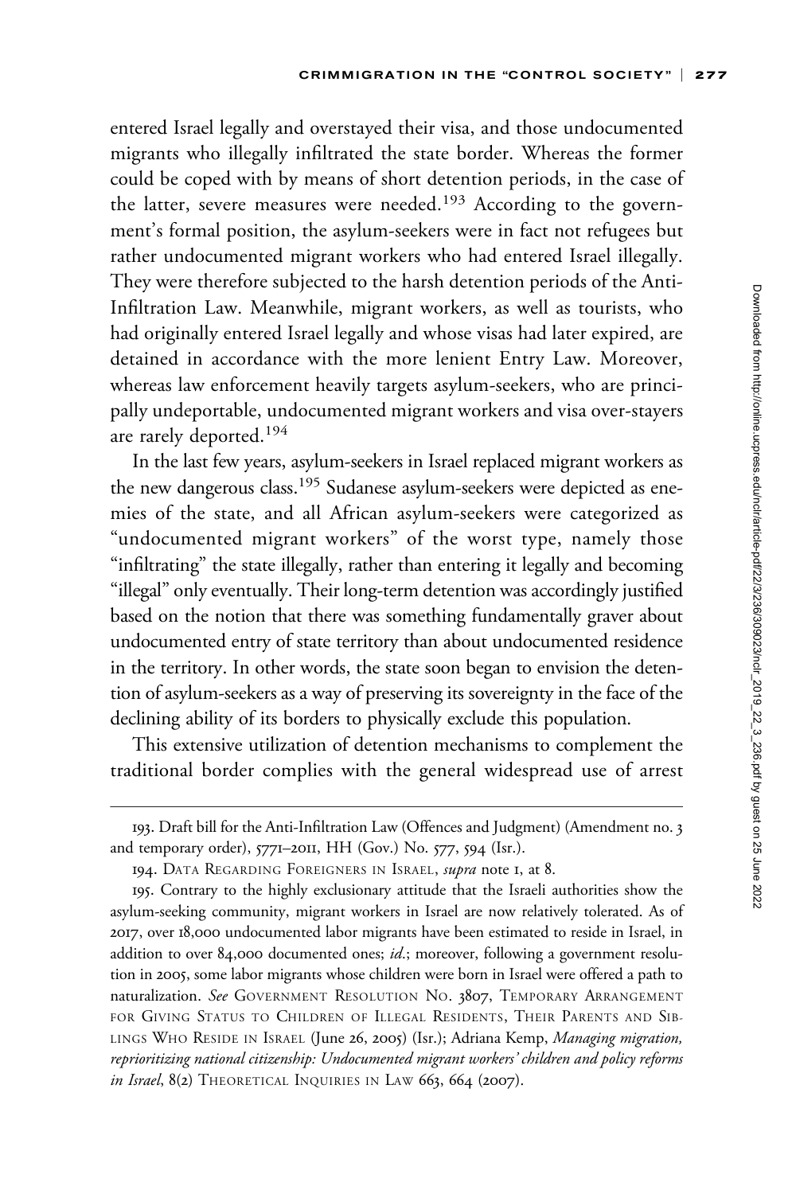entered Israel legally and overstayed their visa, and those undocumented migrants who illegally infiltrated the state border. Whereas the former could be coped with by means of short detention periods, in the case of the latter, severe measures were needed.[193] According to the government's formal position, the asylum-seekers were in fact not refugees but rather undocumented migrant workers who had entered Israel illegally. They were therefore subjected to the harsh detention periods of the Anti-Infiltration Law. Meanwhile, migrant workers, as well as tourists, who had originally entered Israel legally and whose visas had later expired, are detained in accordance with the more lenient Entry Law. Moreover, whereas law enforcement heavily targets asylum-seekers, who are principally undeportable, undocumented migrant workers and visa over-stayers are rarely deported.[194]

In the last few years, asylum-seekers in Israel replaced migrant workers as the new dangerous class.[195] Sudanese asylum-seekers were depicted as enemies of the state, and all African asylum-seekers were categorized as "undocumented migrant workers" of the worst type, namely those "infiltrating" the state illegally, rather than entering it legally and becoming "illegal" only eventually. Their long-term detention was accordingly justified based on the notion that there was something fundamentally graver about undocumented entry of state territory than about undocumented residence in the territory. In other words, the state soon began to envision the detention of asylum-seekers as a way of preserving its sovereignty in the face of the declining ability of its borders to physically exclude this population.

This extensive utilization of detention mechanisms to complement the traditional border complies with the general widespread use of arrest

---

193. Draft bill for the Anti-Infiltration Law (Offences and Judgment) (Amendment no. 3 and temporary order), 5771–2011, HH (Gov.) No. 577, 594 (Isr.).

194. Data Regarding Foreigners in Israel, *supra* note 1, at 8.

195. Contrary to the highly exclusionary attitude that the Israeli authorities show the asylum-seeking community, migrant workers in Israel are now relatively tolerated. As of 2017, over 18,000 undocumented labor migrants have been estimated to reside in Israel, in addition to over 84,000 documented ones; *id.*; moreover, following a government resolution in 2005, some labor migrants whose children were born in Israel were offered a path to naturalization. *See* Government Resolution No. 3807, Temporary Arrangement for Giving Status to Children of Illegal Residents, Their Parents and Siblings Who Reside in Israel (June 26, 2005) (Isr.); Adriana Kemp, *Managing migration, reprioritizing national citizenship: Undocumented migrant workers' children and policy reforms in Israel*, 8(2) Theoretical Inquiries in Law 663, 664 (2007).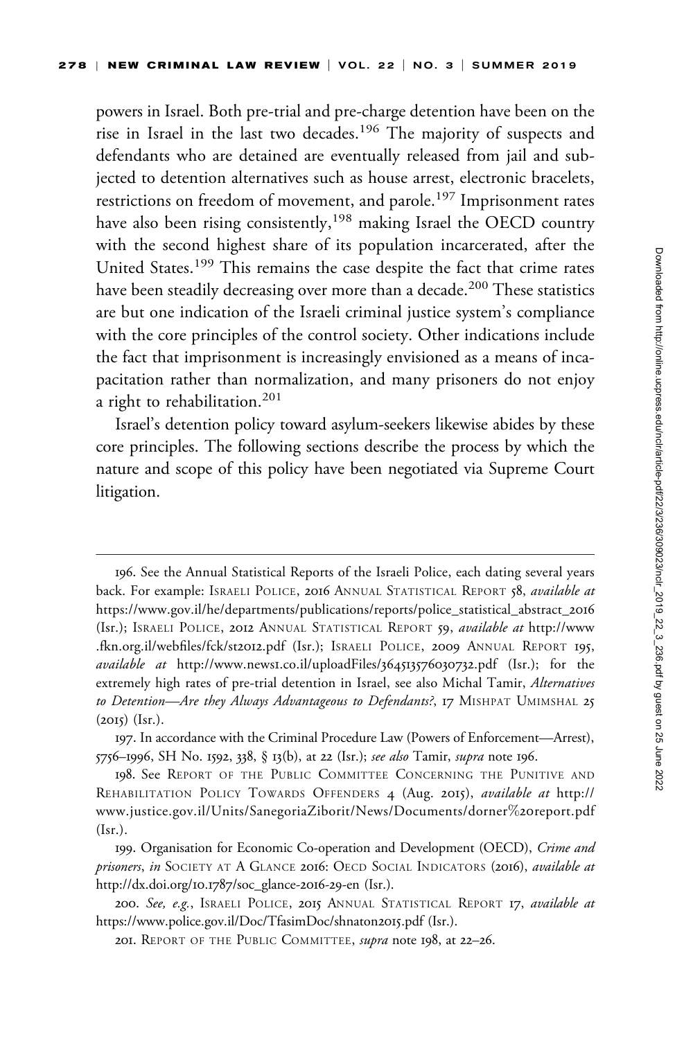powers in Israel. Both pre-trial and pre-charge detention have been on the rise in Israel in the last two decades.[196] The majority of suspects and defendants who are detained are eventually released from jail and subjected to detention alternatives such as house arrest, electronic bracelets, restrictions on freedom of movement, and parole.[197] Imprisonment rates have also been rising consistently,[198] making Israel the OECD country with the second highest share of its population incarcerated, after the United States.[199] This remains the case despite the fact that crime rates have been steadily decreasing over more than a decade.[200] These statistics are but one indication of the Israeli criminal justice system's compliance with the core principles of the control society. Other indications include the fact that imprisonment is increasingly envisioned as a means of incapacitation rather than normalization, and many prisoners do not enjoy a right to rehabilitation.[201]

Israel's detention policy toward asylum-seekers likewise abides by these core principles. The following sections describe the process by which the nature and scope of this policy have been negotiated via Supreme Court litigation.

---

196. See the Annual Statistical Reports of the Israeli Police, each dating several years back. For example: ISRAELI POLICE, 2016 ANNUAL STATISTICAL REPORT 58, *available at* https://www.gov.il/he/departments/publications/reports/police_statistical_abstract_2016 (Isr.); ISRAELI POLICE, 2012 ANNUAL STATISTICAL REPORT 59, *available at* http://www.fkn.org.il/webfiles/fck/st2012.pdf (Isr.); ISRAELI POLICE, 2009 ANNUAL REPORT 195, *available at* http://www.news1.co.il/uploadFiles/364513576030732.pdf (Isr.); for the extremely high rates of pre-trial detention in Israel, see also Michal Tamir, *Alternatives to Detention—Are they Always Advantageous to Defendants?*, 17 MISHPAT UMIMSHAL 25 (2015) (Isr.).

197. In accordance with the Criminal Procedure Law (Powers of Enforcement—Arrest), 5756–1996, SH No. 1592, 338, § 13(b), at 22 (Isr.); *see also* Tamir, *supra* note 196.

198. See REPORT OF THE PUBLIC COMMITTEE CONCERNING THE PUNITIVE AND REHABILITATION POLICY TOWARDS OFFENDERS 4 (Aug. 2015), *available at* http://www.justice.gov.il/Units/SanegoriaZiborit/News/Documents/dorner%20report.pdf (Isr.).

199. Organisation for Economic Co-operation and Development (OECD), *Crime and prisoners*, *in* SOCIETY AT A GLANCE 2016: OECD SOCIAL INDICATORS (2016), *available at* http://dx.doi.org/10.1787/soc_glance-2016-29-en (Isr.).

200. *See, e.g.*, ISRAELI POLICE, 2015 ANNUAL STATISTICAL REPORT 17, *available at* https://www.police.gov.il/Doc/TfasimDoc/shnaton2015.pdf (Isr.).

201. REPORT OF THE PUBLIC COMMITTEE, *supra* note 198, at 22–26.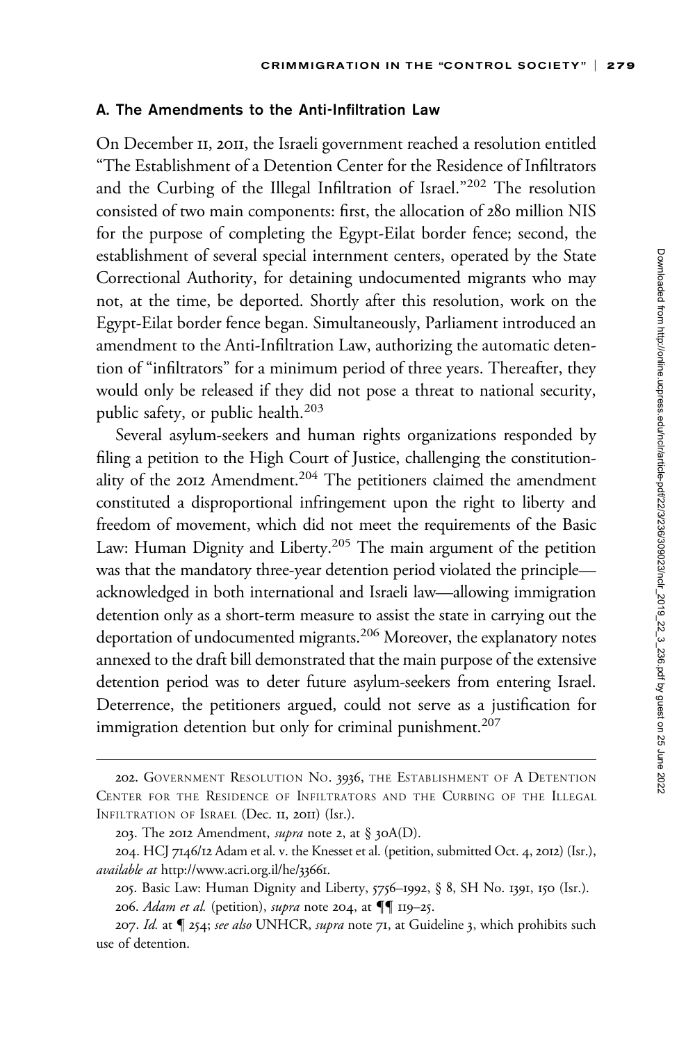### A. The Amendments to the Anti-Infiltration Law

On December 11, 2011, the Israeli government reached a resolution entitled "The Establishment of a Detention Center for the Residence of Infiltrators and the Curbing of the Illegal Infiltration of Israel."[202] The resolution consisted of two main components: first, the allocation of 280 million NIS for the purpose of completing the Egypt-Eilat border fence; second, the establishment of several special internment centers, operated by the State Correctional Authority, for detaining undocumented migrants who may not, at the time, be deported. Shortly after this resolution, work on the Egypt-Eilat border fence began. Simultaneously, Parliament introduced an amendment to the Anti-Infiltration Law, authorizing the automatic detention of "infiltrators" for a minimum period of three years. Thereafter, they would only be released if they did not pose a threat to national security, public safety, or public health.[203]

Several asylum-seekers and human rights organizations responded by filing a petition to the High Court of Justice, challenging the constitutionality of the 2012 Amendment.[204] The petitioners claimed the amendment constituted a disproportional infringement upon the right to liberty and freedom of movement, which did not meet the requirements of the Basic Law: Human Dignity and Liberty.[205] The main argument of the petition was that the mandatory three-year detention period violated the principle—acknowledged in both international and Israeli law—allowing immigration detention only as a short-term measure to assist the state in carrying out the deportation of undocumented migrants.[206] Moreover, the explanatory notes annexed to the draft bill demonstrated that the main purpose of the extensive detention period was to deter future asylum-seekers from entering Israel. Deterrence, the petitioners argued, could not serve as a justification for immigration detention but only for criminal punishment.[207]

---

202. Government Resolution No. 3936, The Establishment of A Detention Center for the Residence of Infiltrators and the Curbing of the Illegal Infiltration of Israel (Dec. 11, 2011) (Isr.).

203. The 2012 Amendment, *supra* note 2, at § 30A(D).

204. HCJ 7146/12 Adam et al. v. the Knesset et al. (petition, submitted Oct. 4, 2012) (Isr.), *available at* http://www.acri.org.il/he/33661.

205. Basic Law: Human Dignity and Liberty, 5756–1992, § 8, SH No. 1391, 150 (Isr.).

206. *Adam et al.* (petition), *supra* note 204, at ¶¶ 119–25.

207. *Id.* at ¶ 254; *see also* UNHCR, *supra* note 71, at Guideline 3, which prohibits such use of detention.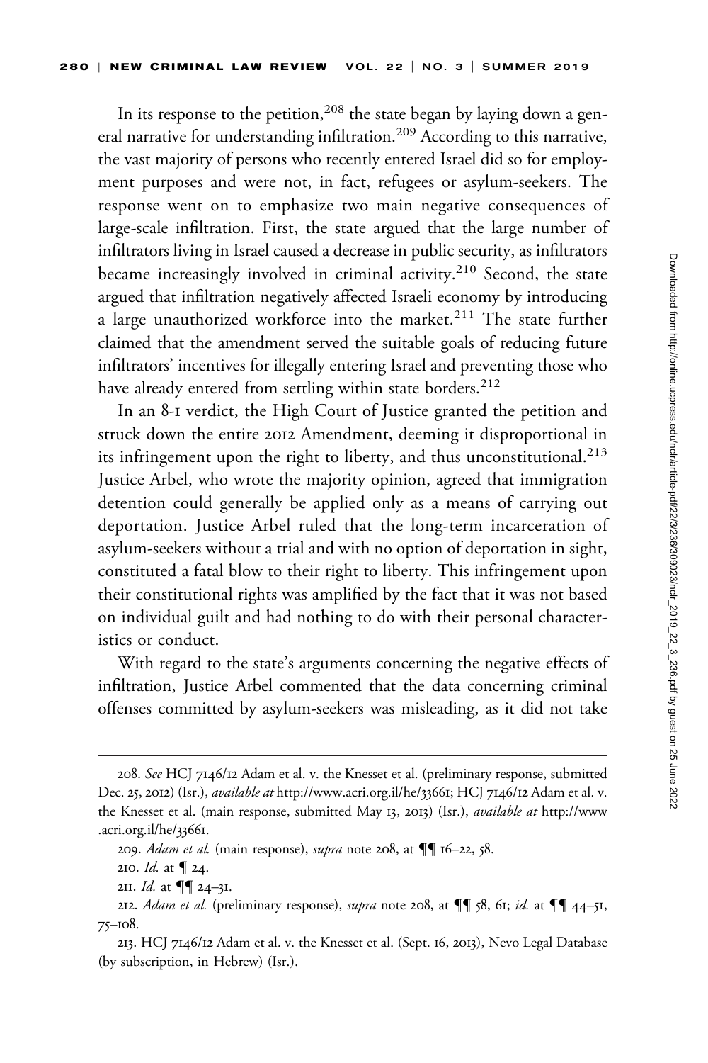In its response to the petition,[208] the state began by laying down a general narrative for understanding infiltration.[209] According to this narrative, the vast majority of persons who recently entered Israel did so for employment purposes and were not, in fact, refugees or asylum-seekers. The response went on to emphasize two main negative consequences of large-scale infiltration. First, the state argued that the large number of infiltrators living in Israel caused a decrease in public security, as infiltrators became increasingly involved in criminal activity.[210] Second, the state argued that infiltration negatively affected Israeli economy by introducing a large unauthorized workforce into the market.[211] The state further claimed that the amendment served the suitable goals of reducing future infiltrators' incentives for illegally entering Israel and preventing those who have already entered from settling within state borders.[212]

In an 8-1 verdict, the High Court of Justice granted the petition and struck down the entire 2012 Amendment, deeming it disproportional in its infringement upon the right to liberty, and thus unconstitutional.[213] Justice Arbel, who wrote the majority opinion, agreed that immigration detention could generally be applied only as a means of carrying out deportation. Justice Arbel ruled that the long-term incarceration of asylum-seekers without a trial and with no option of deportation in sight, constituted a fatal blow to their right to liberty. This infringement upon their constitutional rights was amplified by the fact that it was not based on individual guilt and had nothing to do with their personal characteristics or conduct.

With regard to the state's arguments concerning the negative effects of infiltration, Justice Arbel commented that the data concerning criminal offenses committed by asylum-seekers was misleading, as it did not take

---

208. *See* HCJ 7146/12 Adam et al. v. the Knesset et al. (preliminary response, submitted Dec. 25, 2012) (Isr.), *available at* http://www.acri.org.il/he/33661; HCJ 7146/12 Adam et al. v. the Knesset et al. (main response, submitted May 13, 2013) (Isr.), *available at* http://www.acri.org.il/he/33661.

209. *Adam et al.* (main response), *supra* note 208, at ¶¶ 16–22, 58.

210. *Id.* at ¶ 24.

211. *Id.* at ¶¶ 24–31.

212. *Adam et al.* (preliminary response), *supra* note 208, at ¶¶ 58, 61; *id.* at ¶¶ 44–51, 75–108.

213. HCJ 7146/12 Adam et al. v. the Knesset et al. (Sept. 16, 2013), Nevo Legal Database (by subscription, in Hebrew) (Isr.).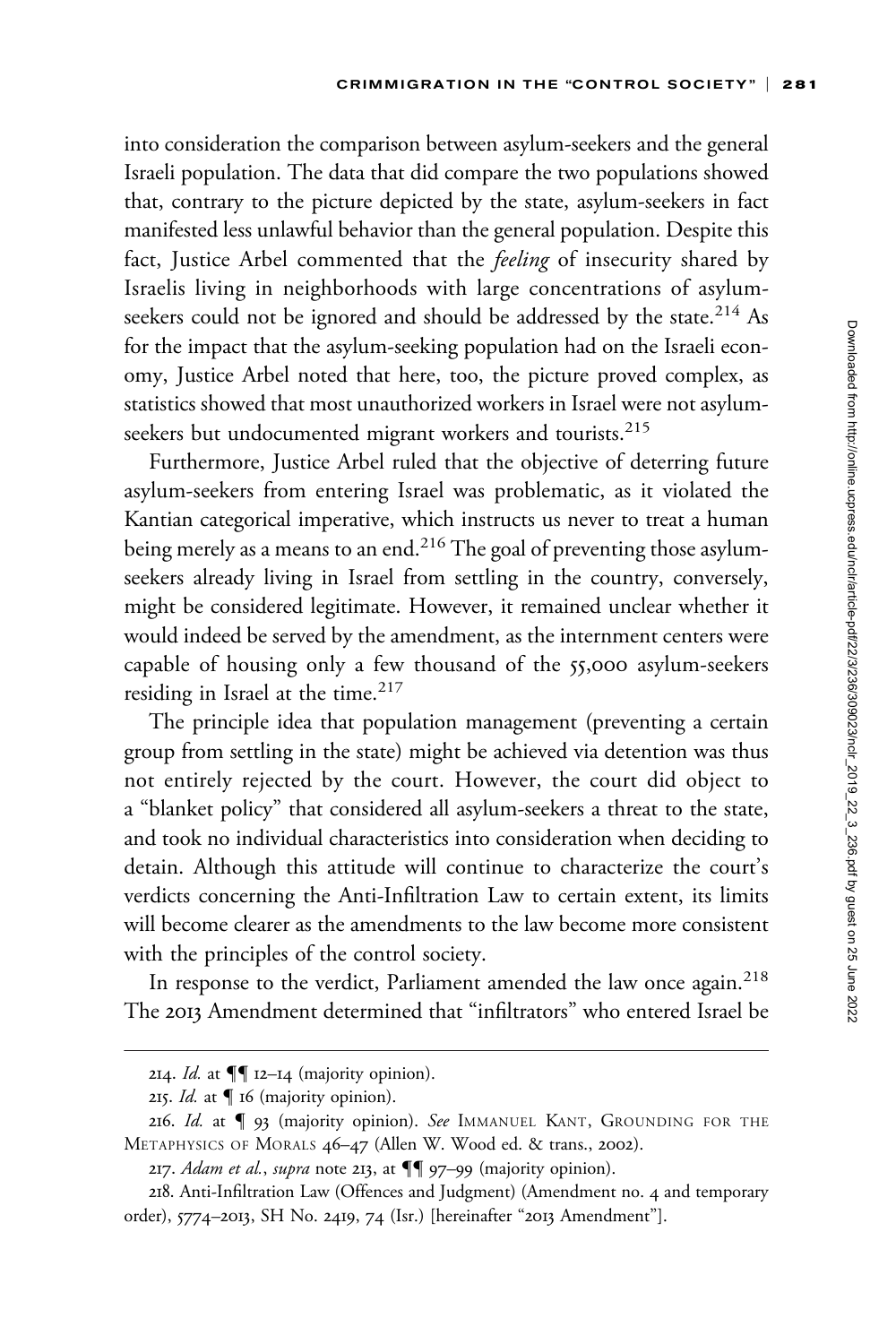into consideration the comparison between asylum-seekers and the general Israeli population. The data that did compare the two populations showed that, contrary to the picture depicted by the state, asylum-seekers in fact manifested less unlawful behavior than the general population. Despite this fact, Justice Arbel commented that the *feeling* of insecurity shared by Israelis living in neighborhoods with large concentrations of asylum-seekers could not be ignored and should be addressed by the state.[214] As for the impact that the asylum-seeking population had on the Israeli economy, Justice Arbel noted that here, too, the picture proved complex, as statistics showed that most unauthorized workers in Israel were not asylum-seekers but undocumented migrant workers and tourists.[215]

Furthermore, Justice Arbel ruled that the objective of deterring future asylum-seekers from entering Israel was problematic, as it violated the Kantian categorical imperative, which instructs us never to treat a human being merely as a means to an end.[216] The goal of preventing those asylum-seekers already living in Israel from settling in the country, conversely, might be considered legitimate. However, it remained unclear whether it would indeed be served by the amendment, as the internment centers were capable of housing only a few thousand of the 55,000 asylum-seekers residing in Israel at the time.[217]

The principle idea that population management (preventing a certain group from settling in the state) might be achieved via detention was thus not entirely rejected by the court. However, the court did object to a "blanket policy" that considered all asylum-seekers a threat to the state, and took no individual characteristics into consideration when deciding to detain. Although this attitude will continue to characterize the court's verdicts concerning the Anti-Infiltration Law to certain extent, its limits will become clearer as the amendments to the law become more consistent with the principles of the control society.

In response to the verdict, Parliament amended the law once again.[218] The 2013 Amendment determined that "infiltrators" who entered Israel be

---

214. *Id.* at ¶¶ 12–14 (majority opinion).

215. *Id.* at ¶ 16 (majority opinion).

216. *Id.* at ¶ 93 (majority opinion). *See* IMMANUEL KANT, GROUNDING FOR THE METAPHYSICS OF MORALS 46–47 (Allen W. Wood ed. & trans., 2002).

217. *Adam et al.*, *supra* note 213, at ¶¶ 97–99 (majority opinion).

218. Anti-Infiltration Law (Offences and Judgment) (Amendment no. 4 and temporary order), 5774–2013, SH No. 2419, 74 (Isr.) [hereinafter "2013 Amendment"].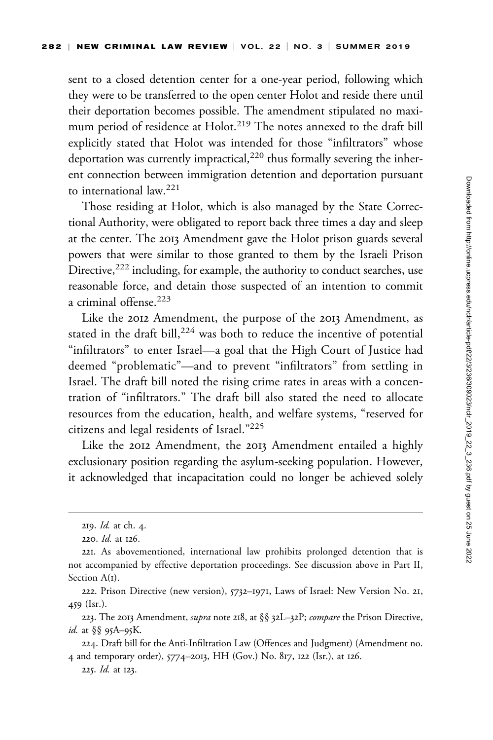sent to a closed detention center for a one-year period, following which they were to be transferred to the open center Holot and reside there until their deportation becomes possible. The amendment stipulated no maximum period of residence at Holot.[219] The notes annexed to the draft bill explicitly stated that Holot was intended for those "infiltrators" whose deportation was currently impractical,[220] thus formally severing the inherent connection between immigration detention and deportation pursuant to international law.[221]

Those residing at Holot, which is also managed by the State Correctional Authority, were obligated to report back three times a day and sleep at the center. The 2013 Amendment gave the Holot prison guards several powers that were similar to those granted to them by the Israeli Prison Directive,[222] including, for example, the authority to conduct searches, use reasonable force, and detain those suspected of an intention to commit a criminal offense.[223]

Like the 2012 Amendment, the purpose of the 2013 Amendment, as stated in the draft bill,[224] was both to reduce the incentive of potential "infiltrators" to enter Israel—a goal that the High Court of Justice had deemed "problematic"—and to prevent "infiltrators" from settling in Israel. The draft bill noted the rising crime rates in areas with a concentration of "infiltrators." The draft bill also stated the need to allocate resources from the education, health, and welfare systems, "reserved for citizens and legal residents of Israel."[225]

Like the 2012 Amendment, the 2013 Amendment entailed a highly exclusionary position regarding the asylum-seeking population. However, it acknowledged that incapacitation could no longer be achieved solely

---

219. *Id.* at ch. 4.

220. *Id.* at 126.

221. As abovementioned, international law prohibits prolonged detention that is not accompanied by effective deportation proceedings. See discussion above in Part II, Section A(1).

222. Prison Directive (new version), 5732–1971, Laws of Israel: New Version No. 21, 459 (Isr.).

223. The 2013 Amendment, *supra* note 218, at §§ 32L–32P; *compare* the Prison Directive, *id.* at §§ 95A–95K.

224. Draft bill for the Anti-Infiltration Law (Offences and Judgment) (Amendment no. 4 and temporary order), 5774–2013, HH (Gov.) No. 817, 122 (Isr.), at 126.

225. *Id.* at 123.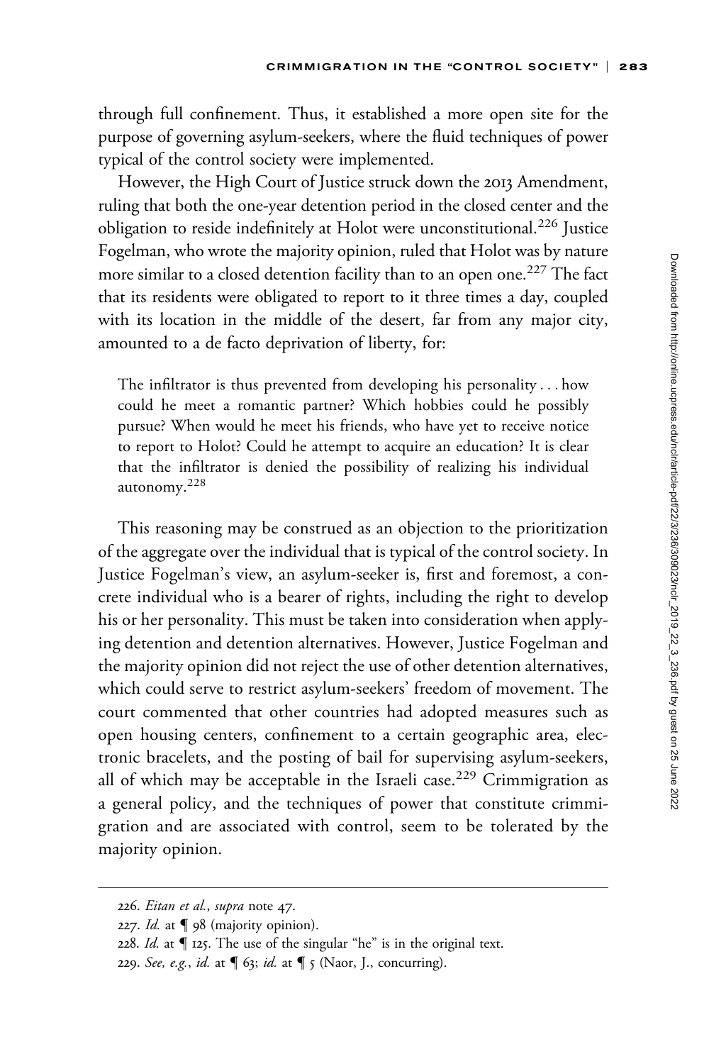through full confinement. Thus, it established a more open site for the purpose of governing asylum-seekers, where the fluid techniques of power typical of the control society were implemented.

However, the High Court of Justice struck down the 2013 Amendment, ruling that both the one-year detention period in the closed center and the obligation to reside indefinitely at Holot were unconstitutional.[226] Justice Fogelman, who wrote the majority opinion, ruled that Holot was by nature more similar to a closed detention facility than to an open one.[227] The fact that its residents were obligated to report to it three times a day, coupled with its location in the middle of the desert, far from any major city, amounted to a de facto deprivation of liberty, for:

> The infiltrator is thus prevented from developing his personality . . . how could he meet a romantic partner? Which hobbies could he possibly pursue? When would he meet his friends, who have yet to receive notice to report to Holot? Could he attempt to acquire an education? It is clear that the infiltrator is denied the possibility of realizing his individual autonomy.[228]

This reasoning may be construed as an objection to the prioritization of the aggregate over the individual that is typical of the control society. In Justice Fogelman's view, an asylum-seeker is, first and foremost, a concrete individual who is a bearer of rights, including the right to develop his or her personality. This must be taken into consideration when applying detention and detention alternatives. However, Justice Fogelman and the majority opinion did not reject the use of other detention alternatives, which could serve to restrict asylum-seekers' freedom of movement. The court commented that other countries had adopted measures such as open housing centers, confinement to a certain geographic area, electronic bracelets, and the posting of bail for supervising asylum-seekers, all of which may be acceptable in the Israeli case.[229] Crimmigration as a general policy, and the techniques of power that constitute crimmigration and are associated with control, seem to be tolerated by the majority opinion.

---

226. *Eitan et al.*, *supra* note 47.

227. *Id.* at ¶ 98 (majority opinion).

228. *Id.* at ¶ 125. The use of the singular "he" is in the original text.

229. *See, e.g.*, *id.* at ¶ 63; *id.* at ¶ 5 (Naor, J., concurring).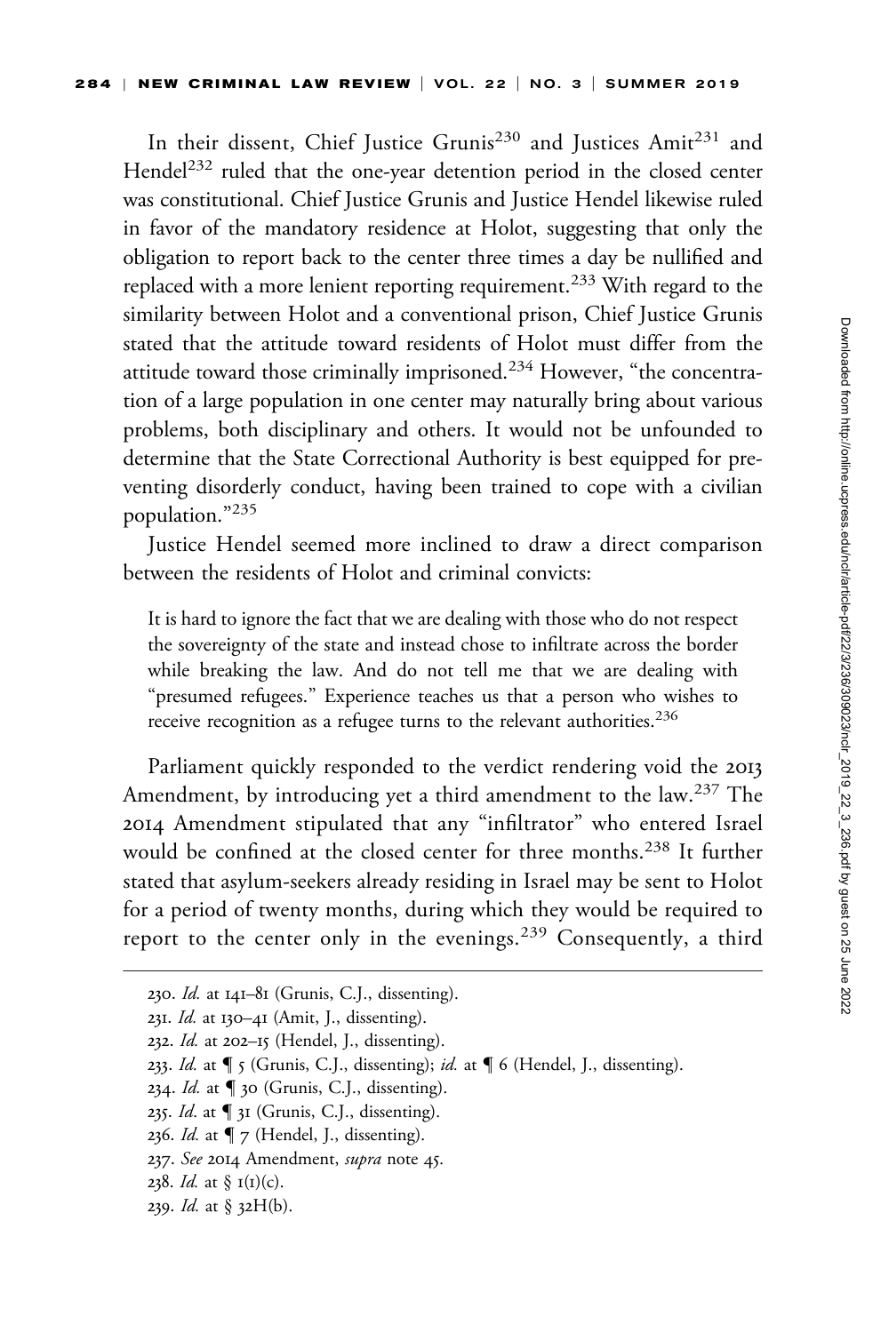In their dissent, Chief Justice Grunis[230] and Justices Amit[231] and Hendel[232] ruled that the one-year detention period in the closed center was constitutional. Chief Justice Grunis and Justice Hendel likewise ruled in favor of the mandatory residence at Holot, suggesting that only the obligation to report back to the center three times a day be nullified and replaced with a more lenient reporting requirement.[233] With regard to the similarity between Holot and a conventional prison, Chief Justice Grunis stated that the attitude toward residents of Holot must differ from the attitude toward those criminally imprisoned.[234] However, "the concentration of a large population in one center may naturally bring about various problems, both disciplinary and others. It would not be unfounded to determine that the State Correctional Authority is best equipped for preventing disorderly conduct, having been trained to cope with a civilian population."[235]

Justice Hendel seemed more inclined to draw a direct comparison between the residents of Holot and criminal convicts:

> It is hard to ignore the fact that we are dealing with those who do not respect the sovereignty of the state and instead chose to infiltrate across the border while breaking the law. And do not tell me that we are dealing with "presumed refugees." Experience teaches us that a person who wishes to receive recognition as a refugee turns to the relevant authorities.[236]

Parliament quickly responded to the verdict rendering void the 2013 Amendment, by introducing yet a third amendment to the law.[237] The 2014 Amendment stipulated that any "infiltrator" who entered Israel would be confined at the closed center for three months.[238] It further stated that asylum-seekers already residing in Israel may be sent to Holot for a period of twenty months, during which they would be required to report to the center only in the evenings.[239] Consequently, a third

---

230. *Id.* at 141–81 (Grunis, C.J., dissenting).

231. *Id.* at 130–41 (Amit, J., dissenting).

232. *Id.* at 202–15 (Hendel, J., dissenting).

233. *Id.* at ¶ 5 (Grunis, C.J., dissenting); *id.* at ¶ 6 (Hendel, J., dissenting).

234. *Id.* at ¶ 30 (Grunis, C.J., dissenting).

235. *Id*. at ¶ 31 (Grunis, C.J., dissenting).

236. *Id.* at ¶ 7 (Hendel, J., dissenting).

237. *See* 2014 Amendment, *supra* note 45.

238. *Id.* at § 1(1)(c).

239. *Id.* at § 32H(b).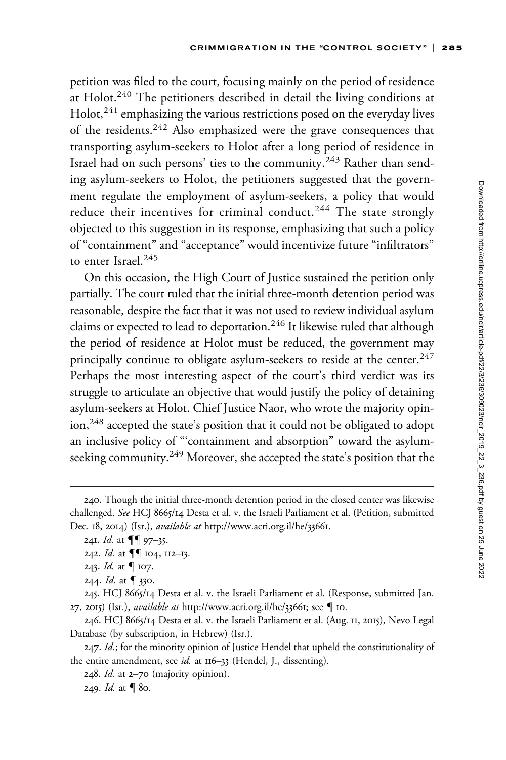petition was filed to the court, focusing mainly on the period of residence at Holot.[240] The petitioners described in detail the living conditions at Holot,[241] emphasizing the various restrictions posed on the everyday lives of the residents.[242] Also emphasized were the grave consequences that transporting asylum-seekers to Holot after a long period of residence in Israel had on such persons' ties to the community.[243] Rather than sending asylum-seekers to Holot, the petitioners suggested that the government regulate the employment of asylum-seekers, a policy that would reduce their incentives for criminal conduct.[244] The state strongly objected to this suggestion in its response, emphasizing that such a policy of "containment" and "acceptance" would incentivize future "infiltrators" to enter Israel.[245]

On this occasion, the High Court of Justice sustained the petition only partially. The court ruled that the initial three-month detention period was reasonable, despite the fact that it was not used to review individual asylum claims or expected to lead to deportation.[246] It likewise ruled that although the period of residence at Holot must be reduced, the government may principally continue to obligate asylum-seekers to reside at the center.[247] Perhaps the most interesting aspect of the court's third verdict was its struggle to articulate an objective that would justify the policy of detaining asylum-seekers at Holot. Chief Justice Naor, who wrote the majority opinion,[248] accepted the state's position that it could not be obligated to adopt an inclusive policy of "'containment and absorption" toward the asylum-seeking community.[249] Moreover, she accepted the state's position that the

---

240. Though the initial three-month detention period in the closed center was likewise challenged. *See* HCJ 8665/14 Desta et al. v. the Israeli Parliament et al. (Petition, submitted Dec. 18, 2014) (Isr.), *available at* http://www.acri.org.il/he/33661.

241. *Id.* at ¶¶ 97–35.

242. *Id.* at ¶¶ 104, 112–13.

243. *Id.* at ¶ 107.

244. *Id.* at ¶ 330.

245. HCJ 8665/14 Desta et al. v. the Israeli Parliament et al. (Response, submitted Jan. 27, 2015) (Isr.), *available at* http://www.acri.org.il/he/33661; see ¶ 10.

246. HCJ 8665/14 Desta et al. v. the Israeli Parliament et al. (Aug. 11, 2015), Nevo Legal Database (by subscription, in Hebrew) (Isr.).

247. *Id.*; for the minority opinion of Justice Hendel that upheld the constitutionality of the entire amendment, see *id.* at 116–33 (Hendel, J., dissenting).

248. *Id.* at 2–70 (majority opinion).

249. *Id.* at ¶ 80.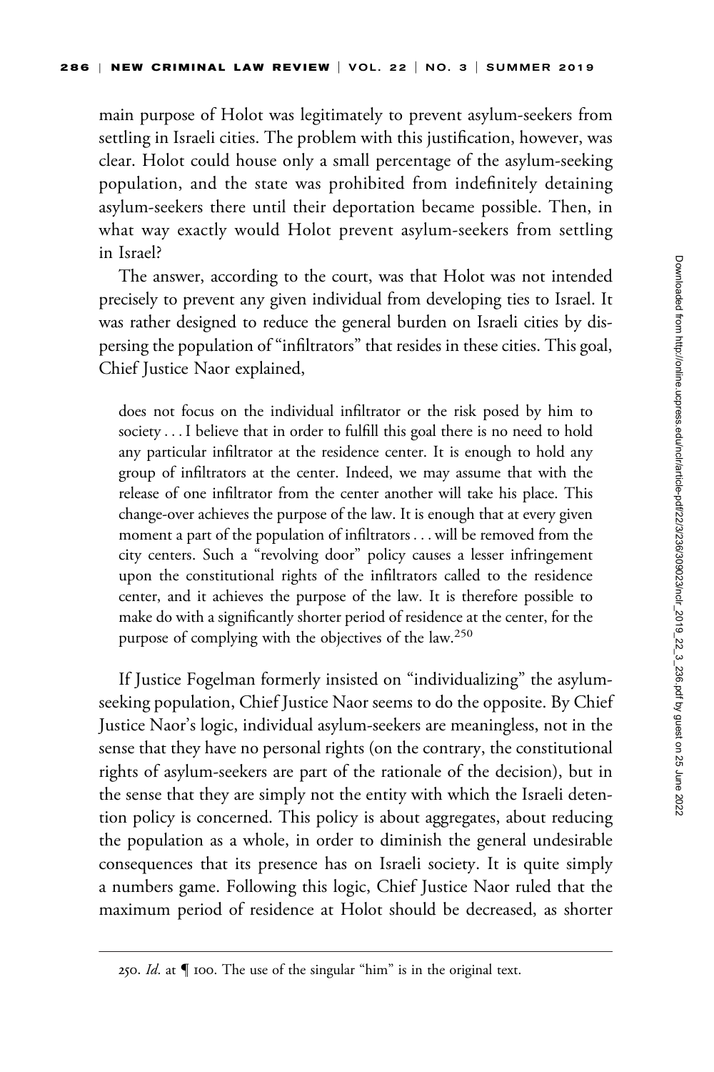main purpose of Holot was legitimately to prevent asylum-seekers from settling in Israeli cities. The problem with this justification, however, was clear. Holot could house only a small percentage of the asylum-seeking population, and the state was prohibited from indefinitely detaining asylum-seekers there until their deportation became possible. Then, in what way exactly would Holot prevent asylum-seekers from settling in Israel?

The answer, according to the court, was that Holot was not intended precisely to prevent any given individual from developing ties to Israel. It was rather designed to reduce the general burden on Israeli cities by dispersing the population of "infiltrators" that resides in these cities. This goal, Chief Justice Naor explained,

> does not focus on the individual infiltrator or the risk posed by him to society . . . I believe that in order to fulfill this goal there is no need to hold any particular infiltrator at the residence center. It is enough to hold any group of infiltrators at the center. Indeed, we may assume that with the release of one infiltrator from the center another will take his place. This change-over achieves the purpose of the law. It is enough that at every given moment a part of the population of infiltrators . . . will be removed from the city centers. Such a "revolving door" policy causes a lesser infringement upon the constitutional rights of the infiltrators called to the residence center, and it achieves the purpose of the law. It is therefore possible to make do with a significantly shorter period of residence at the center, for the purpose of complying with the objectives of the law.[250]

If Justice Fogelman formerly insisted on "individualizing" the asylum-seeking population, Chief Justice Naor seems to do the opposite. By Chief Justice Naor's logic, individual asylum-seekers are meaningless, not in the sense that they have no personal rights (on the contrary, the constitutional rights of asylum-seekers are part of the rationale of the decision), but in the sense that they are simply not the entity with which the Israeli detention policy is concerned. This policy is about aggregates, about reducing the population as a whole, in order to diminish the general undesirable consequences that its presence has on Israeli society. It is quite simply a numbers game. Following this logic, Chief Justice Naor ruled that the maximum period of residence at Holot should be decreased, as shorter

---

250. *Id.* at ¶ 100. The use of the singular "him" is in the original text.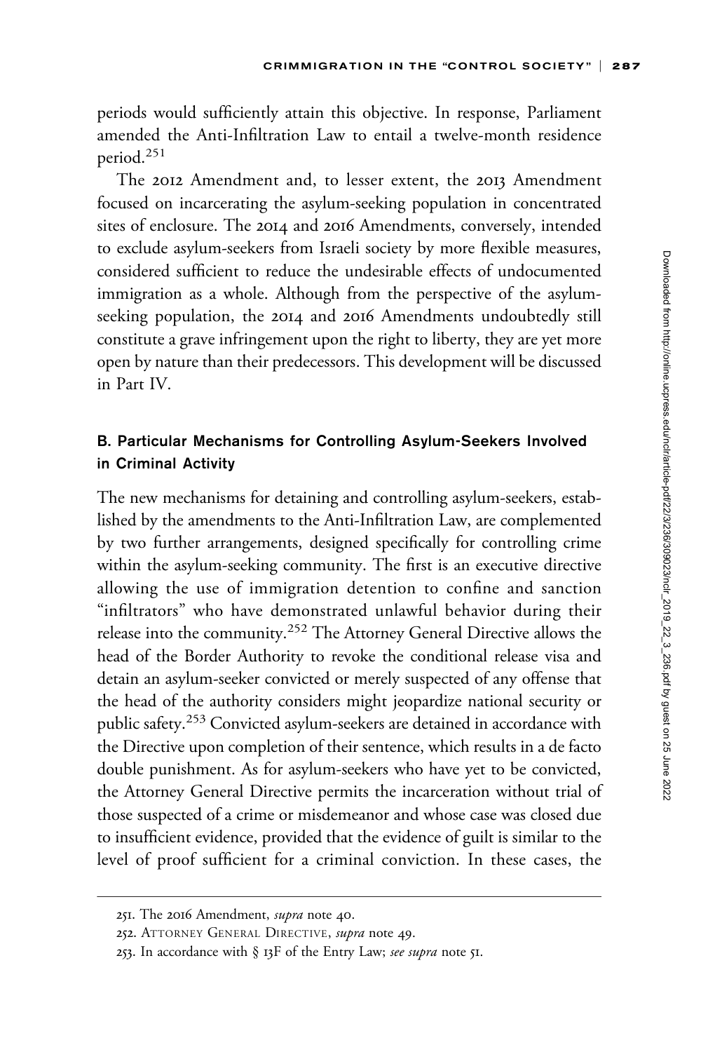periods would sufficiently attain this objective. In response, Parliament amended the Anti-Infiltration Law to entail a twelve-month residence period.[251]

The 2012 Amendment and, to lesser extent, the 2013 Amendment focused on incarcerating the asylum-seeking population in concentrated sites of enclosure. The 2014 and 2016 Amendments, conversely, intended to exclude asylum-seekers from Israeli society by more flexible measures, considered sufficient to reduce the undesirable effects of undocumented immigration as a whole. Although from the perspective of the asylum-seeking population, the 2014 and 2016 Amendments undoubtedly still constitute a grave infringement upon the right to liberty, they are yet more open by nature than their predecessors. This development will be discussed in Part IV.

## B. Particular Mechanisms for Controlling Asylum-Seekers Involved in Criminal Activity

The new mechanisms for detaining and controlling asylum-seekers, established by the amendments to the Anti-Infiltration Law, are complemented by two further arrangements, designed specifically for controlling crime within the asylum-seeking community. The first is an executive directive allowing the use of immigration detention to confine and sanction "infiltrators" who have demonstrated unlawful behavior during their release into the community.[252] The Attorney General Directive allows the head of the Border Authority to revoke the conditional release visa and detain an asylum-seeker convicted or merely suspected of any offense that the head of the authority considers might jeopardize national security or public safety.[253] Convicted asylum-seekers are detained in accordance with the Directive upon completion of their sentence, which results in a de facto double punishment. As for asylum-seekers who have yet to be convicted, the Attorney General Directive permits the incarceration without trial of those suspected of a crime or misdemeanor and whose case was closed due to insufficient evidence, provided that the evidence of guilt is similar to the level of proof sufficient for a criminal conviction. In these cases, the

251. The 2016 Amendment, *supra* note 40.

252. ATTORNEY GENERAL DIRECTIVE, *supra* note 49.

253. In accordance with § 13F of the Entry Law; *see supra* note 51.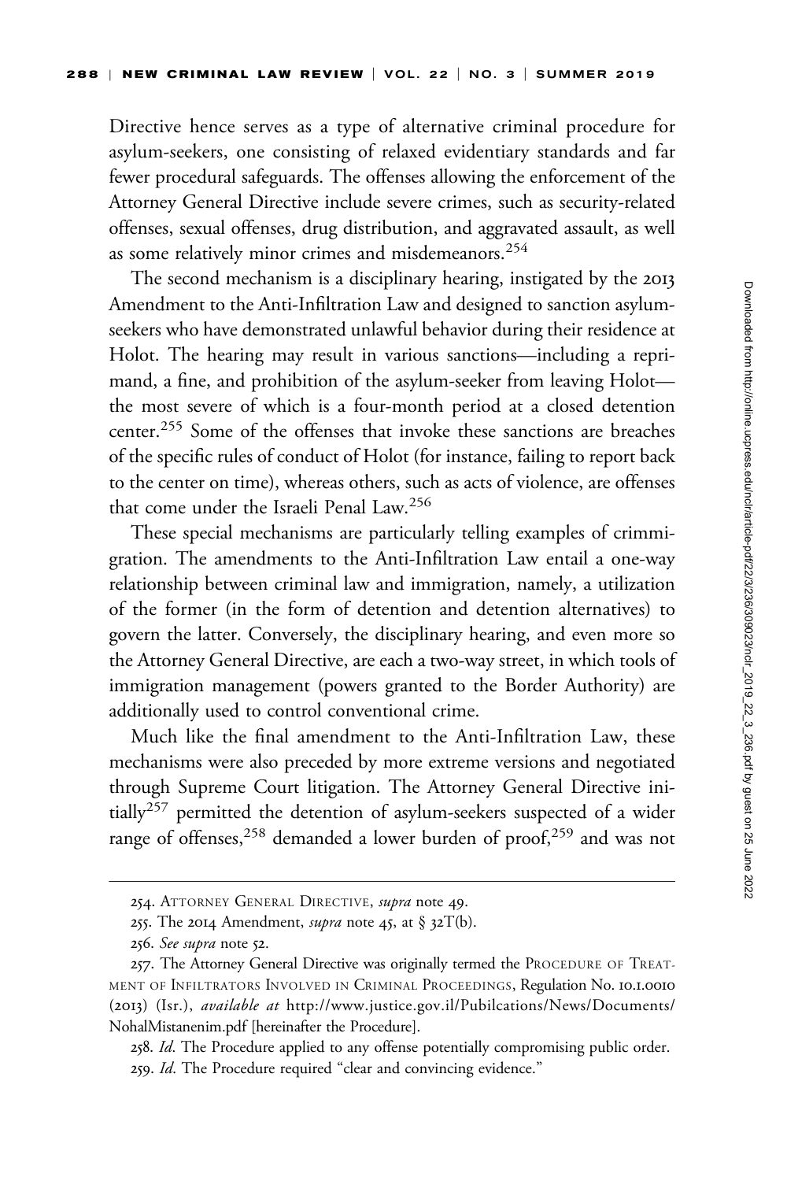Directive hence serves as a type of alternative criminal procedure for asylum-seekers, one consisting of relaxed evidentiary standards and far fewer procedural safeguards. The offenses allowing the enforcement of the Attorney General Directive include severe crimes, such as security-related offenses, sexual offenses, drug distribution, and aggravated assault, as well as some relatively minor crimes and misdemeanors.[254]

The second mechanism is a disciplinary hearing, instigated by the 2013 Amendment to the Anti-Infiltration Law and designed to sanction asylum-seekers who have demonstrated unlawful behavior during their residence at Holot. The hearing may result in various sanctions—including a reprimand, a fine, and prohibition of the asylum-seeker from leaving Holot—the most severe of which is a four-month period at a closed detention center.[255] Some of the offenses that invoke these sanctions are breaches of the specific rules of conduct of Holot (for instance, failing to report back to the center on time), whereas others, such as acts of violence, are offenses that come under the Israeli Penal Law.[256]

These special mechanisms are particularly telling examples of crimmigration. The amendments to the Anti-Infiltration Law entail a one-way relationship between criminal law and immigration, namely, a utilization of the former (in the form of detention and detention alternatives) to govern the latter. Conversely, the disciplinary hearing, and even more so the Attorney General Directive, are each a two-way street, in which tools of immigration management (powers granted to the Border Authority) are additionally used to control conventional crime.

Much like the final amendment to the Anti-Infiltration Law, these mechanisms were also preceded by more extreme versions and negotiated through Supreme Court litigation. The Attorney General Directive initially[257] permitted the detention of asylum-seekers suspected of a wider range of offenses,[258] demanded a lower burden of proof,[259] and was not

---

254. ATTORNEY GENERAL DIRECTIVE, *supra* note 49.

255. The 2014 Amendment, *supra* note 45, at § 32T(b).

256. *See supra* note 52.

257. The Attorney General Directive was originally termed the PROCEDURE OF TREATMENT OF INFILTRATORS INVOLVED IN CRIMINAL PROCEEDINGS, Regulation No. 10.1.0010 (2013) (Isr.), *available at* http://www.justice.gov.il/Pubilcations/News/Documents/NohalMistanenim.pdf [hereinafter the Procedure].

258. *Id*. The Procedure applied to any offense potentially compromising public order.

259. *Id*. The Procedure required "clear and convincing evidence."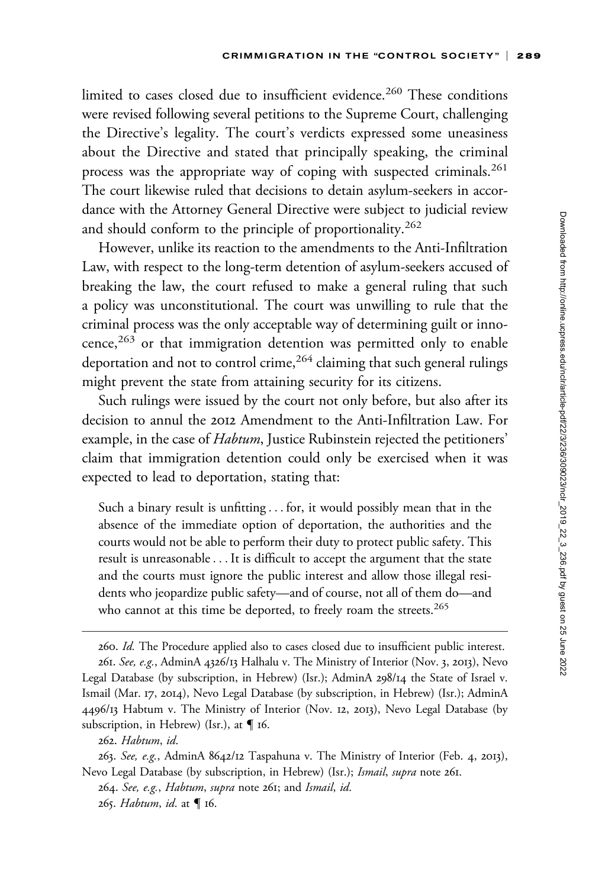limited to cases closed due to insufficient evidence.[260] These conditions were revised following several petitions to the Supreme Court, challenging the Directive's legality. The court's verdicts expressed some uneasiness about the Directive and stated that principally speaking, the criminal process was the appropriate way of coping with suspected criminals.[261] The court likewise ruled that decisions to detain asylum-seekers in accordance with the Attorney General Directive were subject to judicial review and should conform to the principle of proportionality.[262]

However, unlike its reaction to the amendments to the Anti-Infiltration Law, with respect to the long-term detention of asylum-seekers accused of breaking the law, the court refused to make a general ruling that such a policy was unconstitutional. The court was unwilling to rule that the criminal process was the only acceptable way of determining guilt or innocence,[263] or that immigration detention was permitted only to enable deportation and not to control crime,[264] claiming that such general rulings might prevent the state from attaining security for its citizens.

Such rulings were issued by the court not only before, but also after its decision to annul the 2012 Amendment to the Anti-Infiltration Law. For example, in the case of *Habtum*, Justice Rubinstein rejected the petitioners' claim that immigration detention could only be exercised when it was expected to lead to deportation, stating that:

> Such a binary result is unfitting . . . for, it would possibly mean that in the absence of the immediate option of deportation, the authorities and the courts would not be able to perform their duty to protect public safety. This result is unreasonable . . . It is difficult to accept the argument that the state and the courts must ignore the public interest and allow those illegal residents who jeopardize public safety—and of course, not all of them do—and who cannot at this time be deported, to freely roam the streets.[265]

---

260. *Id.* The Procedure applied also to cases closed due to insufficient public interest.

261. *See, e.g.*, AdminA 4326/13 Halhalu v. The Ministry of Interior (Nov. 3, 2013), Nevo Legal Database (by subscription, in Hebrew) (Isr.); AdminA 298/14 the State of Israel v. Ismail (Mar. 17, 2014), Nevo Legal Database (by subscription, in Hebrew) (Isr.); AdminA 4496/13 Habtum v. The Ministry of Interior (Nov. 12, 2013), Nevo Legal Database (by subscription, in Hebrew) (Isr.), at ¶ 16.

262. *Habtum*, *id*.

263. *See, e.g.*, AdminA 8642/12 Taspahuna v. The Ministry of Interior (Feb. 4, 2013), Nevo Legal Database (by subscription, in Hebrew) (Isr.); *Ismail*, *supra* note 261.

264. *See, e.g.*, *Habtum*, *supra* note 261; and *Ismail*, *id*.

265. *Habtum*, *id*. at ¶ 16.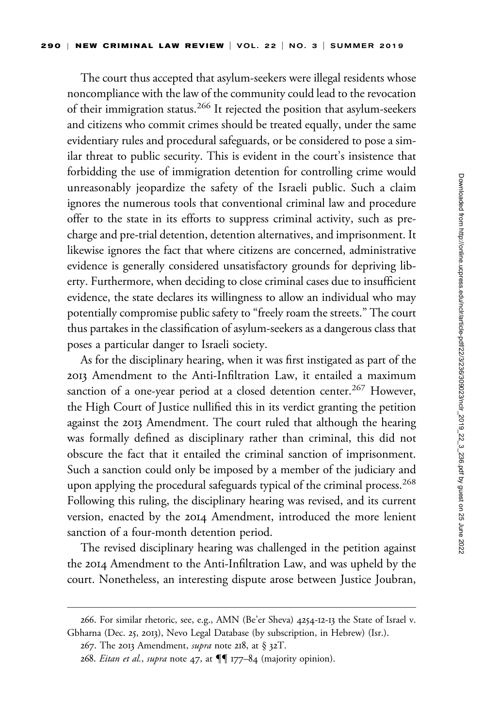The court thus accepted that asylum-seekers were illegal residents whose noncompliance with the law of the community could lead to the revocation of their immigration status.[266] It rejected the position that asylum-seekers and citizens who commit crimes should be treated equally, under the same evidentiary rules and procedural safeguards, or be considered to pose a similar threat to public security. This is evident in the court's insistence that forbidding the use of immigration detention for controlling crime would unreasonably jeopardize the safety of the Israeli public. Such a claim ignores the numerous tools that conventional criminal law and procedure offer to the state in its efforts to suppress criminal activity, such as pre-charge and pre-trial detention, detention alternatives, and imprisonment. It likewise ignores the fact that where citizens are concerned, administrative evidence is generally considered unsatisfactory grounds for depriving liberty. Furthermore, when deciding to close criminal cases due to insufficient evidence, the state declares its willingness to allow an individual who may potentially compromise public safety to "freely roam the streets." The court thus partakes in the classification of asylum-seekers as a dangerous class that poses a particular danger to Israeli society.

As for the disciplinary hearing, when it was first instigated as part of the 2013 Amendment to the Anti-Infiltration Law, it entailed a maximum sanction of a one-year period at a closed detention center.[267] However, the High Court of Justice nullified this in its verdict granting the petition against the 2013 Amendment. The court ruled that although the hearing was formally defined as disciplinary rather than criminal, this did not obscure the fact that it entailed the criminal sanction of imprisonment. Such a sanction could only be imposed by a member of the judiciary and upon applying the procedural safeguards typical of the criminal process.[268] Following this ruling, the disciplinary hearing was revised, and its current version, enacted by the 2014 Amendment, introduced the more lenient sanction of a four-month detention period.

The revised disciplinary hearing was challenged in the petition against the 2014 Amendment to the Anti-Infiltration Law, and was upheld by the court. Nonetheless, an interesting dispute arose between Justice Joubran,

---

266. For similar rhetoric, see, e.g., AMN (Be'er Sheva) 4254-12-13 the State of Israel v. Gbharna (Dec. 25, 2013), Nevo Legal Database (by subscription, in Hebrew) (Isr.).

267. The 2013 Amendment, *supra* note 218, at § 32T.

268. *Eitan et al.*, *supra* note 47, at ¶¶ 177–84 (majority opinion).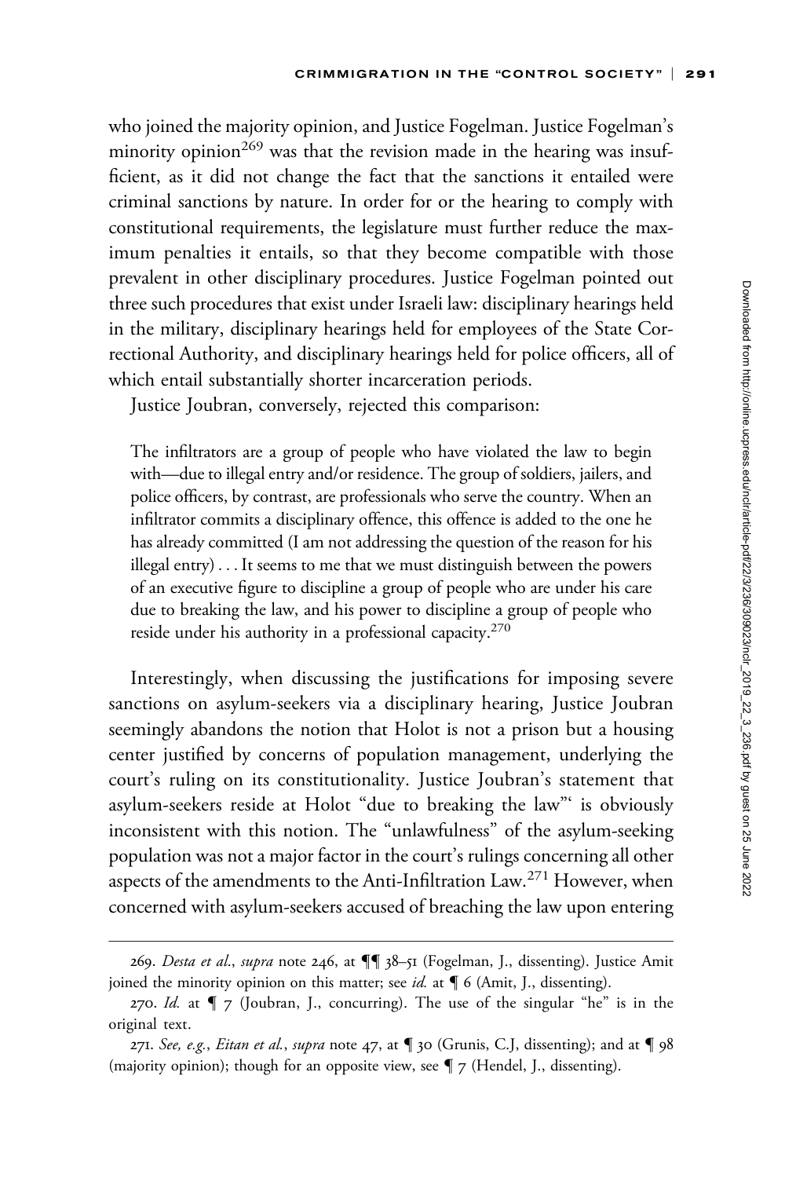who joined the majority opinion, and Justice Fogelman. Justice Fogelman's minority opinion[269] was that the revision made in the hearing was insufficient, as it did not change the fact that the sanctions it entailed were criminal sanctions by nature. In order for or the hearing to comply with constitutional requirements, the legislature must further reduce the maximum penalties it entails, so that they become compatible with those prevalent in other disciplinary procedures. Justice Fogelman pointed out three such procedures that exist under Israeli law: disciplinary hearings held in the military, disciplinary hearings held for employees of the State Correctional Authority, and disciplinary hearings held for police officers, all of which entail substantially shorter incarceration periods.

Justice Joubran, conversely, rejected this comparison:

> The infiltrators are a group of people who have violated the law to begin with—due to illegal entry and/or residence. The group of soldiers, jailers, and police officers, by contrast, are professionals who serve the country. When an infiltrator commits a disciplinary offence, this offence is added to the one he has already committed (I am not addressing the question of the reason for his illegal entry) . . . It seems to me that we must distinguish between the powers of an executive figure to discipline a group of people who are under his care due to breaking the law, and his power to discipline a group of people who reside under his authority in a professional capacity.[270]

Interestingly, when discussing the justifications for imposing severe sanctions on asylum-seekers via a disciplinary hearing, Justice Joubran seemingly abandons the notion that Holot is not a prison but a housing center justified by concerns of population management, underlying the court's ruling on its constitutionality. Justice Joubran's statement that asylum-seekers reside at Holot "due to breaking the law"' is obviously inconsistent with this notion. The "unlawfulness" of the asylum-seeking population was not a major factor in the court's rulings concerning all other aspects of the amendments to the Anti-Infiltration Law.[271] However, when concerned with asylum-seekers accused of breaching the law upon entering

---

269. *Desta et al.*, *supra* note 246, at ¶¶ 38–51 (Fogelman, J., dissenting). Justice Amit joined the minority opinion on this matter; see *id.* at ¶ 6 (Amit, J., dissenting).

270. *Id.* at ¶ 7 (Joubran, J., concurring). The use of the singular "he" is in the original text.

271. *See, e.g.*, *Eitan et al.*, *supra* note 47, at ¶ 30 (Grunis, C.J, dissenting); and at ¶ 98 (majority opinion); though for an opposite view, see ¶ 7 (Hendel, J., dissenting).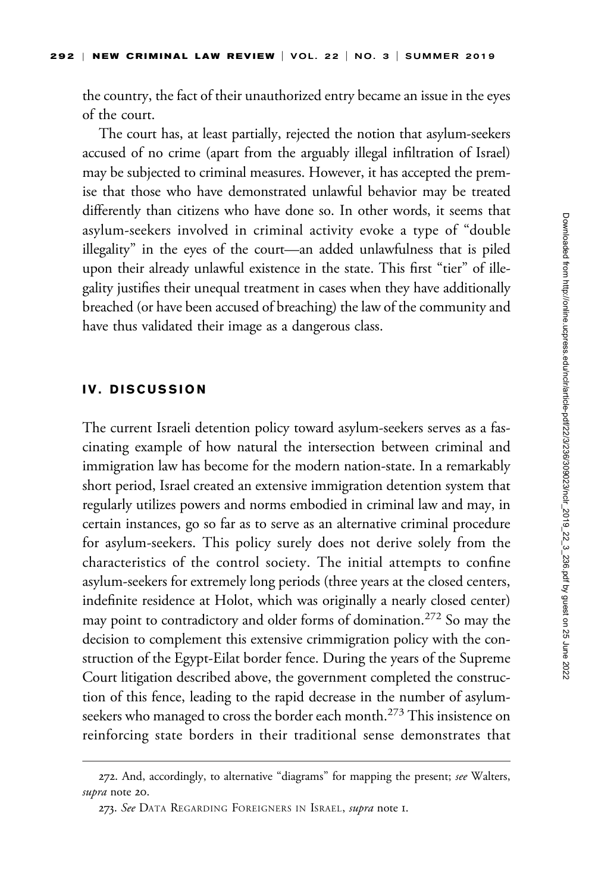the country, the fact of their unauthorized entry became an issue in the eyes of the court.

The court has, at least partially, rejected the notion that asylum-seekers accused of no crime (apart from the arguably illegal infiltration of Israel) may be subjected to criminal measures. However, it has accepted the premise that those who have demonstrated unlawful behavior may be treated differently than citizens who have done so. In other words, it seems that asylum-seekers involved in criminal activity evoke a type of "double illegality" in the eyes of the court—an added unlawfulness that is piled upon their already unlawful existence in the state. This first "tier" of illegality justifies their unequal treatment in cases when they have additionally breached (or have been accused of breaching) the law of the community and have thus validated their image as a dangerous class.

## IV. DISCUSSION

The current Israeli detention policy toward asylum-seekers serves as a fascinating example of how natural the intersection between criminal and immigration law has become for the modern nation-state. In a remarkably short period, Israel created an extensive immigration detention system that regularly utilizes powers and norms embodied in criminal law and may, in certain instances, go so far as to serve as an alternative criminal procedure for asylum-seekers. This policy surely does not derive solely from the characteristics of the control society. The initial attempts to confine asylum-seekers for extremely long periods (three years at the closed centers, indefinite residence at Holot, which was originally a nearly closed center) may point to contradictory and older forms of domination.[272] So may the decision to complement this extensive crimmigration policy with the construction of the Egypt-Eilat border fence. During the years of the Supreme Court litigation described above, the government completed the construction of this fence, leading to the rapid decrease in the number of asylum-seekers who managed to cross the border each month.[273] This insistence on reinforcing state borders in their traditional sense demonstrates that

272. And, accordingly, to alternative "diagrams" for mapping the present; *see* Walters, *supra* note 20.

273. *See* DATA REGARDING FOREIGNERS IN ISRAEL, *supra* note 1.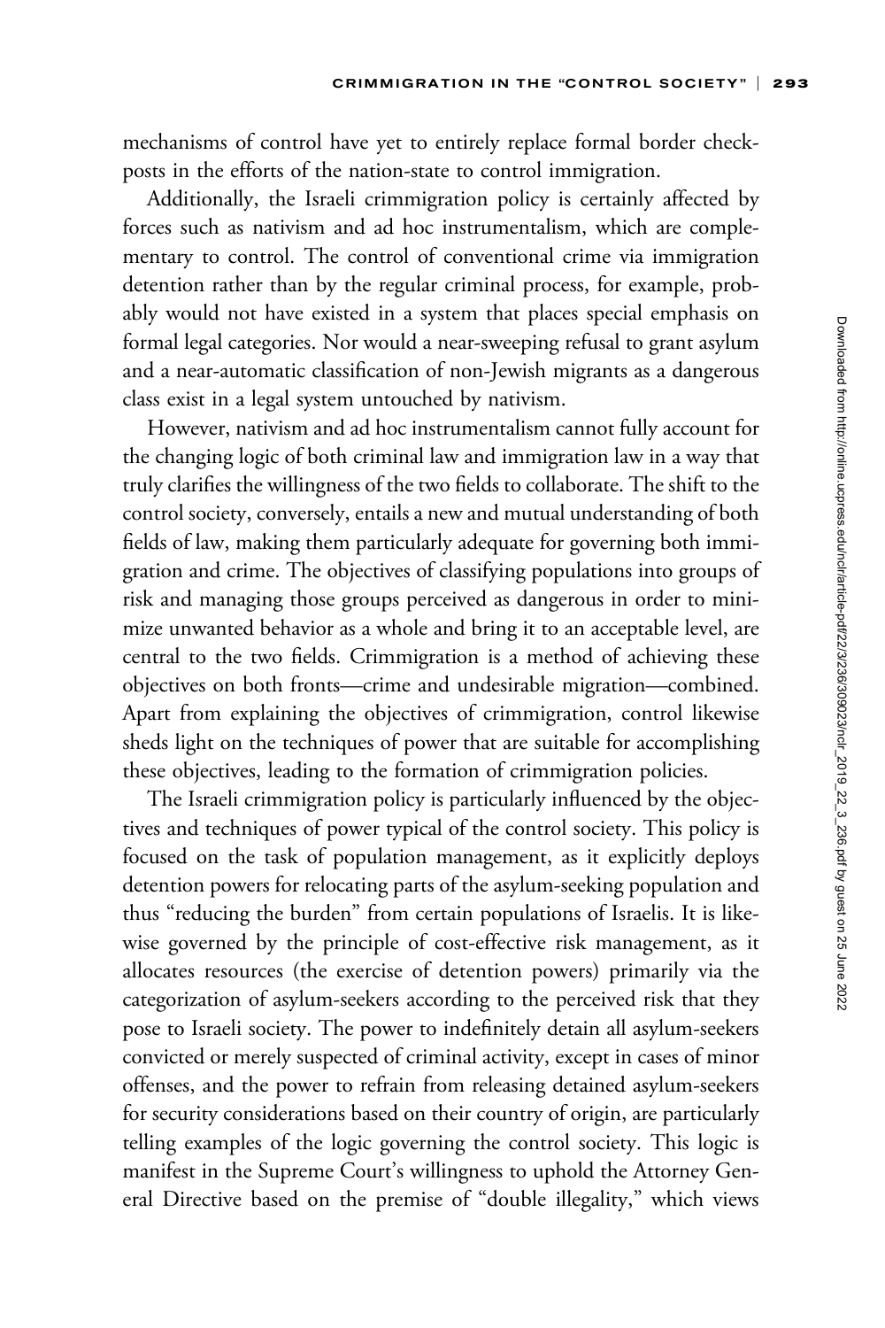mechanisms of control have yet to entirely replace formal border checkposts in the efforts of the nation-state to control immigration.

Additionally, the Israeli crimmigration policy is certainly affected by forces such as nativism and ad hoc instrumentalism, which are complementary to control. The control of conventional crime via immigration detention rather than by the regular criminal process, for example, probably would not have existed in a system that places special emphasis on formal legal categories. Nor would a near-sweeping refusal to grant asylum and a near-automatic classification of non-Jewish migrants as a dangerous class exist in a legal system untouched by nativism.

However, nativism and ad hoc instrumentalism cannot fully account for the changing logic of both criminal law and immigration law in a way that truly clarifies the willingness of the two fields to collaborate. The shift to the control society, conversely, entails a new and mutual understanding of both fields of law, making them particularly adequate for governing both immigration and crime. The objectives of classifying populations into groups of risk and managing those groups perceived as dangerous in order to minimize unwanted behavior as a whole and bring it to an acceptable level, are central to the two fields. Crimmigration is a method of achieving these objectives on both fronts—crime and undesirable migration—combined. Apart from explaining the objectives of crimmigration, control likewise sheds light on the techniques of power that are suitable for accomplishing these objectives, leading to the formation of crimmigration policies.

The Israeli crimmigration policy is particularly influenced by the objectives and techniques of power typical of the control society. This policy is focused on the task of population management, as it explicitly deploys detention powers for relocating parts of the asylum-seeking population and thus "reducing the burden" from certain populations of Israelis. It is likewise governed by the principle of cost-effective risk management, as it allocates resources (the exercise of detention powers) primarily via the categorization of asylum-seekers according to the perceived risk that they pose to Israeli society. The power to indefinitely detain all asylum-seekers convicted or merely suspected of criminal activity, except in cases of minor offenses, and the power to refrain from releasing detained asylum-seekers for security considerations based on their country of origin, are particularly telling examples of the logic governing the control society. This logic is manifest in the Supreme Court's willingness to uphold the Attorney General Directive based on the premise of "double illegality," which views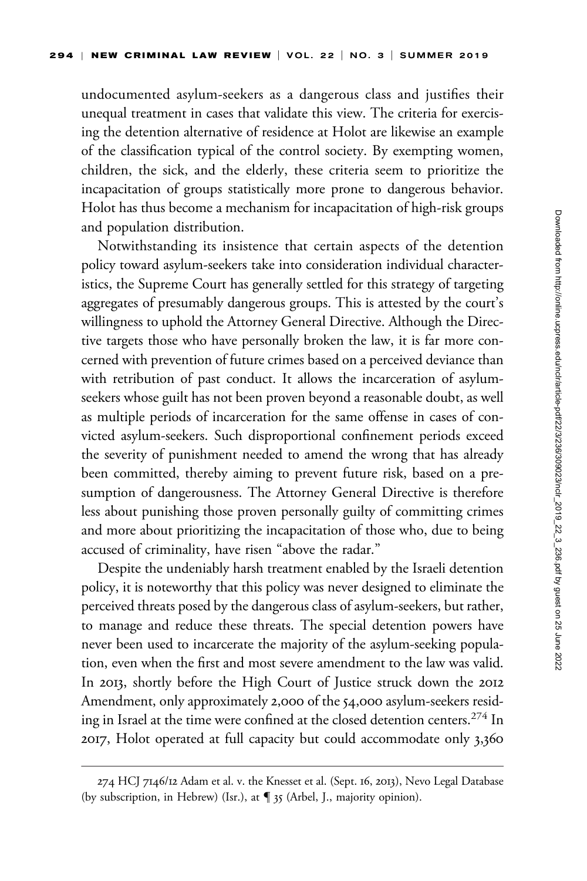undocumented asylum-seekers as a dangerous class and justifies their unequal treatment in cases that validate this view. The criteria for exercising the detention alternative of residence at Holot are likewise an example of the classification typical of the control society. By exempting women, children, the sick, and the elderly, these criteria seem to prioritize the incapacitation of groups statistically more prone to dangerous behavior. Holot has thus become a mechanism for incapacitation of high-risk groups and population distribution.

Notwithstanding its insistence that certain aspects of the detention policy toward asylum-seekers take into consideration individual characteristics, the Supreme Court has generally settled for this strategy of targeting aggregates of presumably dangerous groups. This is attested by the court's willingness to uphold the Attorney General Directive. Although the Directive targets those who have personally broken the law, it is far more concerned with prevention of future crimes based on a perceived deviance than with retribution of past conduct. It allows the incarceration of asylum-seekers whose guilt has not been proven beyond a reasonable doubt, as well as multiple periods of incarceration for the same offense in cases of convicted asylum-seekers. Such disproportional confinement periods exceed the severity of punishment needed to amend the wrong that has already been committed, thereby aiming to prevent future risk, based on a presumption of dangerousness. The Attorney General Directive is therefore less about punishing those proven personally guilty of committing crimes and more about prioritizing the incapacitation of those who, due to being accused of criminality, have risen "above the radar."

Despite the undeniably harsh treatment enabled by the Israeli detention policy, it is noteworthy that this policy was never designed to eliminate the perceived threats posed by the dangerous class of asylum-seekers, but rather, to manage and reduce these threats. The special detention powers have never been used to incarcerate the majority of the asylum-seeking population, even when the first and most severe amendment to the law was valid. In 2013, shortly before the High Court of Justice struck down the 2012 Amendment, only approximately 2,000 of the 54,000 asylum-seekers residing in Israel at the time were confined at the closed detention centers.[274] In 2017, Holot operated at full capacity but could accommodate only 3,360

---

274 HCJ 7146/12 Adam et al. v. the Knesset et al. (Sept. 16, 2013), Nevo Legal Database (by subscription, in Hebrew) (Isr.), at ¶ 35 (Arbel, J., majority opinion).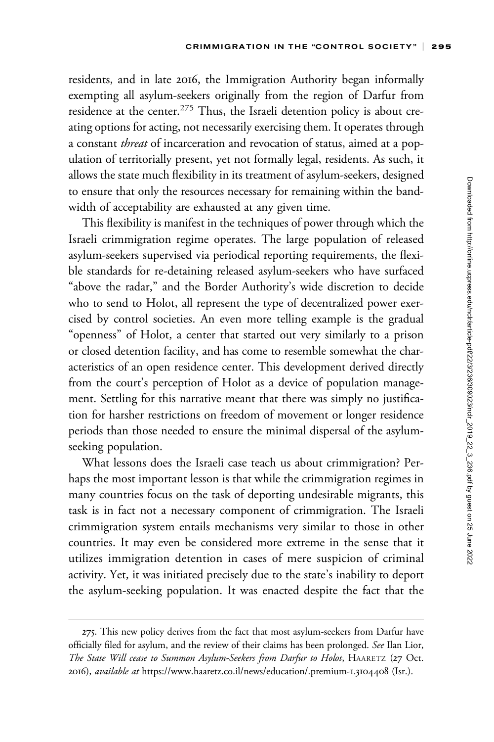residents, and in late 2016, the Immigration Authority began informally exempting all asylum-seekers originally from the region of Darfur from residence at the center.[275] Thus, the Israeli detention policy is about creating options for acting, not necessarily exercising them. It operates through a constant *threat* of incarceration and revocation of status, aimed at a population of territorially present, yet not formally legal, residents. As such, it allows the state much flexibility in its treatment of asylum-seekers, designed to ensure that only the resources necessary for remaining within the bandwidth of acceptability are exhausted at any given time.

This flexibility is manifest in the techniques of power through which the Israeli crimmigration regime operates. The large population of released asylum-seekers supervised via periodical reporting requirements, the flexible standards for re-detaining released asylum-seekers who have surfaced "above the radar," and the Border Authority's wide discretion to decide who to send to Holot, all represent the type of decentralized power exercised by control societies. An even more telling example is the gradual "openness" of Holot, a center that started out very similarly to a prison or closed detention facility, and has come to resemble somewhat the characteristics of an open residence center. This development derived directly from the court's perception of Holot as a device of population management. Settling for this narrative meant that there was simply no justification for harsher restrictions on freedom of movement or longer residence periods than those needed to ensure the minimal dispersal of the asylum-seeking population.

What lessons does the Israeli case teach us about crimmigration? Perhaps the most important lesson is that while the crimmigration regimes in many countries focus on the task of deporting undesirable migrants, this task is in fact not a necessary component of crimmigration. The Israeli crimmigration system entails mechanisms very similar to those in other countries. It may even be considered more extreme in the sense that it utilizes immigration detention in cases of mere suspicion of criminal activity. Yet, it was initiated precisely due to the state's inability to deport the asylum-seeking population. It was enacted despite the fact that the

275. This new policy derives from the fact that most asylum-seekers from Darfur have officially filed for asylum, and the review of their claims has been prolonged. *See* Ilan Lior, *The State Will cease to Summon Asylum-Seekers from Darfur to Holot*, HAARETZ (27 Oct. 2016), *available at* https://www.haaretz.co.il/news/education/.premium-1.3104408 (Isr.).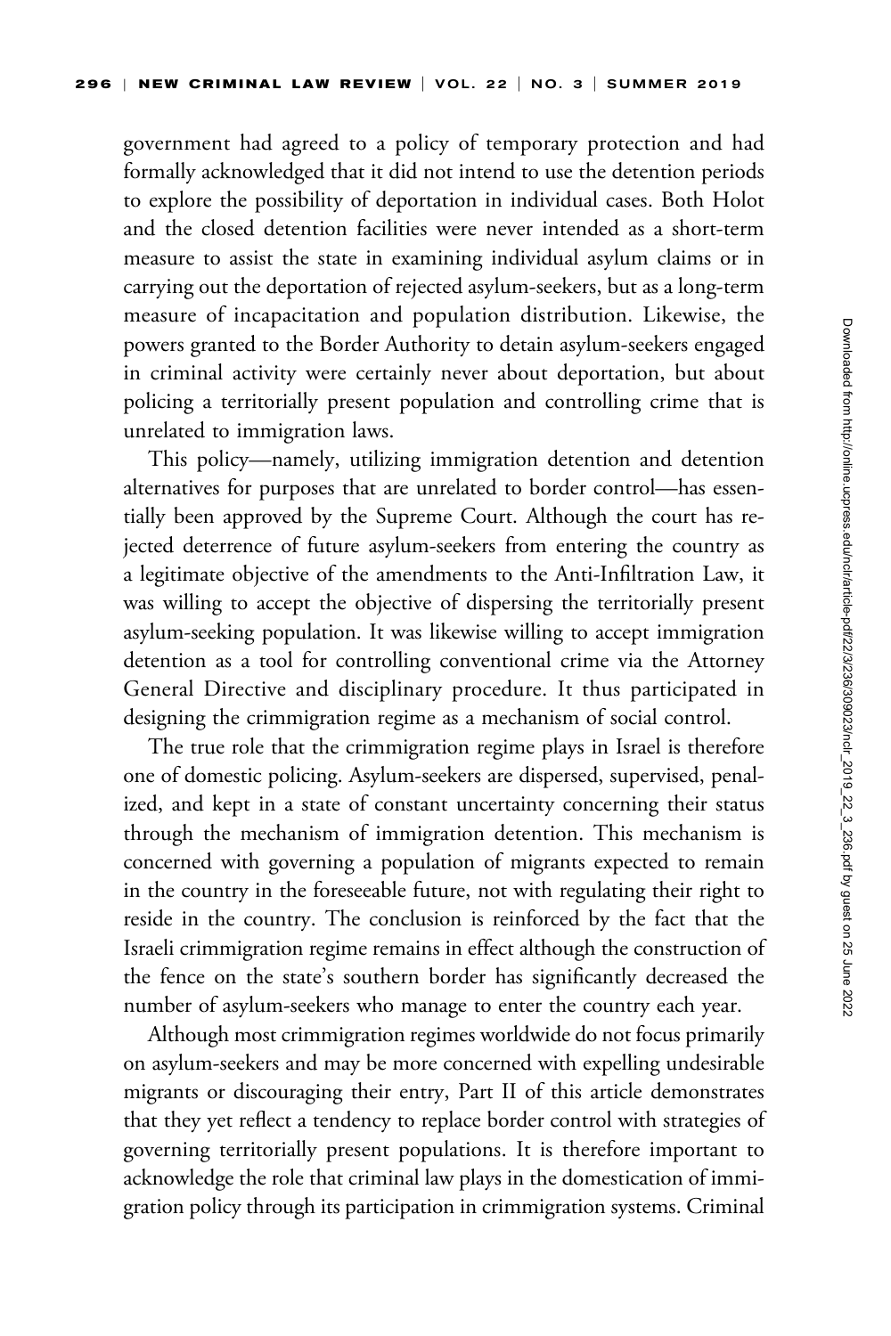government had agreed to a policy of temporary protection and had formally acknowledged that it did not intend to use the detention periods to explore the possibility of deportation in individual cases. Both Holot and the closed detention facilities were never intended as a short-term measure to assist the state in examining individual asylum claims or in carrying out the deportation of rejected asylum-seekers, but as a long-term measure of incapacitation and population distribution. Likewise, the powers granted to the Border Authority to detain asylum-seekers engaged in criminal activity were certainly never about deportation, but about policing a territorially present population and controlling crime that is unrelated to immigration laws.

This policy—namely, utilizing immigration detention and detention alternatives for purposes that are unrelated to border control—has essentially been approved by the Supreme Court. Although the court has rejected deterrence of future asylum-seekers from entering the country as a legitimate objective of the amendments to the Anti-Infiltration Law, it was willing to accept the objective of dispersing the territorially present asylum-seeking population. It was likewise willing to accept immigration detention as a tool for controlling conventional crime via the Attorney General Directive and disciplinary procedure. It thus participated in designing the crimmigration regime as a mechanism of social control.

The true role that the crimmigration regime plays in Israel is therefore one of domestic policing. Asylum-seekers are dispersed, supervised, penalized, and kept in a state of constant uncertainty concerning their status through the mechanism of immigration detention. This mechanism is concerned with governing a population of migrants expected to remain in the country in the foreseeable future, not with regulating their right to reside in the country. The conclusion is reinforced by the fact that the Israeli crimmigration regime remains in effect although the construction of the fence on the state's southern border has significantly decreased the number of asylum-seekers who manage to enter the country each year.

Although most crimmigration regimes worldwide do not focus primarily on asylum-seekers and may be more concerned with expelling undesirable migrants or discouraging their entry, Part II of this article demonstrates that they yet reflect a tendency to replace border control with strategies of governing territorially present populations. It is therefore important to acknowledge the role that criminal law plays in the domestication of immigration policy through its participation in crimmigration systems. Criminal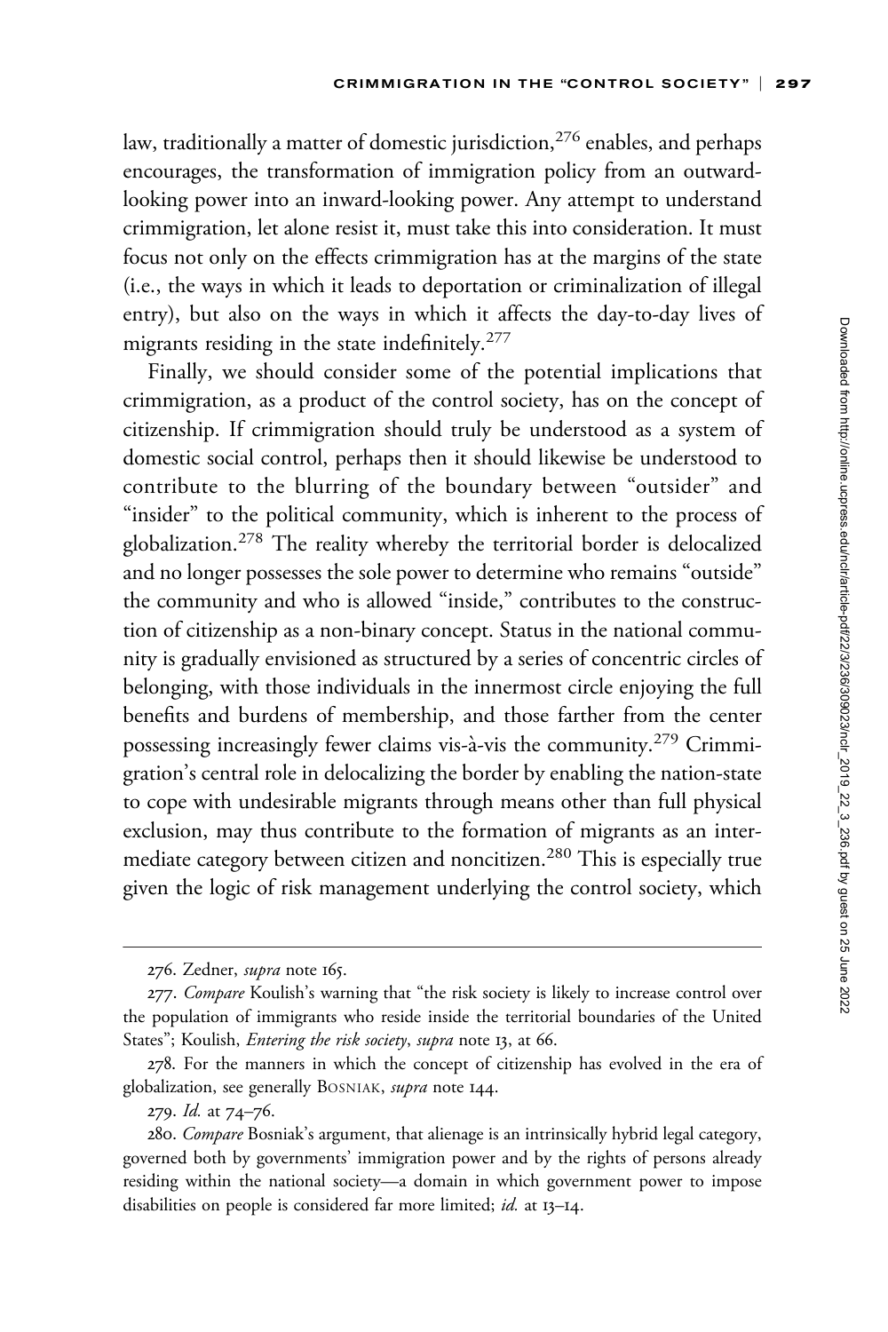law, traditionally a matter of domestic jurisdiction,[276] enables, and perhaps encourages, the transformation of immigration policy from an outward-looking power into an inward-looking power. Any attempt to understand crimmigration, let alone resist it, must take this into consideration. It must focus not only on the effects crimmigration has at the margins of the state (i.e., the ways in which it leads to deportation or criminalization of illegal entry), but also on the ways in which it affects the day-to-day lives of migrants residing in the state indefinitely.[277]

Finally, we should consider some of the potential implications that crimmigration, as a product of the control society, has on the concept of citizenship. If crimmigration should truly be understood as a system of domestic social control, perhaps then it should likewise be understood to contribute to the blurring of the boundary between "outsider" and "insider" to the political community, which is inherent to the process of globalization.[278] The reality whereby the territorial border is delocalized and no longer possesses the sole power to determine who remains "outside" the community and who is allowed "inside," contributes to the construction of citizenship as a non-binary concept. Status in the national community is gradually envisioned as structured by a series of concentric circles of belonging, with those individuals in the innermost circle enjoying the full benefits and burdens of membership, and those farther from the center possessing increasingly fewer claims vis-à-vis the community.[279] Crimmigration's central role in delocalizing the border by enabling the nation-state to cope with undesirable migrants through means other than full physical exclusion, may thus contribute to the formation of migrants as an intermediate category between citizen and noncitizen.[280] This is especially true given the logic of risk management underlying the control society, which

---

276. Zedner, *supra* note 165.

277. *Compare* Koulish's warning that "the risk society is likely to increase control over the population of immigrants who reside inside the territorial boundaries of the United States"; Koulish, *Entering the risk society*, *supra* note 13, at 66.

278. For the manners in which the concept of citizenship has evolved in the era of globalization, see generally Bosniak, *supra* note 144.

279. *Id.* at 74–76.

280. *Compare* Bosniak's argument, that alienage is an intrinsically hybrid legal category, governed both by governments' immigration power and by the rights of persons already residing within the national society—a domain in which government power to impose disabilities on people is considered far more limited; *id.* at 13–14.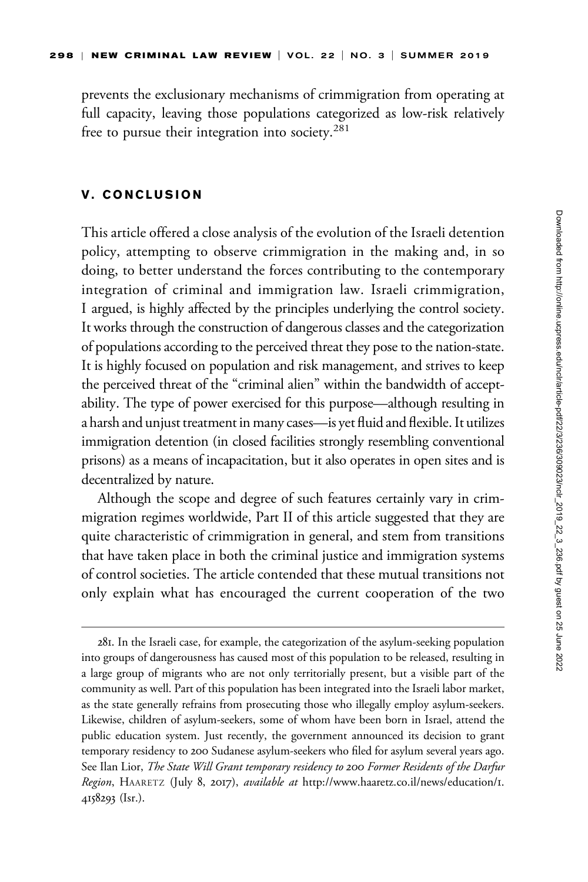prevents the exclusionary mechanisms of crimmigration from operating at full capacity, leaving those populations categorized as low-risk relatively free to pursue their integration into society.[281]

## V. CONCLUSION

This article offered a close analysis of the evolution of the Israeli detention policy, attempting to observe crimmigration in the making and, in so doing, to better understand the forces contributing to the contemporary integration of criminal and immigration law. Israeli crimmigration, I argued, is highly affected by the principles underlying the control society. It works through the construction of dangerous classes and the categorization of populations according to the perceived threat they pose to the nation-state. It is highly focused on population and risk management, and strives to keep the perceived threat of the "criminal alien" within the bandwidth of acceptability. The type of power exercised for this purpose—although resulting in a harsh and unjust treatment in many cases—is yet fluid and flexible. It utilizes immigration detention (in closed facilities strongly resembling conventional prisons) as a means of incapacitation, but it also operates in open sites and is decentralized by nature.

Although the scope and degree of such features certainly vary in crimmigration regimes worldwide, Part II of this article suggested that they are quite characteristic of crimmigration in general, and stem from transitions that have taken place in both the criminal justice and immigration systems of control societies. The article contended that these mutual transitions not only explain what has encouraged the current cooperation of the two

---

281. In the Israeli case, for example, the categorization of the asylum-seeking population into groups of dangerousness has caused most of this population to be released, resulting in a large group of migrants who are not only territorially present, but a visible part of the community as well. Part of this population has been integrated into the Israeli labor market, as the state generally refrains from prosecuting those who illegally employ asylum-seekers. Likewise, children of asylum-seekers, some of whom have been born in Israel, attend the public education system. Just recently, the government announced its decision to grant temporary residency to 200 Sudanese asylum-seekers who filed for asylum several years ago. See Ilan Lior, *The State Will Grant temporary residency to 200 Former Residents of the Darfur Region*, HAARETZ (July 8, 2017), *available at* http://www.haaretz.co.il/news/education/1.4158293 (Isr.).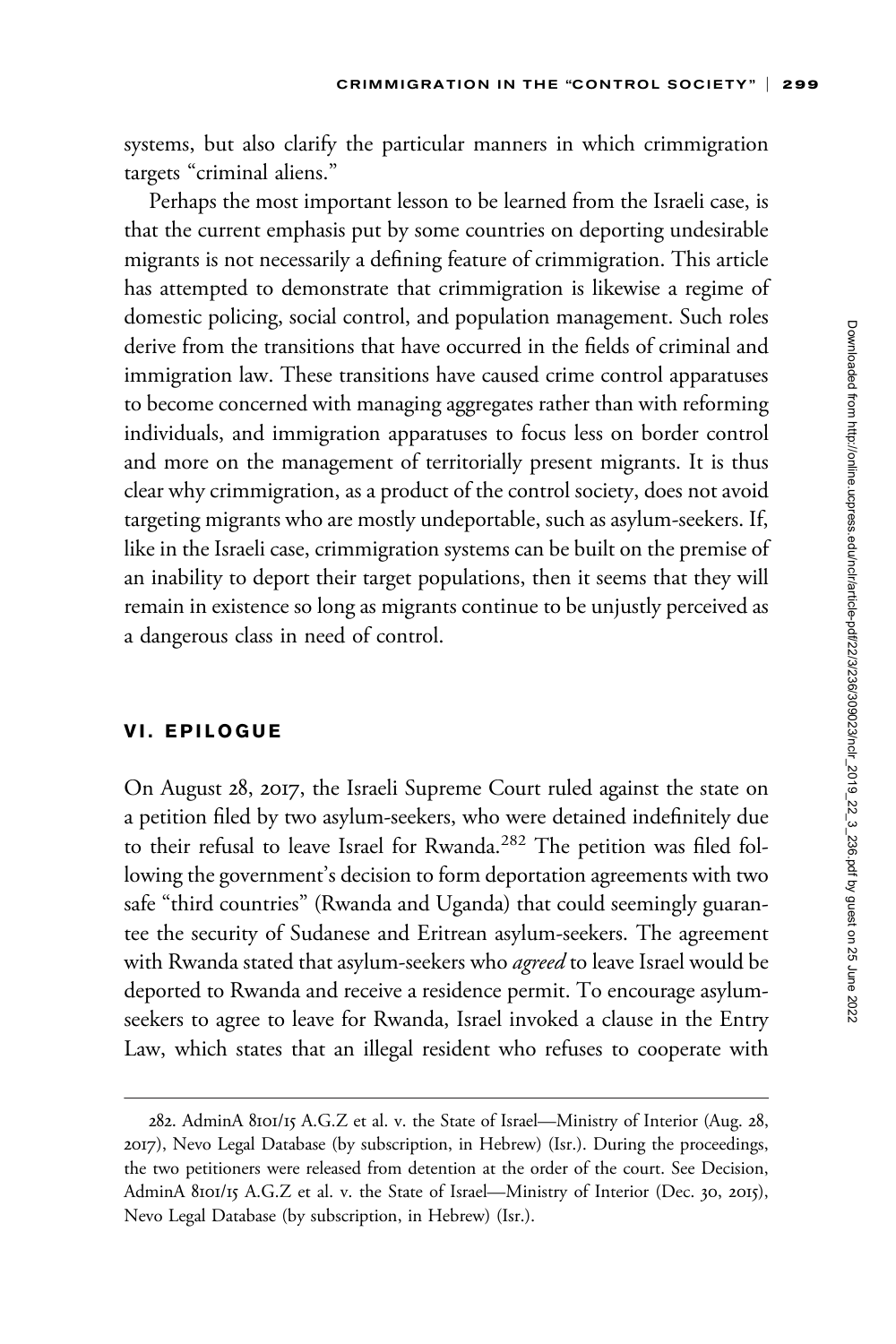systems, but also clarify the particular manners in which crimmigration targets "criminal aliens."

Perhaps the most important lesson to be learned from the Israeli case, is that the current emphasis put by some countries on deporting undesirable migrants is not necessarily a defining feature of crimmigration. This article has attempted to demonstrate that crimmigration is likewise a regime of domestic policing, social control, and population management. Such roles derive from the transitions that have occurred in the fields of criminal and immigration law. These transitions have caused crime control apparatuses to become concerned with managing aggregates rather than with reforming individuals, and immigration apparatuses to focus less on border control and more on the management of territorially present migrants. It is thus clear why crimmigration, as a product of the control society, does not avoid targeting migrants who are mostly undeportable, such as asylum-seekers. If, like in the Israeli case, crimmigration systems can be built on the premise of an inability to deport their target populations, then it seems that they will remain in existence so long as migrants continue to be unjustly perceived as a dangerous class in need of control.

## VI. EPILOGUE

On August 28, 2017, the Israeli Supreme Court ruled against the state on a petition filed by two asylum-seekers, who were detained indefinitely due to their refusal to leave Israel for Rwanda.[282] The petition was filed following the government's decision to form deportation agreements with two safe "third countries" (Rwanda and Uganda) that could seemingly guarantee the security of Sudanese and Eritrean asylum-seekers. The agreement with Rwanda stated that asylum-seekers who *agreed* to leave Israel would be deported to Rwanda and receive a residence permit. To encourage asylum-seekers to agree to leave for Rwanda, Israel invoked a clause in the Entry Law, which states that an illegal resident who refuses to cooperate with

---

282. AdminA 8101/15 A.G.Z et al. v. the State of Israel—Ministry of Interior (Aug. 28, 2017), Nevo Legal Database (by subscription, in Hebrew) (Isr.). During the proceedings, the two petitioners were released from detention at the order of the court. See Decision, AdminA 8101/15 A.G.Z et al. v. the State of Israel—Ministry of Interior (Dec. 30, 2015), Nevo Legal Database (by subscription, in Hebrew) (Isr.).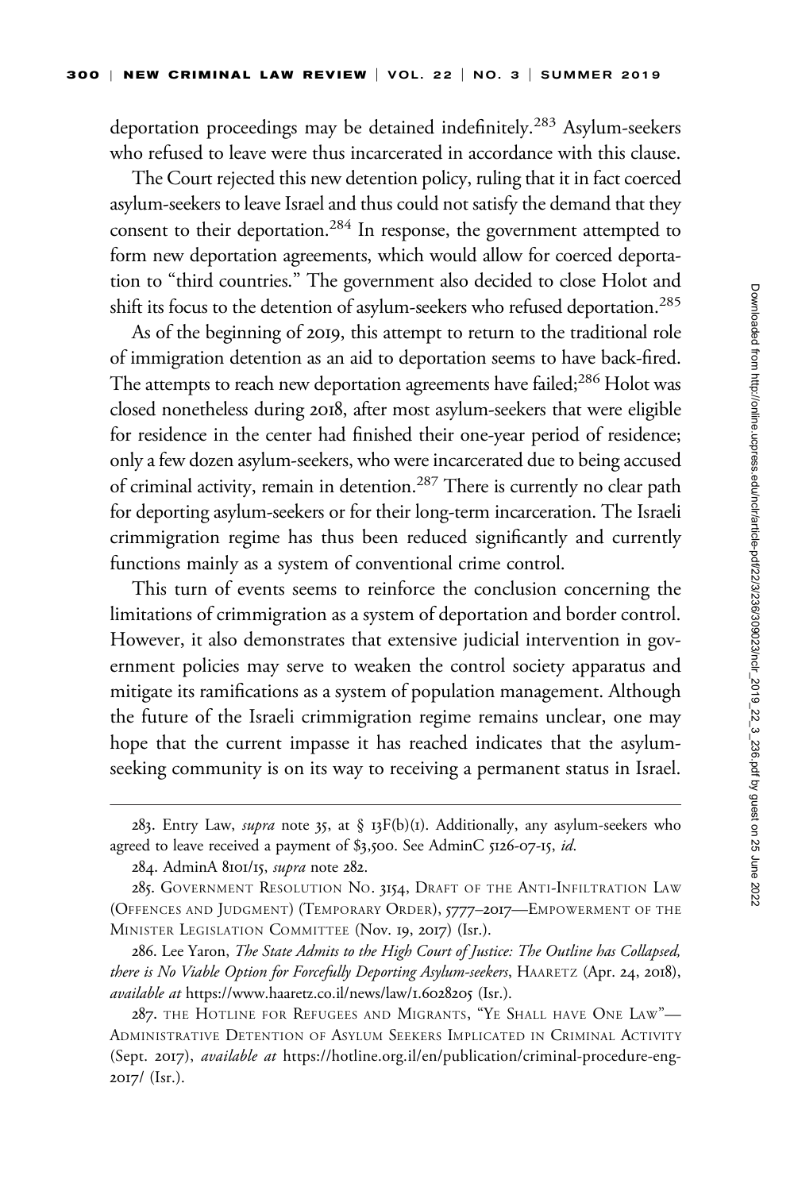deportation proceedings may be detained indefinitely.[283] Asylum-seekers who refused to leave were thus incarcerated in accordance with this clause.

The Court rejected this new detention policy, ruling that it in fact coerced asylum-seekers to leave Israel and thus could not satisfy the demand that they consent to their deportation.[284] In response, the government attempted to form new deportation agreements, which would allow for coerced deportation to "third countries." The government also decided to close Holot and shift its focus to the detention of asylum-seekers who refused deportation.[285]

As of the beginning of 2019, this attempt to return to the traditional role of immigration detention as an aid to deportation seems to have back-fired. The attempts to reach new deportation agreements have failed;[286] Holot was closed nonetheless during 2018, after most asylum-seekers that were eligible for residence in the center had finished their one-year period of residence; only a few dozen asylum-seekers, who were incarcerated due to being accused of criminal activity, remain in detention.[287] There is currently no clear path for deporting asylum-seekers or for their long-term incarceration. The Israeli crimmigration regime has thus been reduced significantly and currently functions mainly as a system of conventional crime control.

This turn of events seems to reinforce the conclusion concerning the limitations of crimmigration as a system of deportation and border control. However, it also demonstrates that extensive judicial intervention in government policies may serve to weaken the control society apparatus and mitigate its ramifications as a system of population management. Although the future of the Israeli crimmigration regime remains unclear, one may hope that the current impasse it has reached indicates that the asylum-seeking community is on its way to receiving a permanent status in Israel.

---

283. Entry Law, *supra* note 35, at § 13F(b)(1). Additionally, any asylum-seekers who agreed to leave received a payment of $3,500. See AdminC 5126-07-15, *id*.

284. AdminA 8101/15, *supra* note 282.

285. Government Resolution No. 3154, Draft of the Anti-Infiltration Law (Offences and Judgment) (Temporary Order), 5777–2017—Empowerment of the Minister Legislation Committee (Nov. 19, 2017) (Isr.).

286. Lee Yaron, *The State Admits to the High Court of Justice: The Outline has Collapsed, there is No Viable Option for Forcefully Deporting Asylum-seekers*, Haaretz (Apr. 24, 2018), *available at* https://www.haaretz.co.il/news/law/1.6028205 (Isr.).

287. The Hotline for Refugees and Migrants, "Ye Shall have One Law"—Administrative Detention of Asylum Seekers Implicated in Criminal Activity (Sept. 2017), *available at* https://hotline.org.il/en/publication/criminal-procedure-eng-2017/ (Isr.).